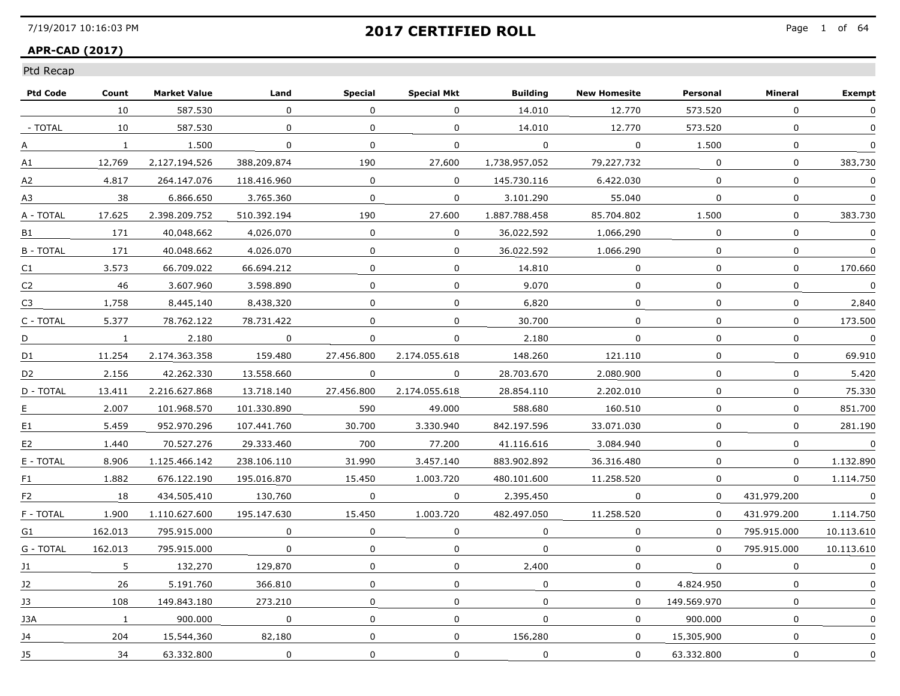# 2017 CERTIFIED ROLL

**APR-CAD (2017)**

Ptd Recap

| Ptd Code | Count | Market Value | Land | Special | Special Mkt | Building | New Homesite | Personal | Mineral | Exempt |
|---|---|---|---|---|---|---|---|---|---|---|
| | 10 | 587.530 | 0 | 0 | 0 | 14.010 | 12.770 | 573.520 | 0 | 0 |
| - TOTAL | 10 | 587.530 | 0 | 0 | 0 | 14.010 | 12.770 | 573.520 | 0 | 0 |
| A | 1 | 1.500 | 0 | 0 | 0 | 0 | 0 | 1.500 | 0 | 0 |
| A1 | 12,769 | 2,127,194,526 | 388,209,874 | 190 | 27,600 | 1,738,957,052 | 79,227,732 | 0 | 0 | 383,730 |
| A2 | 4.817 | 264.147.076 | 118.416.960 | 0 | 0 | 145.730.116 | 6.422.030 | 0 | 0 | 0 |
| A3 | 38 | 6.866.650 | 3.765.360 | 0 | 0 | 3.101.290 | 55.040 | 0 | 0 | 0 |
| A - TOTAL | 17.625 | 2.398.209.752 | 510.392.194 | 190 | 27.600 | 1.887.788.458 | 85.704.802 | 1.500 | 0 | 383.730 |
| B1 | 171 | 40,048,662 | 4,026,070 | 0 | 0 | 36,022,592 | 1,066,290 | 0 | 0 | 0 |
| B - TOTAL | 171 | 40.048.662 | 4.026.070 | 0 | 0 | 36.022.592 | 1.066.290 | 0 | 0 | 0 |
| C1 | 3.573 | 66.709.022 | 66.694.212 | 0 | 0 | 14.810 | 0 | 0 | 0 | 170.660 |
| C2 | 46 | 3.607.960 | 3.598.890 | 0 | 0 | 9.070 | 0 | 0 | 0 | 0 |
| C3 | 1,758 | 8,445,140 | 8,438,320 | 0 | 0 | 6,820 | 0 | 0 | 0 | 2,840 |
| C - TOTAL | 5.377 | 78.762.122 | 78.731.422 | 0 | 0 | 30.700 | 0 | 0 | 0 | 173.500 |
| D | 1 | 2.180 | 0 | 0 | 0 | 2.180 | 0 | 0 | 0 | 0 |
| D1 | 11.254 | 2.174.363.358 | 159.480 | 27.456.800 | 2.174.055.618 | 148.260 | 121.110 | 0 | 0 | 69.910 |
| D2 | 2.156 | 42.262.330 | 13.558.660 | 0 | 0 | 28.703.670 | 2.080.900 | 0 | 0 | 5.420 |
| D - TOTAL | 13.411 | 2.216.627.868 | 13.718.140 | 27.456.800 | 2.174.055.618 | 28.854.110 | 2.202.010 | 0 | 0 | 75.330 |
| E | 2.007 | 101.968.570 | 101.330.890 | 590 | 49.000 | 588.680 | 160.510 | 0 | 0 | 851.700 |
| E1 | 5.459 | 952.970.296 | 107.441.760 | 30.700 | 3.330.940 | 842.197.596 | 33.071.030 | 0 | 0 | 281.190 |
| E2 | 1.440 | 70.527.276 | 29.333.460 | 700 | 77.200 | 41.116.616 | 3.084.940 | 0 | 0 | 0 |
| E - TOTAL | 8.906 | 1.125.466.142 | 238.106.110 | 31.990 | 3.457.140 | 883.902.892 | 36.316.480 | 0 | 0 | 1.132.890 |
| F1 | 1.882 | 676.122.190 | 195.016.870 | 15.450 | 1.003.720 | 480.101.600 | 11.258.520 | 0 | 0 | 1.114.750 |
| F2 | 18 | 434,505,410 | 130,760 | 0 | 0 | 2,395,450 | 0 | 0 | 431,979,200 | 0 |
| F - TOTAL | 1.900 | 1.110.627.600 | 195.147.630 | 15.450 | 1.003.720 | 482.497.050 | 11.258.520 | 0 | 431.979.200 | 1.114.750 |
| G1 | 162.013 | 795.915.000 | 0 | 0 | 0 | 0 | 0 | 0 | 795.915.000 | 10.113.610 |
| G - TOTAL | 162.013 | 795.915.000 | 0 | 0 | 0 | 0 | 0 | 0 | 795.915.000 | 10.113.610 |
| J1 | 5 | 132,270 | 129,870 | 0 | 0 | 2,400 | 0 | 0 | 0 | 0 |
| J2 | 26 | 5.191.760 | 366.810 | 0 | 0 | 0 | 0 | 4.824.950 | 0 | 0 |
| J3 | 108 | 149.843.180 | 273.210 | 0 | 0 | 0 | 0 | 149.569.970 | 0 | 0 |
| J3A | 1 | 900.000 | 0 | 0 | 0 | 0 | 0 | 900.000 | 0 | 0 |
| J4 | 204 | 15,544,360 | 82,180 | 0 | 0 | 156,280 | 0 | 15,305,900 | 0 | 0 |
| J5 | 34 | 63.332.800 | 0 | 0 | 0 | 0 | 0 | 63.332.800 | 0 | 0 |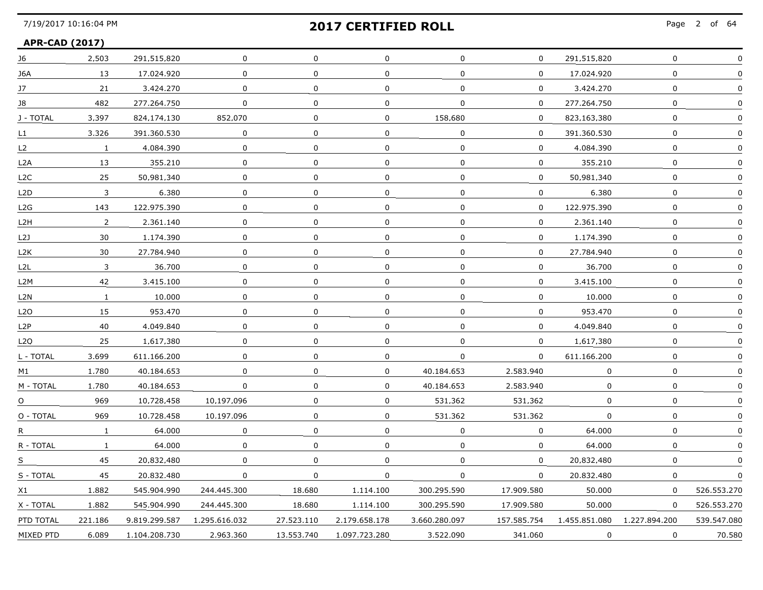## 2017 CERTIFIED ROLL

**APR-CAD (2017)**

| | | | | | | | | | | |
|---|---|---|---|---|---|---|---|---|---|---|
| J6 | 2,503 | 291,515,820 | 0 | 0 | 0 | 0 | 0 | 291,515,820 | 0 | 0 |
| J6A | 13 | 17.024.920 | 0 | 0 | 0 | 0 | 0 | 17.024.920 | 0 | 0 |
| J7 | 21 | 3.424.270 | 0 | 0 | 0 | 0 | 0 | 3.424.270 | 0 | 0 |
| J8 | 482 | 277.264.750 | 0 | 0 | 0 | 0 | 0 | 277.264.750 | 0 | 0 |
| J - TOTAL | 3,397 | 824,174,130 | 852,070 | 0 | 0 | 158,680 | 0 | 823,163,380 | 0 | 0 |
| L1 | 3.326 | 391.360.530 | 0 | 0 | 0 | 0 | 0 | 391.360.530 | 0 | 0 |
| L2 | 1 | 4.084.390 | 0 | 0 | 0 | 0 | 0 | 4.084.390 | 0 | 0 |
| L2A | 13 | 355.210 | 0 | 0 | 0 | 0 | 0 | 355.210 | 0 | 0 |
| L2C | 25 | 50,981,340 | 0 | 0 | 0 | 0 | 0 | 50,981,340 | 0 | 0 |
| L2D | 3 | 6.380 | 0 | 0 | 0 | 0 | 0 | 6.380 | 0 | 0 |
| L2G | 143 | 122.975.390 | 0 | 0 | 0 | 0 | 0 | 122.975.390 | 0 | 0 |
| L2H | 2 | 2.361.140 | 0 | 0 | 0 | 0 | 0 | 2.361.140 | 0 | 0 |
| L2J | 30 | 1.174.390 | 0 | 0 | 0 | 0 | 0 | 1.174.390 | 0 | 0 |
| L2K | 30 | 27.784.940 | 0 | 0 | 0 | 0 | 0 | 27.784.940 | 0 | 0 |
| L2L | 3 | 36.700 | 0 | 0 | 0 | 0 | 0 | 36.700 | 0 | 0 |
| L2M | 42 | 3.415.100 | 0 | 0 | 0 | 0 | 0 | 3.415.100 | 0 | 0 |
| L2N | 1 | 10.000 | 0 | 0 | 0 | 0 | 0 | 10.000 | 0 | 0 |
| L2O | 15 | 953.470 | 0 | 0 | 0 | 0 | 0 | 953.470 | 0 | 0 |
| L2P | 40 | 4.049.840 | 0 | 0 | 0 | 0 | 0 | 4.049.840 | 0 | 0 |
| L2Q | 25 | 1,617,380 | 0 | 0 | 0 | 0 | 0 | 1,617,380 | 0 | 0 |
| L - TOTAL | 3.699 | 611.166.200 | 0 | 0 | 0 | 0 | 0 | 611.166.200 | 0 | 0 |
| M1 | 1.780 | 40.184.653 | 0 | 0 | 0 | 40.184.653 | 2.583.940 | 0 | 0 | 0 |
| M - TOTAL | 1.780 | 40.184.653 | 0 | 0 | 0 | 40.184.653 | 2.583.940 | 0 | 0 | 0 |
| O | 969 | 10,728,458 | 10,197,096 | 0 | 0 | 531,362 | 531,362 | 0 | 0 | 0 |
| O - TOTAL | 969 | 10.728.458 | 10.197.096 | 0 | 0 | 531.362 | 531.362 | 0 | 0 | 0 |
| R | 1 | 64.000 | 0 | 0 | 0 | 0 | 0 | 64.000 | 0 | 0 |
| R - TOTAL | 1 | 64.000 | 0 | 0 | 0 | 0 | 0 | 64.000 | 0 | 0 |
| S | 45 | 20,832,480 | 0 | 0 | 0 | 0 | 0 | 20,832,480 | 0 | 0 |
| S - TOTAL | 45 | 20.832.480 | 0 | 0 | 0 | 0 | 0 | 20.832.480 | 0 | 0 |
| X1 | 1.882 | 545.904.990 | 244.445.300 | 18.680 | 1.114.100 | 300.295.590 | 17.909.580 | 50.000 | 0 | 526.553.270 |
| X - TOTAL | 1.882 | 545.904.990 | 244.445.300 | 18.680 | 1.114.100 | 300.295.590 | 17.909.580 | 50.000 | 0 | 526.553.270 |
| PTD TOTAL | 221.186 | 9.819.299.587 | 1.295.616.032 | 27.523.110 | 2.179.658.178 | 3.660.280.097 | 157.585.754 | 1.455.851.080 | 1.227.894.200 | 539.547.080 |
| MIXED PTD | 6.089 | 1.104.208.730 | 2.963.360 | 13.553.740 | 1.097.723.280 | 3.522.090 | 341.060 | 0 | 0 | 70.580 |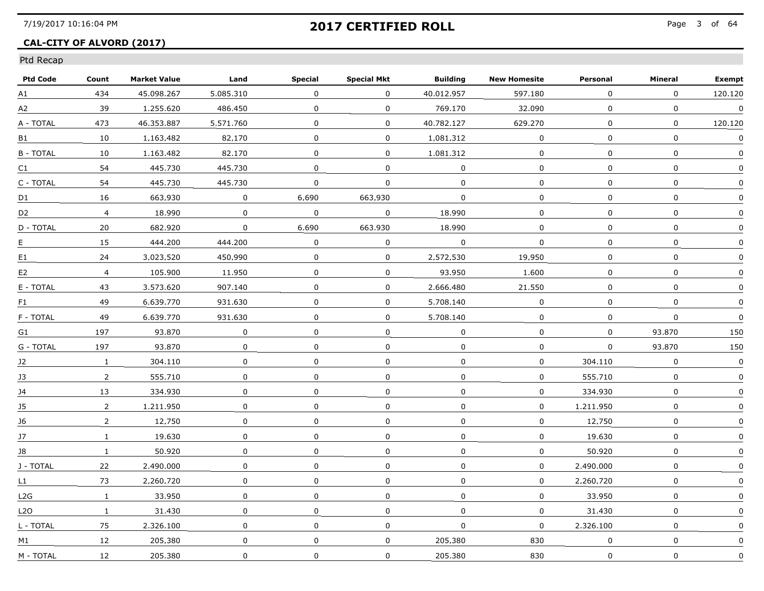## 2017 CERTIFIED ROLL

**CAL-CITY OF ALVORD (2017)**

Ptd Recap

| Ptd Code | Count | Market Value | Land | Special | Special Mkt | Building | New Homesite | Personal | Mineral | Exempt |
|---|---|---|---|---|---|---|---|---|---|---|
| A1 | 434 | 45.098.267 | 5.085.310 | 0 | 0 | 40.012.957 | 597.180 | 0 | 0 | 120.120 |
| A2 | 39 | 1.255.620 | 486.450 | 0 | 0 | 769.170 | 32.090 | 0 | 0 | 0 |
| A - TOTAL | 473 | 46.353.887 | 5.571.760 | 0 | 0 | 40.782.127 | 629.270 | 0 | 0 | 120.120 |
| B1 | 10 | 1,163,482 | 82,170 | 0 | 0 | 1,081,312 | 0 | 0 | 0 | 0 |
| B - TOTAL | 10 | 1.163.482 | 82.170 | 0 | 0 | 1.081.312 | 0 | 0 | 0 | 0 |
| C1 | 54 | 445.730 | 445.730 | 0 | 0 | 0 | 0 | 0 | 0 | 0 |
| C - TOTAL | 54 | 445.730 | 445.730 | 0 | 0 | 0 | 0 | 0 | 0 | 0 |
| D1 | 16 | 663,930 | 0 | 6,690 | 663,930 | 0 | 0 | 0 | 0 | 0 |
| D2 | 4 | 18.990 | 0 | 0 | 0 | 18.990 | 0 | 0 | 0 | 0 |
| D - TOTAL | 20 | 682.920 | 0 | 6.690 | 663.930 | 18.990 | 0 | 0 | 0 | 0 |
| E | 15 | 444.200 | 444.200 | 0 | 0 | 0 | 0 | 0 | 0 | 0 |
| E1 | 24 | 3,023,520 | 450,990 | 0 | 0 | 2,572,530 | 19,950 | 0 | 0 | 0 |
| E2 | 4 | 105.900 | 11.950 | 0 | 0 | 93.950 | 1.600 | 0 | 0 | 0 |
| E - TOTAL | 43 | 3.573.620 | 907.140 | 0 | 0 | 2.666.480 | 21.550 | 0 | 0 | 0 |
| F1 | 49 | 6.639.770 | 931.630 | 0 | 0 | 5.708.140 | 0 | 0 | 0 | 0 |
| F - TOTAL | 49 | 6.639.770 | 931.630 | 0 | 0 | 5.708.140 | 0 | 0 | 0 | 0 |
| G1 | 197 | 93.870 | 0 | 0 | 0 | 0 | 0 | 0 | 93.870 | 150 |
| G - TOTAL | 197 | 93.870 | 0 | 0 | 0 | 0 | 0 | 0 | 93.870 | 150 |
| J2 | 1 | 304.110 | 0 | 0 | 0 | 0 | 0 | 304.110 | 0 | 0 |
| J3 | 2 | 555.710 | 0 | 0 | 0 | 0 | 0 | 555.710 | 0 | 0 |
| J4 | 13 | 334.930 | 0 | 0 | 0 | 0 | 0 | 334.930 | 0 | 0 |
| J5 | 2 | 1.211.950 | 0 | 0 | 0 | 0 | 0 | 1.211.950 | 0 | 0 |
| J6 | 2 | 12,750 | 0 | 0 | 0 | 0 | 0 | 12,750 | 0 | 0 |
| J7 | 1 | 19.630 | 0 | 0 | 0 | 0 | 0 | 19.630 | 0 | 0 |
| J8 | 1 | 50.920 | 0 | 0 | 0 | 0 | 0 | 50.920 | 0 | 0 |
| J - TOTAL | 22 | 2.490.000 | 0 | 0 | 0 | 0 | 0 | 2.490.000 | 0 | 0 |
| L1 | 73 | 2,260,720 | 0 | 0 | 0 | 0 | 0 | 2,260,720 | 0 | 0 |
| L2G | 1 | 33.950 | 0 | 0 | 0 | 0 | 0 | 33.950 | 0 | 0 |
| L2O | 1 | 31.430 | 0 | 0 | 0 | 0 | 0 | 31.430 | 0 | 0 |
| L - TOTAL | 75 | 2.326.100 | 0 | 0 | 0 | 0 | 0 | 2.326.100 | 0 | 0 |
| M1 | 12 | 205,380 | 0 | 0 | 0 | 205,380 | 830 | 0 | 0 | 0 |
| M - TOTAL | 12 | 205.380 | 0 | 0 | 0 | 205.380 | 830 | 0 | 0 | 0 |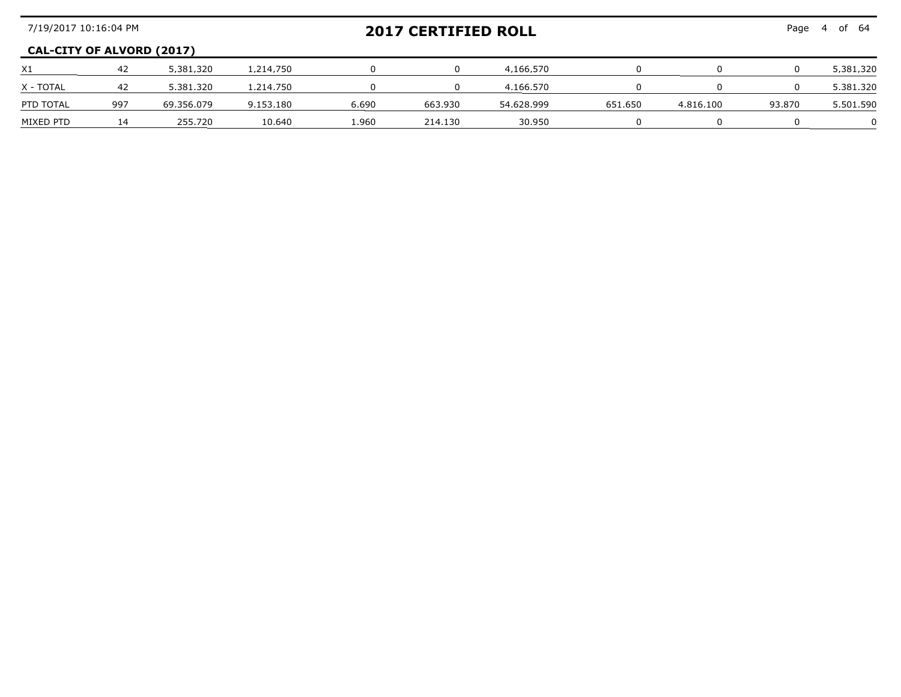**CAL-CITY OF ALVORD (2017)**

| | | | | | | | | | | |
|---|---|---|---|---|---|---|---|---|---|---|
| X1 | 42 | 5,381,320 | 1,214,750 | 0 | 0 | 4,166,570 | 0 | 0 | 0 | 5,381,320 |
| X - TOTAL | 42 | 5.381.320 | 1.214.750 | 0 | 0 | 4.166.570 | 0 | 0 | 0 | 5.381.320 |
| PTD TOTAL | 997 | 69.356.079 | 9.153.180 | 6.690 | 663.930 | 54.628.999 | 651.650 | 4.816.100 | 93.870 | 5.501.590 |
| MIXED PTD | 14 | 255.720 | 10.640 | 1.960 | 214.130 | 30.950 | 0 | 0 | 0 | 0 |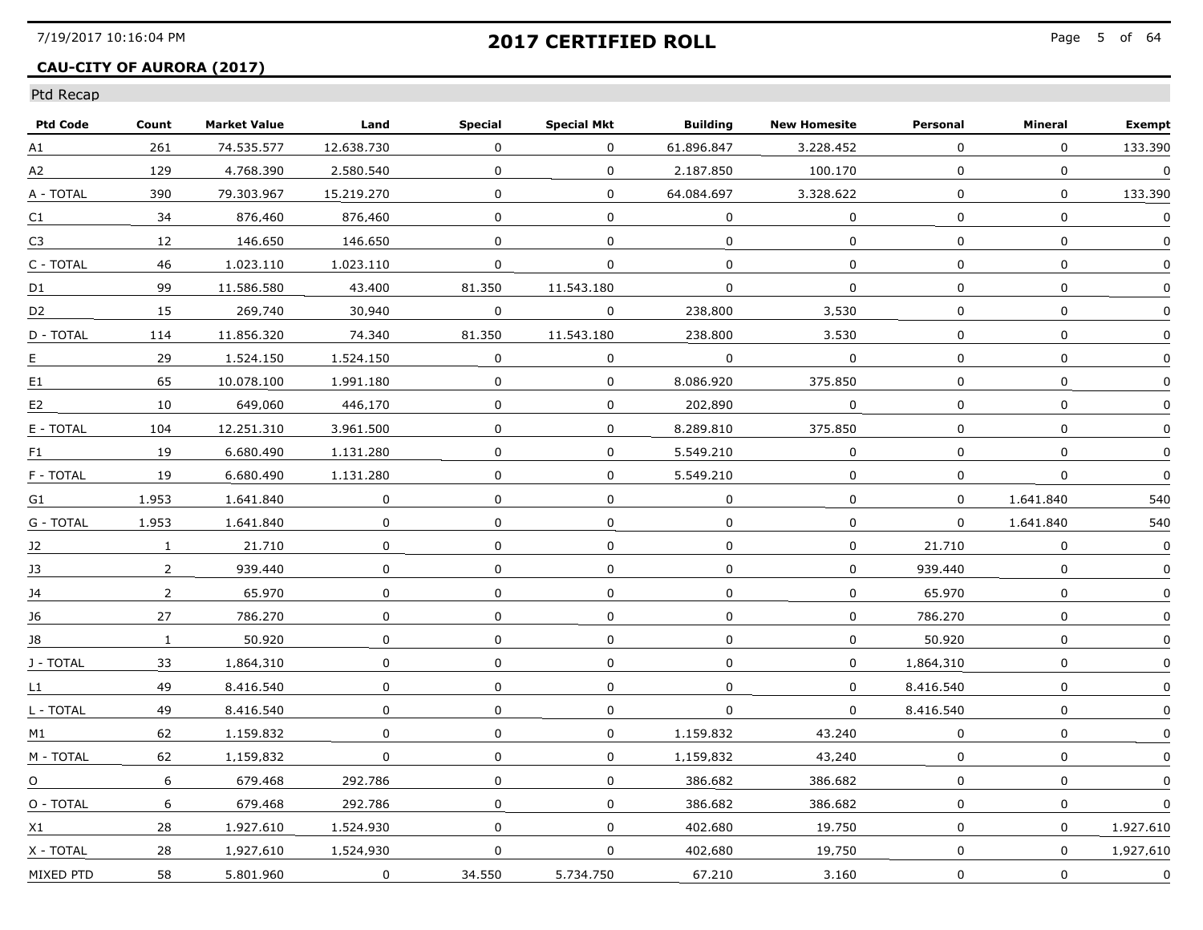## 2017 CERTIFIED ROLL

**CAU-CITY OF AURORA (2017)**

Ptd Recap

| Ptd Code | Count | Market Value | Land | Special | Special Mkt | Building | New Homesite | Personal | Mineral | Exempt |
|---|---|---|---|---|---|---|---|---|---|---|
| A1 | 261 | 74.535.577 | 12.638.730 | 0 | 0 | 61.896.847 | 3.228.452 | 0 | 0 | 133.390 |
| A2 | 129 | 4.768.390 | 2.580.540 | 0 | 0 | 2.187.850 | 100.170 | 0 | 0 | 0 |
| A - TOTAL | 390 | 79.303.967 | 15.219.270 | 0 | 0 | 64.084.697 | 3.328.622 | 0 | 0 | 133.390 |
| C1 | 34 | 876,460 | 876,460 | 0 | 0 | 0 | 0 | 0 | 0 | 0 |
| C3 | 12 | 146.650 | 146.650 | 0 | 0 | 0 | 0 | 0 | 0 | 0 |
| C - TOTAL | 46 | 1.023.110 | 1.023.110 | 0 | 0 | 0 | 0 | 0 | 0 | 0 |
| D1 | 99 | 11.586.580 | 43.400 | 81.350 | 11.543.180 | 0 | 0 | 0 | 0 | 0 |
| D2 | 15 | 269,740 | 30,940 | 0 | 0 | 238,800 | 3,530 | 0 | 0 | 0 |
| D - TOTAL | 114 | 11.856.320 | 74.340 | 81.350 | 11.543.180 | 238.800 | 3.530 | 0 | 0 | 0 |
| E | 29 | 1.524.150 | 1.524.150 | 0 | 0 | 0 | 0 | 0 | 0 | 0 |
| E1 | 65 | 10.078.100 | 1.991.180 | 0 | 0 | 8.086.920 | 375.850 | 0 | 0 | 0 |
| E2 | 10 | 649,060 | 446,170 | 0 | 0 | 202,890 | 0 | 0 | 0 | 0 |
| E - TOTAL | 104 | 12.251.310 | 3.961.500 | 0 | 0 | 8.289.810 | 375.850 | 0 | 0 | 0 |
| F1 | 19 | 6.680.490 | 1.131.280 | 0 | 0 | 5.549.210 | 0 | 0 | 0 | 0 |
| F - TOTAL | 19 | 6.680.490 | 1.131.280 | 0 | 0 | 5.549.210 | 0 | 0 | 0 | 0 |
| G1 | 1.953 | 1.641.840 | 0 | 0 | 0 | 0 | 0 | 0 | 1.641.840 | 540 |
| G - TOTAL | 1.953 | 1.641.840 | 0 | 0 | 0 | 0 | 0 | 0 | 1.641.840 | 540 |
| J2 | 1 | 21.710 | 0 | 0 | 0 | 0 | 0 | 21.710 | 0 | 0 |
| J3 | 2 | 939.440 | 0 | 0 | 0 | 0 | 0 | 939.440 | 0 | 0 |
| J4 | 2 | 65.970 | 0 | 0 | 0 | 0 | 0 | 65.970 | 0 | 0 |
| J6 | 27 | 786.270 | 0 | 0 | 0 | 0 | 0 | 786.270 | 0 | 0 |
| J8 | 1 | 50.920 | 0 | 0 | 0 | 0 | 0 | 50.920 | 0 | 0 |
| J - TOTAL | 33 | 1,864,310 | 0 | 0 | 0 | 0 | 0 | 1,864,310 | 0 | 0 |
| L1 | 49 | 8.416.540 | 0 | 0 | 0 | 0 | 0 | 8.416.540 | 0 | 0 |
| L - TOTAL | 49 | 8.416.540 | 0 | 0 | 0 | 0 | 0 | 8.416.540 | 0 | 0 |
| M1 | 62 | 1.159.832 | 0 | 0 | 0 | 1.159.832 | 43.240 | 0 | 0 | 0 |
| M - TOTAL | 62 | 1,159,832 | 0 | 0 | 0 | 1,159,832 | 43,240 | 0 | 0 | 0 |
| O | 6 | 679.468 | 292.786 | 0 | 0 | 386.682 | 386.682 | 0 | 0 | 0 |
| O - TOTAL | 6 | 679.468 | 292.786 | 0 | 0 | 386.682 | 386.682 | 0 | 0 | 0 |
| X1 | 28 | 1.927.610 | 1.524.930 | 0 | 0 | 402.680 | 19.750 | 0 | 0 | 1.927.610 |
| X - TOTAL | 28 | 1,927,610 | 1,524,930 | 0 | 0 | 402,680 | 19,750 | 0 | 0 | 1,927,610 |
| MIXED PTD | 58 | 5.801.960 | 0 | 34.550 | 5.734.750 | 67.210 | 3.160 | 0 | 0 | 0 |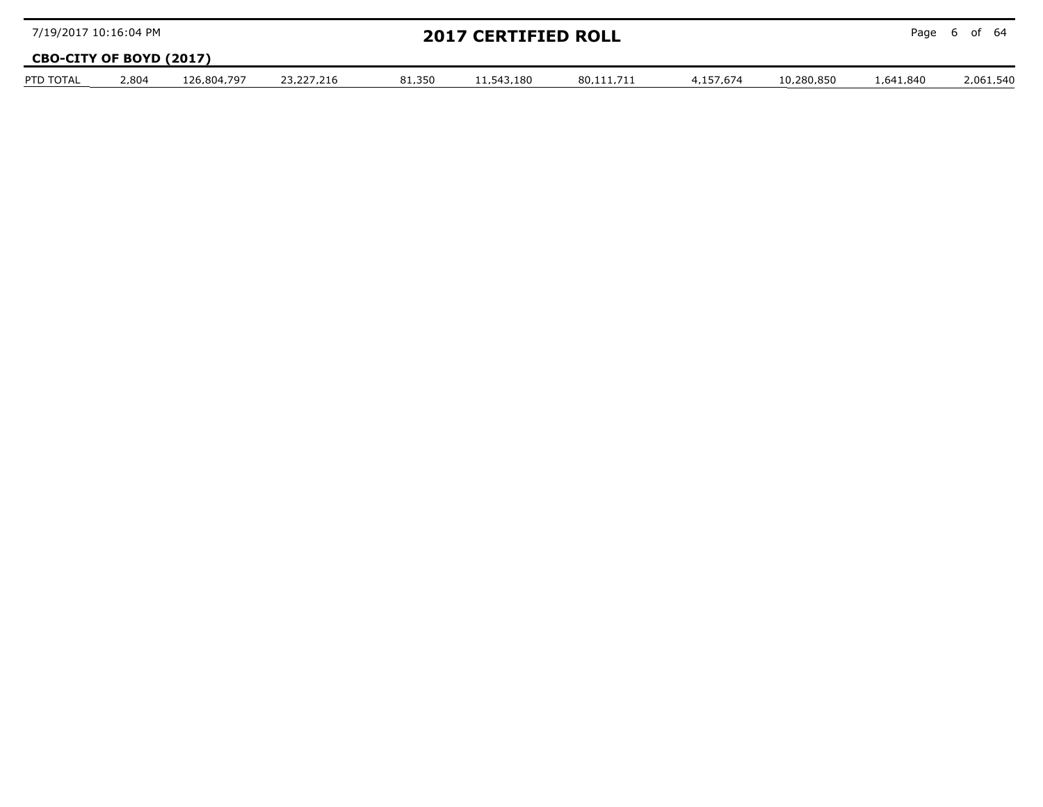**CBO-CITY OF BOYD (2017)**

| PTD TOTAL | 2,804 | 126,804,797 | 23,227,216 | 81,350 | 11,543,180 | 80,111,711 | 4,157,674 | 10,280,850 | 1,641,840 | 2,061,540 |
|---|---|---|---|---|---|---|---|---|---|---|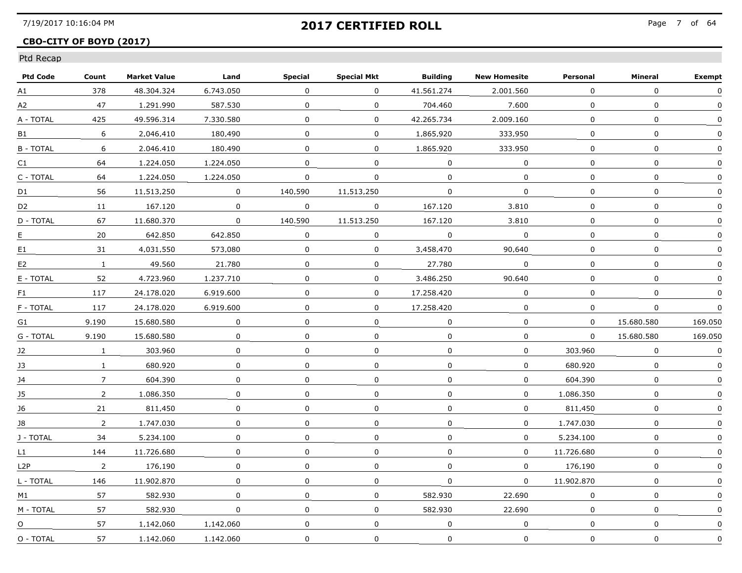## 2017 CERTIFIED ROLL

**CBO-CITY OF BOYD (2017)**

Ptd Recap

| Ptd Code | Count | Market Value | Land | Special | Special Mkt | Building | New Homesite | Personal | Mineral | Exempt |
|---|---|---|---|---|---|---|---|---|---|---|
| A1 | 378 | 48.304.324 | 6.743.050 | 0 | 0 | 41.561.274 | 2.001.560 | 0 | 0 | 0 |
| A2 | 47 | 1.291.990 | 587.530 | 0 | 0 | 704.460 | 7.600 | 0 | 0 | 0 |
| A - TOTAL | 425 | 49.596.314 | 7.330.580 | 0 | 0 | 42.265.734 | 2.009.160 | 0 | 0 | 0 |
| B1 | 6 | 2,046,410 | 180,490 | 0 | 0 | 1,865,920 | 333,950 | 0 | 0 | 0 |
| B - TOTAL | 6 | 2.046.410 | 180.490 | 0 | 0 | 1.865.920 | 333.950 | 0 | 0 | 0 |
| C1 | 64 | 1.224.050 | 1.224.050 | 0 | 0 | 0 | 0 | 0 | 0 | 0 |
| C - TOTAL | 64 | 1.224.050 | 1.224.050 | 0 | 0 | 0 | 0 | 0 | 0 | 0 |
| D1 | 56 | 11,513,250 | 0 | 140,590 | 11,513,250 | 0 | 0 | 0 | 0 | 0 |
| D2 | 11 | 167.120 | 0 | 0 | 0 | 167.120 | 3.810 | 0 | 0 | 0 |
| D - TOTAL | 67 | 11.680.370 | 0 | 140.590 | 11.513.250 | 167.120 | 3.810 | 0 | 0 | 0 |
| E | 20 | 642.850 | 642.850 | 0 | 0 | 0 | 0 | 0 | 0 | 0 |
| E1 | 31 | 4,031,550 | 573,080 | 0 | 0 | 3,458,470 | 90,640 | 0 | 0 | 0 |
| E2 | 1 | 49.560 | 21.780 | 0 | 0 | 27.780 | 0 | 0 | 0 | 0 |
| E - TOTAL | 52 | 4.723.960 | 1.237.710 | 0 | 0 | 3.486.250 | 90.640 | 0 | 0 | 0 |
| F1 | 117 | 24.178.020 | 6.919.600 | 0 | 0 | 17.258.420 | 0 | 0 | 0 | 0 |
| F - TOTAL | 117 | 24.178.020 | 6.919.600 | 0 | 0 | 17.258.420 | 0 | 0 | 0 | 0 |
| G1 | 9.190 | 15.680.580 | 0 | 0 | 0 | 0 | 0 | 0 | 15.680.580 | 169.050 |
| G - TOTAL | 9.190 | 15.680.580 | 0 | 0 | 0 | 0 | 0 | 0 | 15.680.580 | 169.050 |
| J2 | 1 | 303.960 | 0 | 0 | 0 | 0 | 0 | 303.960 | 0 | 0 |
| J3 | 1 | 680.920 | 0 | 0 | 0 | 0 | 0 | 680.920 | 0 | 0 |
| J4 | 7 | 604.390 | 0 | 0 | 0 | 0 | 0 | 604.390 | 0 | 0 |
| J5 | 2 | 1.086.350 | 0 | 0 | 0 | 0 | 0 | 1.086.350 | 0 | 0 |
| J6 | 21 | 811,450 | 0 | 0 | 0 | 0 | 0 | 811,450 | 0 | 0 |
| J8 | 2 | 1.747.030 | 0 | 0 | 0 | 0 | 0 | 1.747.030 | 0 | 0 |
| J - TOTAL | 34 | 5.234.100 | 0 | 0 | 0 | 0 | 0 | 5.234.100 | 0 | 0 |
| L1 | 144 | 11.726.680 | 0 | 0 | 0 | 0 | 0 | 11.726.680 | 0 | 0 |
| L2P | 2 | 176,190 | 0 | 0 | 0 | 0 | 0 | 176,190 | 0 | 0 |
| L - TOTAL | 146 | 11.902.870 | 0 | 0 | 0 | 0 | 0 | 11.902.870 | 0 | 0 |
| M1 | 57 | 582.930 | 0 | 0 | 0 | 582.930 | 22.690 | 0 | 0 | 0 |
| M - TOTAL | 57 | 582.930 | 0 | 0 | 0 | 582.930 | 22.690 | 0 | 0 | 0 |
| O | 57 | 1,142,060 | 1,142,060 | 0 | 0 | 0 | 0 | 0 | 0 | 0 |
| O - TOTAL | 57 | 1.142.060 | 1.142.060 | 0 | 0 | 0 | 0 | 0 | 0 | 0 |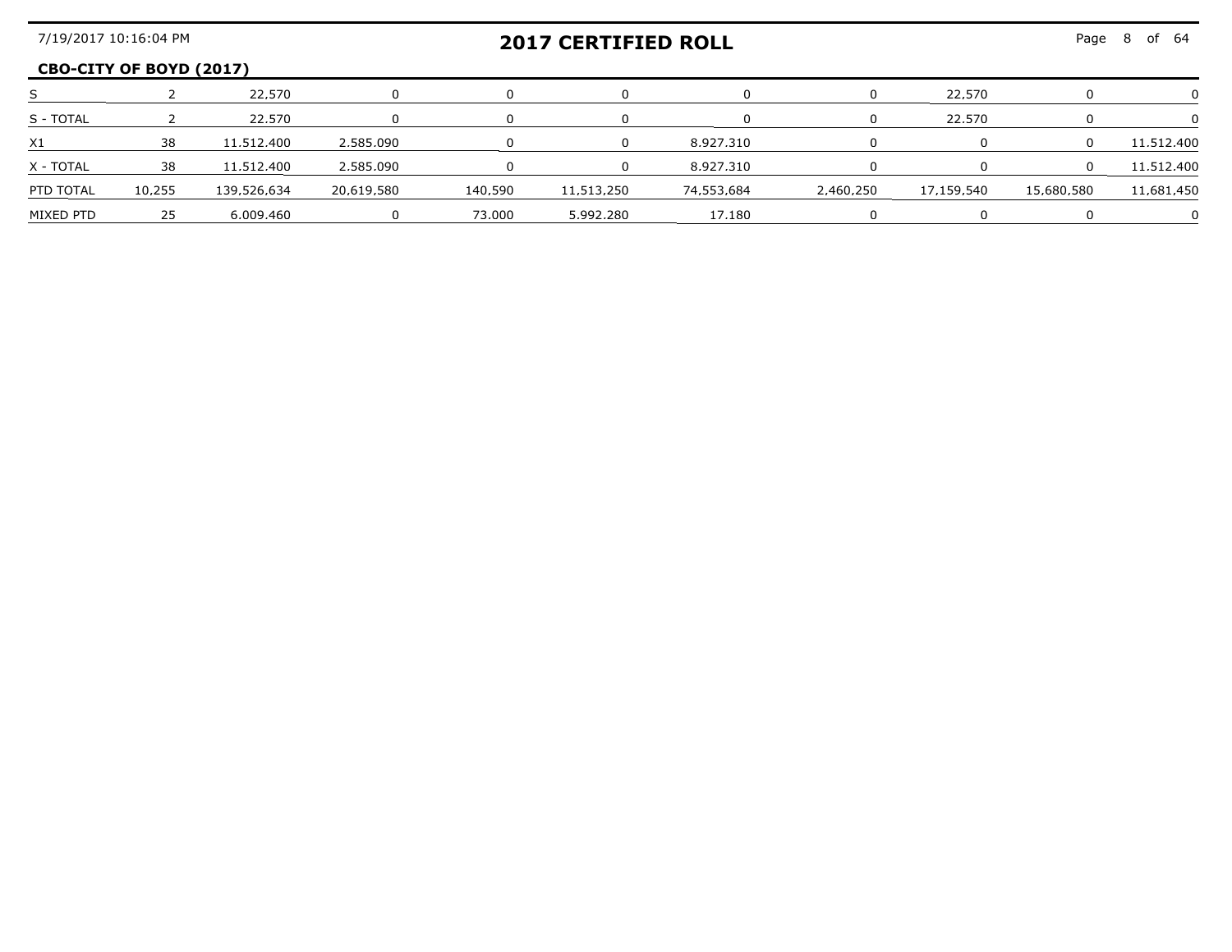## CBO-CITY OF BOYD (2017)

| | | | | | | | | | | |
|---|---|---|---|---|---|---|---|---|---|---|
| S | 2 | 22,570 | 0 | 0 | 0 | 0 | 0 | 22,570 | 0 | 0 |
| S - TOTAL | 2 | 22.570 | 0 | 0 | 0 | 0 | 0 | 22.570 | 0 | 0 |
| X1 | 38 | 11.512.400 | 2.585.090 | 0 | 0 | 8.927.310 | 0 | 0 | 0 | 11.512.400 |
| X - TOTAL | 38 | 11.512.400 | 2.585.090 | 0 | 0 | 8.927.310 | 0 | 0 | 0 | 11.512.400 |
| PTD TOTAL | 10,255 | 139,526,634 | 20,619,580 | 140,590 | 11,513,250 | 74,553,684 | 2,460,250 | 17,159,540 | 15,680,580 | 11,681,450 |
| MIXED PTD | 25 | 6.009.460 | 0 | 73.000 | 5.992.280 | 17.180 | 0 | 0 | 0 | 0 |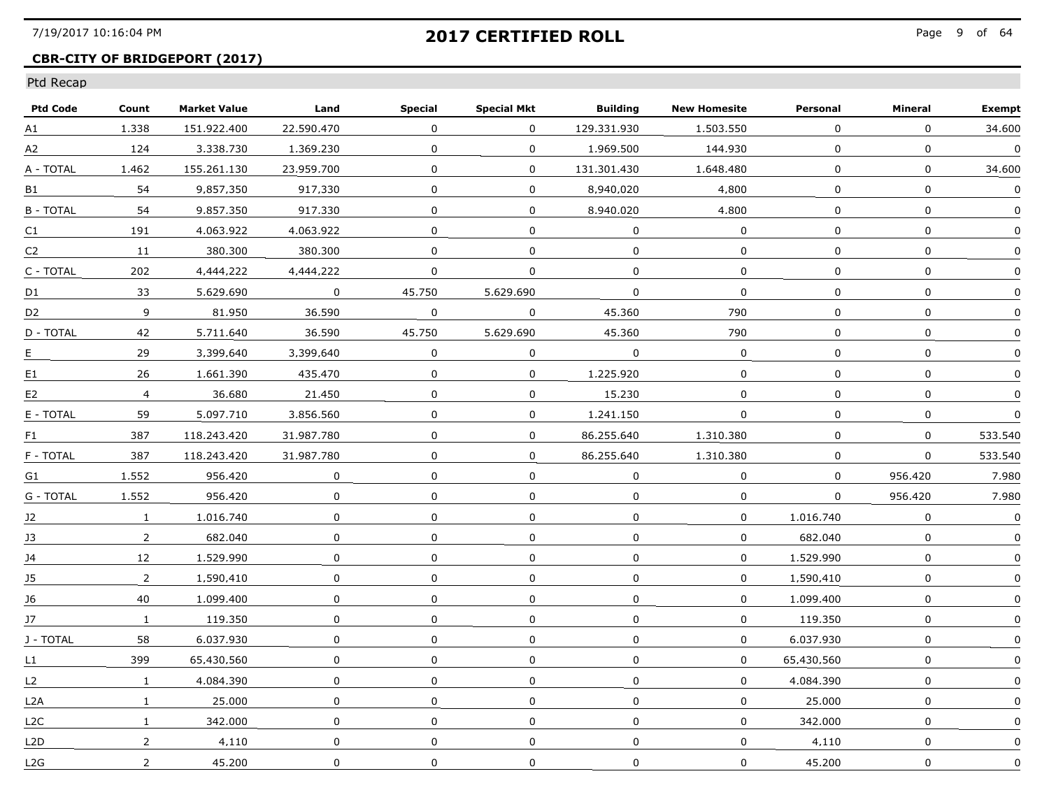## 2017 CERTIFIED ROLL

### CBR-CITY OF BRIDGEPORT (2017)

Ptd Recap

| Ptd Code | Count | Market Value | Land | Special | Special Mkt | Building | New Homesite | Personal | Mineral | Exempt |
|---|---|---|---|---|---|---|---|---|---|---|
| A1 | 1.338 | 151.922.400 | 22.590.470 | 0 | 0 | 129.331.930 | 1.503.550 | 0 | 0 | 34.600 |
| A2 | 124 | 3.338.730 | 1.369.230 | 0 | 0 | 1.969.500 | 144.930 | 0 | 0 | 0 |
| A - TOTAL | 1.462 | 155.261.130 | 23.959.700 | 0 | 0 | 131.301.430 | 1.648.480 | 0 | 0 | 34.600 |
| B1 | 54 | 9,857,350 | 917,330 | 0 | 0 | 8,940,020 | 4,800 | 0 | 0 | 0 |
| B - TOTAL | 54 | 9.857.350 | 917.330 | 0 | 0 | 8.940.020 | 4.800 | 0 | 0 | 0 |
| C1 | 191 | 4.063.922 | 4.063.922 | 0 | 0 | 0 | 0 | 0 | 0 | 0 |
| C2 | 11 | 380.300 | 380.300 | 0 | 0 | 0 | 0 | 0 | 0 | 0 |
| C - TOTAL | 202 | 4,444,222 | 4,444,222 | 0 | 0 | 0 | 0 | 0 | 0 | 0 |
| D1 | 33 | 5.629.690 | 0 | 45.750 | 5.629.690 | 0 | 0 | 0 | 0 | 0 |
| D2 | 9 | 81.950 | 36.590 | 0 | 0 | 45.360 | 790 | 0 | 0 | 0 |
| D - TOTAL | 42 | 5.711.640 | 36.590 | 45.750 | 5.629.690 | 45.360 | 790 | 0 | 0 | 0 |
| E | 29 | 3,399,640 | 3,399,640 | 0 | 0 | 0 | 0 | 0 | 0 | 0 |
| E1 | 26 | 1.661.390 | 435.470 | 0 | 0 | 1.225.920 | 0 | 0 | 0 | 0 |
| E2 | 4 | 36.680 | 21.450 | 0 | 0 | 15.230 | 0 | 0 | 0 | 0 |
| E - TOTAL | 59 | 5.097.710 | 3.856.560 | 0 | 0 | 1.241.150 | 0 | 0 | 0 | 0 |
| F1 | 387 | 118.243.420 | 31.987.780 | 0 | 0 | 86.255.640 | 1.310.380 | 0 | 0 | 533.540 |
| F - TOTAL | 387 | 118.243.420 | 31.987.780 | 0 | 0 | 86.255.640 | 1.310.380 | 0 | 0 | 533.540 |
| G1 | 1.552 | 956.420 | 0 | 0 | 0 | 0 | 0 | 0 | 956.420 | 7.980 |
| G - TOTAL | 1.552 | 956.420 | 0 | 0 | 0 | 0 | 0 | 0 | 956.420 | 7.980 |
| J2 | 1 | 1.016.740 | 0 | 0 | 0 | 0 | 0 | 1.016.740 | 0 | 0 |
| J3 | 2 | 682.040 | 0 | 0 | 0 | 0 | 0 | 682.040 | 0 | 0 |
| J4 | 12 | 1.529.990 | 0 | 0 | 0 | 0 | 0 | 1.529.990 | 0 | 0 |
| J5 | 2 | 1,590,410 | 0 | 0 | 0 | 0 | 0 | 1,590,410 | 0 | 0 |
| J6 | 40 | 1.099.400 | 0 | 0 | 0 | 0 | 0 | 1.099.400 | 0 | 0 |
| J7 | 1 | 119.350 | 0 | 0 | 0 | 0 | 0 | 119.350 | 0 | 0 |
| J - TOTAL | 58 | 6.037.930 | 0 | 0 | 0 | 0 | 0 | 6.037.930 | 0 | 0 |
| L1 | 399 | 65,430,560 | 0 | 0 | 0 | 0 | 0 | 65,430,560 | 0 | 0 |
| L2 | 1 | 4.084.390 | 0 | 0 | 0 | 0 | 0 | 4.084.390 | 0 | 0 |
| L2A | 1 | 25.000 | 0 | 0 | 0 | 0 | 0 | 25.000 | 0 | 0 |
| L2C | 1 | 342.000 | 0 | 0 | 0 | 0 | 0 | 342.000 | 0 | 0 |
| L2D | 2 | 4,110 | 0 | 0 | 0 | 0 | 0 | 4,110 | 0 | 0 |
| L2G | 2 | 45.200 | 0 | 0 | 0 | 0 | 0 | 45.200 | 0 | 0 |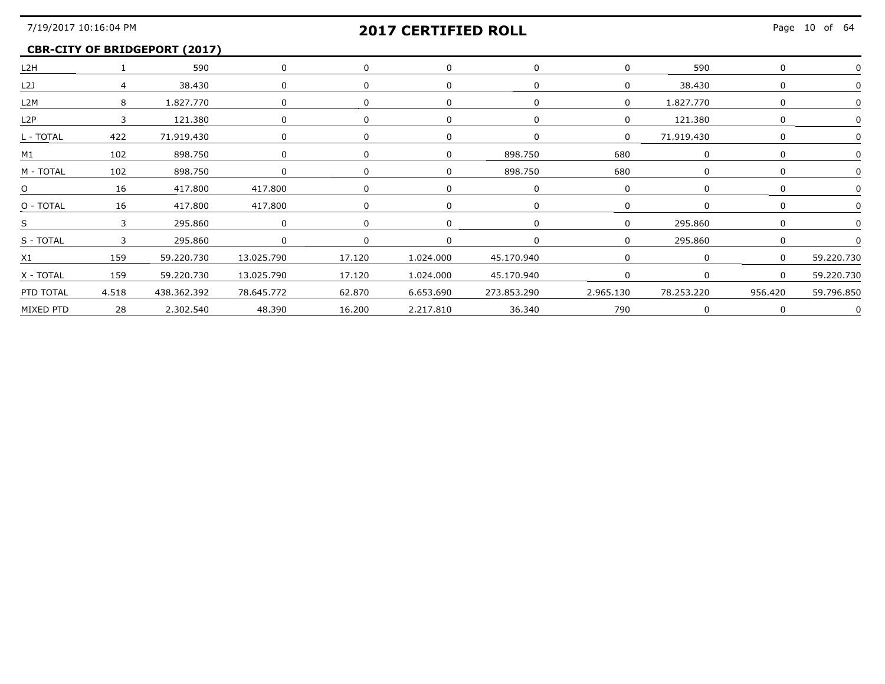## 2017 CERTIFIED ROLL

**CBR-CITY OF BRIDGEPORT (2017)**

| | | | | | | | | | | |
|---|---|---|---|---|---|---|---|---|---|---|
| L2H | 1 | 590 | 0 | 0 | 0 | 0 | 0 | 590 | 0 | 0 |
| L2J | 4 | 38.430 | 0 | 0 | 0 | 0 | 0 | 38.430 | 0 | 0 |
| L2M | 8 | 1.827.770 | 0 | 0 | 0 | 0 | 0 | 1.827.770 | 0 | 0 |
| L2P | 3 | 121.380 | 0 | 0 | 0 | 0 | 0 | 121.380 | 0 | 0 |
| L - TOTAL | 422 | 71,919,430 | 0 | 0 | 0 | 0 | 0 | 71,919,430 | 0 | 0 |
| M1 | 102 | 898.750 | 0 | 0 | 0 | 898.750 | 680 | 0 | 0 | 0 |
| M - TOTAL | 102 | 898.750 | 0 | 0 | 0 | 898.750 | 680 | 0 | 0 | 0 |
| O | 16 | 417.800 | 417.800 | 0 | 0 | 0 | 0 | 0 | 0 | 0 |
| O - TOTAL | 16 | 417,800 | 417,800 | 0 | 0 | 0 | 0 | 0 | 0 | 0 |
| S | 3 | 295.860 | 0 | 0 | 0 | 0 | 0 | 295.860 | 0 | 0 |
| S - TOTAL | 3 | 295.860 | 0 | 0 | 0 | 0 | 0 | 295.860 | 0 | 0 |
| X1 | 159 | 59.220.730 | 13.025.790 | 17.120 | 1.024.000 | 45.170.940 | 0 | 0 | 0 | 59.220.730 |
| X - TOTAL | 159 | 59.220.730 | 13.025.790 | 17.120 | 1.024.000 | 45.170.940 | 0 | 0 | 0 | 59.220.730 |
| PTD TOTAL | 4.518 | 438.362.392 | 78.645.772 | 62.870 | 6.653.690 | 273.853.290 | 2.965.130 | 78.253.220 | 956.420 | 59.796.850 |
| MIXED PTD | 28 | 2.302.540 | 48.390 | 16.200 | 2.217.810 | 36.340 | 790 | 0 | 0 | 0 |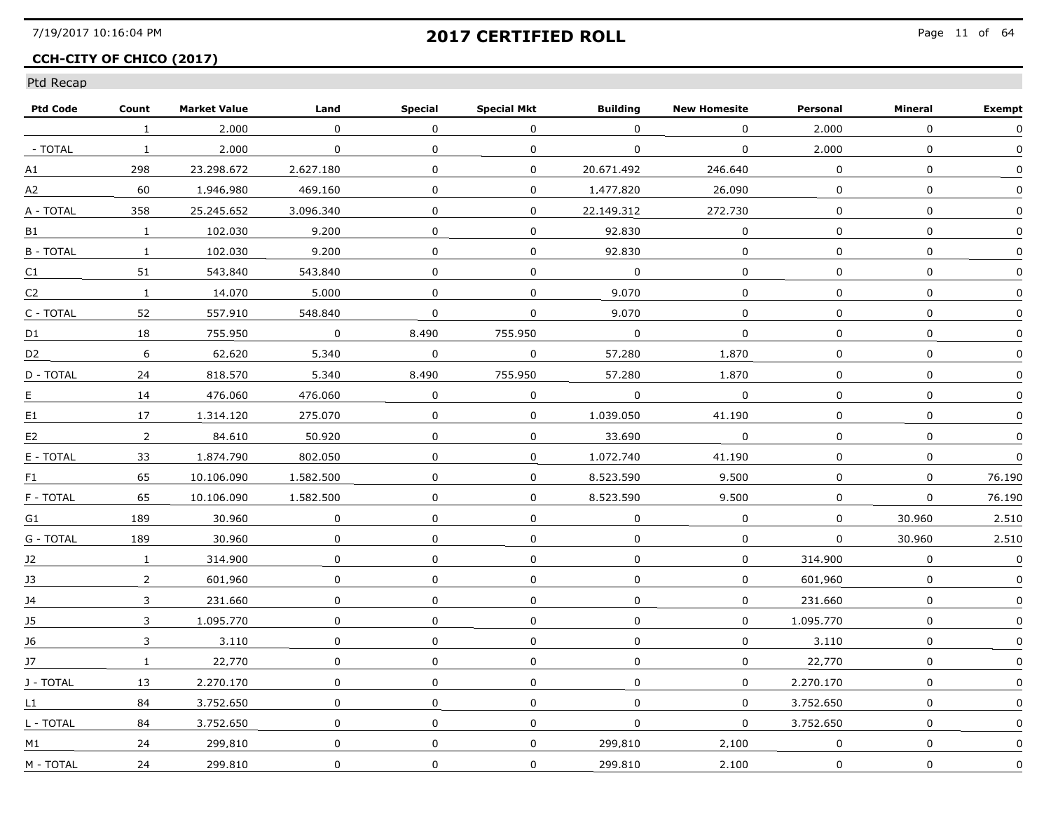## 2017 CERTIFIED ROLL

**CCH-CITY OF CHICO (2017)**

Ptd Recap

| Ptd Code | Count | Market Value | Land | Special | Special Mkt | Building | New Homesite | Personal | Mineral | Exempt |
|---|---|---|---|---|---|---|---|---|---|---|
| | 1 | 2.000 | 0 | 0 | 0 | 0 | 0 | 2.000 | 0 | 0 |
| - TOTAL | 1 | 2.000 | 0 | 0 | 0 | 0 | 0 | 2.000 | 0 | 0 |
| A1 | 298 | 23.298.672 | 2.627.180 | 0 | 0 | 20.671.492 | 246.640 | 0 | 0 | 0 |
| A2 | 60 | 1,946,980 | 469,160 | 0 | 0 | 1,477,820 | 26,090 | 0 | 0 | 0 |
| A - TOTAL | 358 | 25.245.652 | 3.096.340 | 0 | 0 | 22.149.312 | 272.730 | 0 | 0 | 0 |
| B1 | 1 | 102.030 | 9.200 | 0 | 0 | 92.830 | 0 | 0 | 0 | 0 |
| B - TOTAL | 1 | 102.030 | 9.200 | 0 | 0 | 92.830 | 0 | 0 | 0 | 0 |
| C1 | 51 | 543,840 | 543,840 | 0 | 0 | 0 | 0 | 0 | 0 | 0 |
| C2 | 1 | 14.070 | 5.000 | 0 | 0 | 9.070 | 0 | 0 | 0 | 0 |
| C - TOTAL | 52 | 557.910 | 548.840 | 0 | 0 | 9.070 | 0 | 0 | 0 | 0 |
| D1 | 18 | 755.950 | 0 | 8.490 | 755.950 | 0 | 0 | 0 | 0 | 0 |
| D2 | 6 | 62,620 | 5,340 | 0 | 0 | 57,280 | 1,870 | 0 | 0 | 0 |
| D - TOTAL | 24 | 818.570 | 5.340 | 8.490 | 755.950 | 57.280 | 1.870 | 0 | 0 | 0 |
| E | 14 | 476.060 | 476.060 | 0 | 0 | 0 | 0 | 0 | 0 | 0 |
| E1 | 17 | 1.314.120 | 275.070 | 0 | 0 | 1.039.050 | 41.190 | 0 | 0 | 0 |
| E2 | 2 | 84.610 | 50.920 | 0 | 0 | 33.690 | 0 | 0 | 0 | 0 |
| E - TOTAL | 33 | 1.874.790 | 802.050 | 0 | 0 | 1.072.740 | 41.190 | 0 | 0 | 0 |
| F1 | 65 | 10.106.090 | 1.582.500 | 0 | 0 | 8.523.590 | 9.500 | 0 | 0 | 76.190 |
| F - TOTAL | 65 | 10.106.090 | 1.582.500 | 0 | 0 | 8.523.590 | 9.500 | 0 | 0 | 76.190 |
| G1 | 189 | 30.960 | 0 | 0 | 0 | 0 | 0 | 0 | 30.960 | 2.510 |
| G - TOTAL | 189 | 30.960 | 0 | 0 | 0 | 0 | 0 | 0 | 30.960 | 2.510 |
| J2 | 1 | 314.900 | 0 | 0 | 0 | 0 | 0 | 314.900 | 0 | 0 |
| J3 | 2 | 601,960 | 0 | 0 | 0 | 0 | 0 | 601,960 | 0 | 0 |
| J4 | 3 | 231.660 | 0 | 0 | 0 | 0 | 0 | 231.660 | 0 | 0 |
| J5 | 3 | 1.095.770 | 0 | 0 | 0 | 0 | 0 | 1.095.770 | 0 | 0 |
| J6 | 3 | 3.110 | 0 | 0 | 0 | 0 | 0 | 3.110 | 0 | 0 |
| J7 | 1 | 22,770 | 0 | 0 | 0 | 0 | 0 | 22,770 | 0 | 0 |
| J - TOTAL | 13 | 2.270.170 | 0 | 0 | 0 | 0 | 0 | 2.270.170 | 0 | 0 |
| L1 | 84 | 3.752.650 | 0 | 0 | 0 | 0 | 0 | 3.752.650 | 0 | 0 |
| L - TOTAL | 84 | 3.752.650 | 0 | 0 | 0 | 0 | 0 | 3.752.650 | 0 | 0 |
| M1 | 24 | 299,810 | 0 | 0 | 0 | 299,810 | 2,100 | 0 | 0 | 0 |
| M - TOTAL | 24 | 299.810 | 0 | 0 | 0 | 299.810 | 2.100 | 0 | 0 | 0 |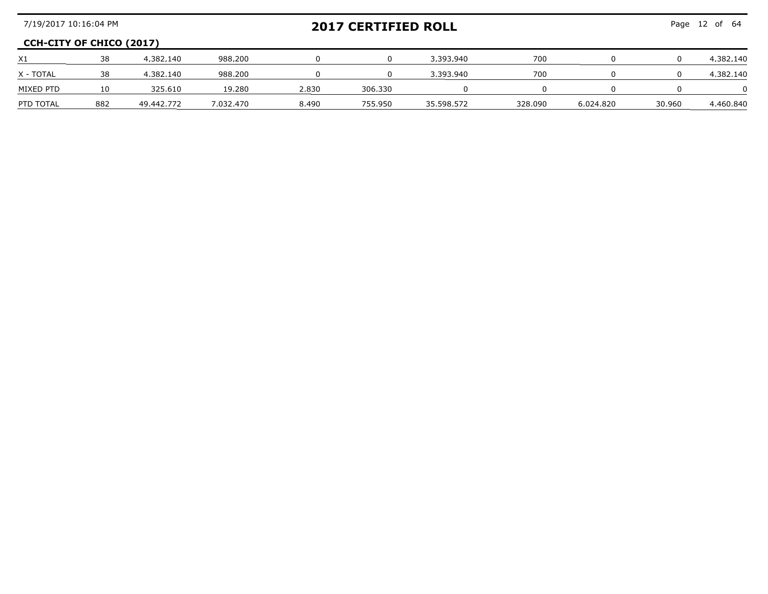**CCH-CITY OF CHICO (2017)**

| | | | | | | | | | | |
|---|---|---|---|---|---|---|---|---|---|---|
| X1 | 38 | 4,382,140 | 988,200 | 0 | 0 | 3,393,940 | 700 | 0 | 0 | 4,382,140 |
| X - TOTAL | 38 | 4.382.140 | 988.200 | 0 | 0 | 3.393.940 | 700 | 0 | 0 | 4.382.140 |
| MIXED PTD | 10 | 325.610 | 19.280 | 2.830 | 306.330 | 0 | 0 | 0 | 0 | 0 |
| PTD TOTAL | 882 | 49.442.772 | 7.032.470 | 8.490 | 755.950 | 35.598.572 | 328.090 | 6.024.820 | 30.960 | 4.460.840 |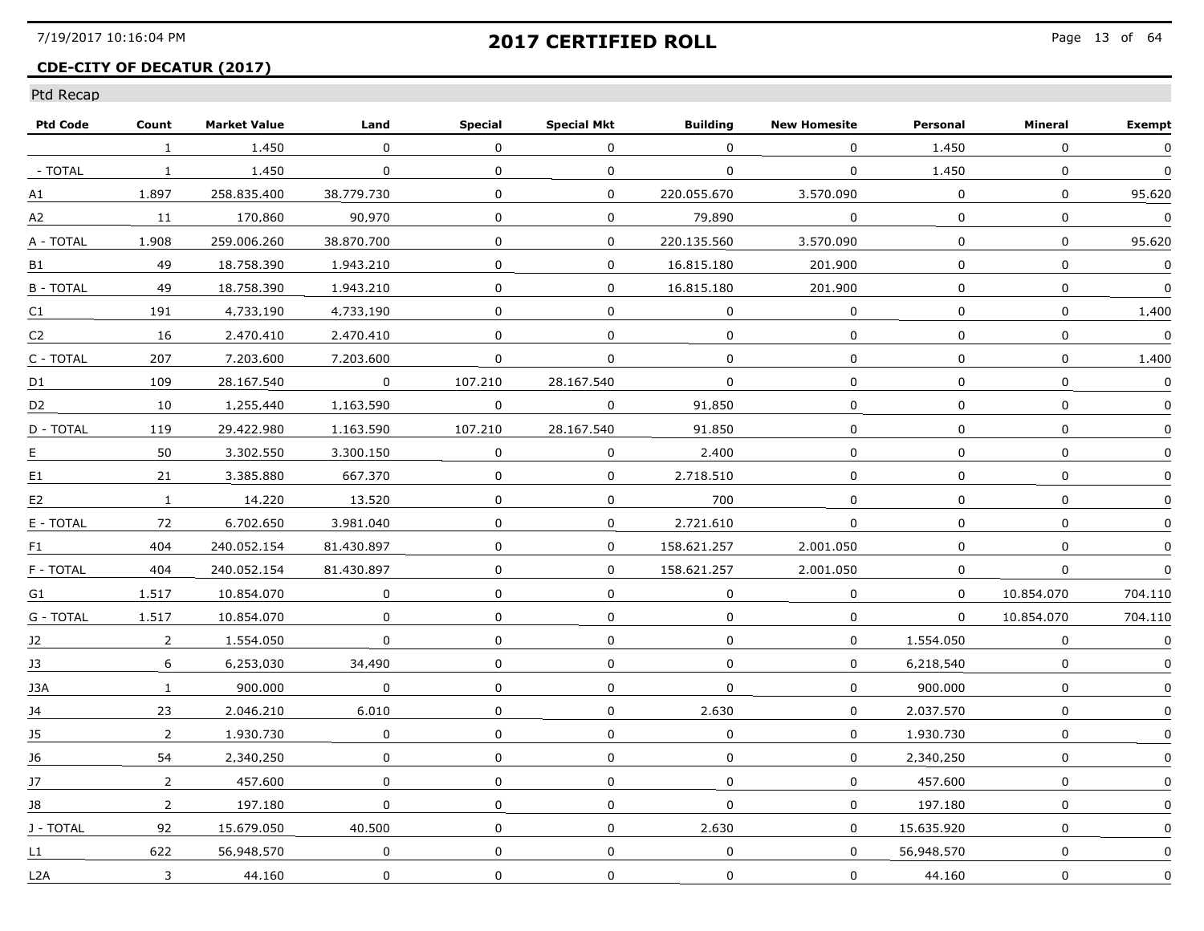# 2017 CERTIFIED ROLL

## CDE-CITY OF DECATUR (2017)

Ptd Recap

| Ptd Code | Count | Market Value | Land | Special | Special Mkt | Building | New Homesite | Personal | Mineral | Exempt |
|---|---|---|---|---|---|---|---|---|---|---|
| | 1 | 1.450 | 0 | 0 | 0 | 0 | 0 | 1.450 | 0 | 0 |
| - TOTAL | 1 | 1.450 | 0 | 0 | 0 | 0 | 0 | 1.450 | 0 | 0 |
| A1 | 1.897 | 258.835.400 | 38.779.730 | 0 | 0 | 220.055.670 | 3.570.090 | 0 | 0 | 95.620 |
| A2 | 11 | 170,860 | 90,970 | 0 | 0 | 79,890 | 0 | 0 | 0 | 0 |
| A - TOTAL | 1.908 | 259.006.260 | 38.870.700 | 0 | 0 | 220.135.560 | 3.570.090 | 0 | 0 | 95.620 |
| B1 | 49 | 18.758.390 | 1.943.210 | 0 | 0 | 16.815.180 | 201.900 | 0 | 0 | 0 |
| B - TOTAL | 49 | 18.758.390 | 1.943.210 | 0 | 0 | 16.815.180 | 201.900 | 0 | 0 | 0 |
| C1 | 191 | 4,733,190 | 4,733,190 | 0 | 0 | 0 | 0 | 0 | 0 | 1,400 |
| C2 | 16 | 2.470.410 | 2.470.410 | 0 | 0 | 0 | 0 | 0 | 0 | 0 |
| C - TOTAL | 207 | 7.203.600 | 7.203.600 | 0 | 0 | 0 | 0 | 0 | 0 | 1.400 |
| D1 | 109 | 28.167.540 | 0 | 107.210 | 28.167.540 | 0 | 0 | 0 | 0 | 0 |
| D2 | 10 | 1,255,440 | 1,163,590 | 0 | 0 | 91,850 | 0 | 0 | 0 | 0 |
| D - TOTAL | 119 | 29.422.980 | 1.163.590 | 107.210 | 28.167.540 | 91.850 | 0 | 0 | 0 | 0 |
| E | 50 | 3.302.550 | 3.300.150 | 0 | 0 | 2.400 | 0 | 0 | 0 | 0 |
| E1 | 21 | 3.385.880 | 667.370 | 0 | 0 | 2.718.510 | 0 | 0 | 0 | 0 |
| E2 | 1 | 14.220 | 13.520 | 0 | 0 | 700 | 0 | 0 | 0 | 0 |
| E - TOTAL | 72 | 6.702.650 | 3.981.040 | 0 | 0 | 2.721.610 | 0 | 0 | 0 | 0 |
| F1 | 404 | 240.052.154 | 81.430.897 | 0 | 0 | 158.621.257 | 2.001.050 | 0 | 0 | 0 |
| F - TOTAL | 404 | 240.052.154 | 81.430.897 | 0 | 0 | 158.621.257 | 2.001.050 | 0 | 0 | 0 |
| G1 | 1.517 | 10.854.070 | 0 | 0 | 0 | 0 | 0 | 0 | 10.854.070 | 704.110 |
| G - TOTAL | 1.517 | 10.854.070 | 0 | 0 | 0 | 0 | 0 | 0 | 10.854.070 | 704.110 |
| J2 | 2 | 1.554.050 | 0 | 0 | 0 | 0 | 0 | 1.554.050 | 0 | 0 |
| J3 | 6 | 6,253,030 | 34,490 | 0 | 0 | 0 | 0 | 6,218,540 | 0 | 0 |
| J3A | 1 | 900.000 | 0 | 0 | 0 | 0 | 0 | 900.000 | 0 | 0 |
| J4 | 23 | 2.046.210 | 6.010 | 0 | 0 | 2.630 | 0 | 2.037.570 | 0 | 0 |
| J5 | 2 | 1.930.730 | 0 | 0 | 0 | 0 | 0 | 1.930.730 | 0 | 0 |
| J6 | 54 | 2,340,250 | 0 | 0 | 0 | 0 | 0 | 2,340,250 | 0 | 0 |
| J7 | 2 | 457.600 | 0 | 0 | 0 | 0 | 0 | 457.600 | 0 | 0 |
| J8 | 2 | 197.180 | 0 | 0 | 0 | 0 | 0 | 197.180 | 0 | 0 |
| J - TOTAL | 92 | 15.679.050 | 40.500 | 0 | 0 | 2.630 | 0 | 15.635.920 | 0 | 0 |
| L1 | 622 | 56,948,570 | 0 | 0 | 0 | 0 | 0 | 56,948,570 | 0 | 0 |
| L2A | 3 | 44.160 | 0 | 0 | 0 | 0 | 0 | 44.160 | 0 | 0 |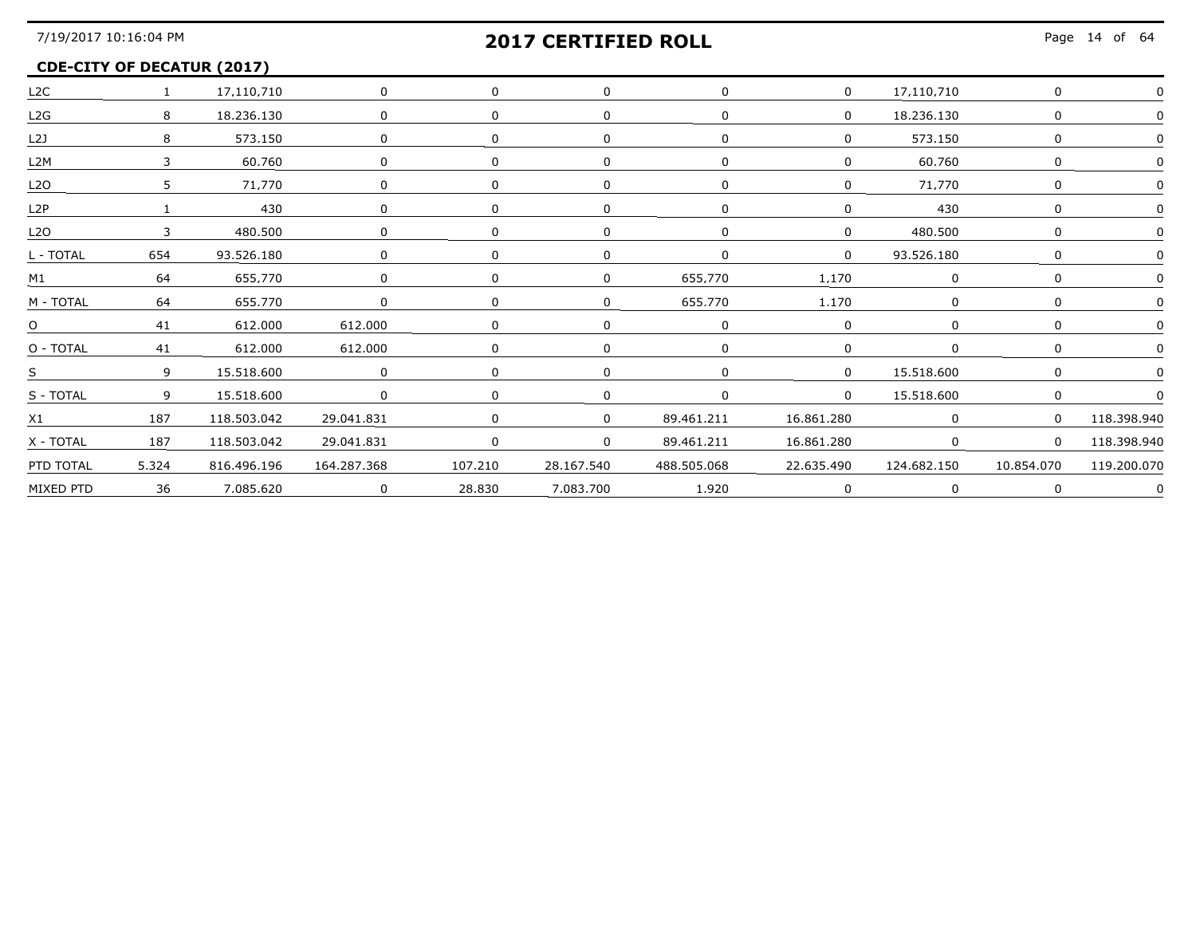**CDE-CITY OF DECATUR (2017)**

| | | | | | | | | | | |
|---|---|---|---|---|---|---|---|---|---|---|
| L2C | 1 | 17,110,710 | 0 | 0 | 0 | 0 | 0 | 17,110,710 | 0 | 0 |
| L2G | 8 | 18.236.130 | 0 | 0 | 0 | 0 | 0 | 18.236.130 | 0 | 0 |
| L2J | 8 | 573.150 | 0 | 0 | 0 | 0 | 0 | 573.150 | 0 | 0 |
| L2M | 3 | 60.760 | 0 | 0 | 0 | 0 | 0 | 60.760 | 0 | 0 |
| L2O | 5 | 71,770 | 0 | 0 | 0 | 0 | 0 | 71,770 | 0 | 0 |
| L2P | 1 | 430 | 0 | 0 | 0 | 0 | 0 | 430 | 0 | 0 |
| L2O | 3 | 480.500 | 0 | 0 | 0 | 0 | 0 | 480.500 | 0 | 0 |
| L - TOTAL | 654 | 93.526.180 | 0 | 0 | 0 | 0 | 0 | 93.526.180 | 0 | 0 |
| M1 | 64 | 655,770 | 0 | 0 | 0 | 655,770 | 1,170 | 0 | 0 | 0 |
| M - TOTAL | 64 | 655.770 | 0 | 0 | 0 | 655.770 | 1.170 | 0 | 0 | 0 |
| O | 41 | 612.000 | 612.000 | 0 | 0 | 0 | 0 | 0 | 0 | 0 |
| O - TOTAL | 41 | 612.000 | 612.000 | 0 | 0 | 0 | 0 | 0 | 0 | 0 |
| S | 9 | 15.518.600 | 0 | 0 | 0 | 0 | 0 | 15.518.600 | 0 | 0 |
| S - TOTAL | 9 | 15.518.600 | 0 | 0 | 0 | 0 | 0 | 15.518.600 | 0 | 0 |
| X1 | 187 | 118.503.042 | 29.041.831 | 0 | 0 | 89.461.211 | 16.861.280 | 0 | 0 | 118.398.940 |
| X - TOTAL | 187 | 118.503.042 | 29.041.831 | 0 | 0 | 89.461.211 | 16.861.280 | 0 | 0 | 118.398.940 |
| PTD TOTAL | 5.324 | 816.496.196 | 164.287.368 | 107.210 | 28.167.540 | 488.505.068 | 22.635.490 | 124.682.150 | 10.854.070 | 119.200.070 |
| MIXED PTD | 36 | 7.085.620 | 0 | 28.830 | 7.083.700 | 1.920 | 0 | 0 | 0 | 0 |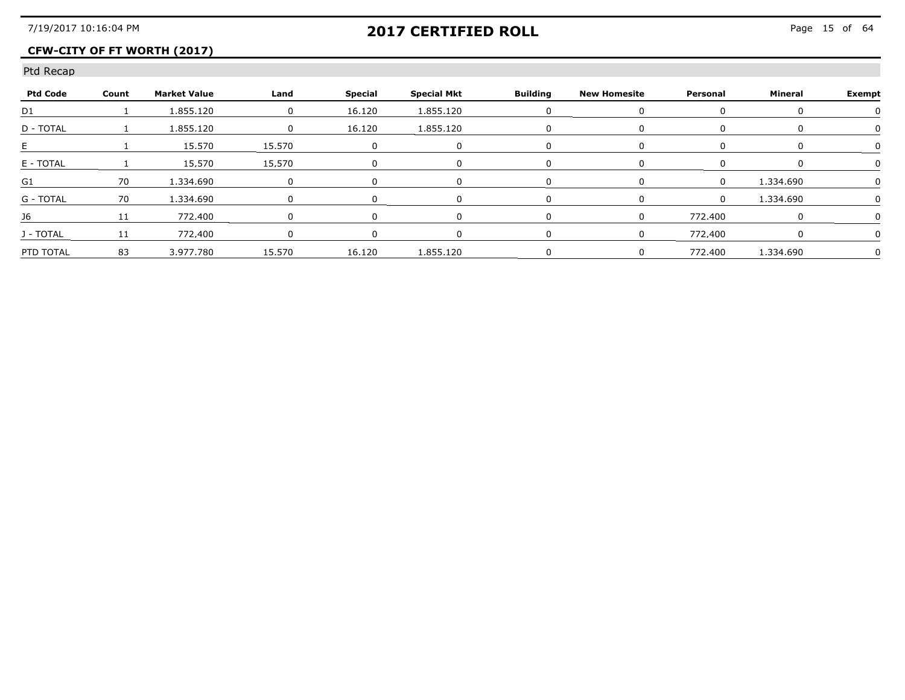# 2017 CERTIFIED ROLL

## CFW-CITY OF FT WORTH (2017)

Ptd Recap

| Ptd Code | Count | Market Value | Land | Special | Special Mkt | Building | New Homesite | Personal | Mineral | Exempt |
|---|---|---|---|---|---|---|---|---|---|---|
| D1 | 1 | 1.855.120 | 0 | 16.120 | 1.855.120 | 0 | 0 | 0 | 0 | 0 |
| D - TOTAL | 1 | 1.855.120 | 0 | 16.120 | 1.855.120 | 0 | 0 | 0 | 0 | 0 |
| E | 1 | 15.570 | 15.570 | 0 | 0 | 0 | 0 | 0 | 0 | 0 |
| E - TOTAL | 1 | 15,570 | 15,570 | 0 | 0 | 0 | 0 | 0 | 0 | 0 |
| G1 | 70 | 1.334.690 | 0 | 0 | 0 | 0 | 0 | 0 | 1.334.690 | 0 |
| G - TOTAL | 70 | 1.334.690 | 0 | 0 | 0 | 0 | 0 | 0 | 1.334.690 | 0 |
| J6 | 11 | 772.400 | 0 | 0 | 0 | 0 | 0 | 772.400 | 0 | 0 |
| J - TOTAL | 11 | 772,400 | 0 | 0 | 0 | 0 | 0 | 772,400 | 0 | 0 |
| PTD TOTAL | 83 | 3.977.780 | 15.570 | 16.120 | 1.855.120 | 0 | 0 | 772.400 | 1.334.690 | 0 |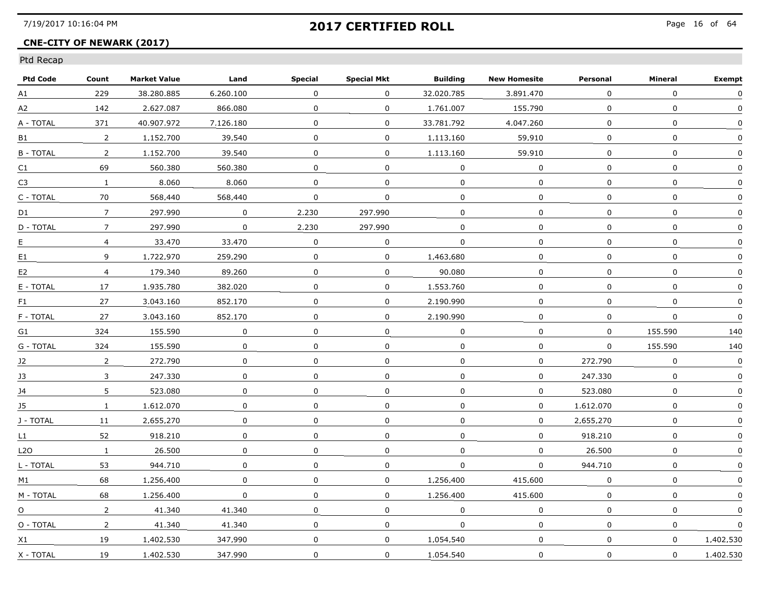## 2017 CERTIFIED ROLL

**CNE-CITY OF NEWARK (2017)**

Ptd Recap

| Ptd Code | Count | Market Value | Land | Special | Special Mkt | Building | New Homesite | Personal | Mineral | Exempt |
|---|---|---|---|---|---|---|---|---|---|---|
| A1 | 229 | 38.280.885 | 6.260.100 | 0 | 0 | 32.020.785 | 3.891.470 | 0 | 0 | 0 |
| A2 | 142 | 2.627.087 | 866.080 | 0 | 0 | 1.761.007 | 155.790 | 0 | 0 | 0 |
| A - TOTAL | 371 | 40.907.972 | 7.126.180 | 0 | 0 | 33.781.792 | 4.047.260 | 0 | 0 | 0 |
| B1 | 2 | 1,152,700 | 39,540 | 0 | 0 | 1,113,160 | 59,910 | 0 | 0 | 0 |
| B - TOTAL | 2 | 1.152.700 | 39.540 | 0 | 0 | 1.113.160 | 59.910 | 0 | 0 | 0 |
| C1 | 69 | 560.380 | 560.380 | 0 | 0 | 0 | 0 | 0 | 0 | 0 |
| C3 | 1 | 8.060 | 8.060 | 0 | 0 | 0 | 0 | 0 | 0 | 0 |
| C - TOTAL | 70 | 568,440 | 568,440 | 0 | 0 | 0 | 0 | 0 | 0 | 0 |
| D1 | 7 | 297.990 | 0 | 2.230 | 297.990 | 0 | 0 | 0 | 0 | 0 |
| D - TOTAL | 7 | 297.990 | 0 | 2.230 | 297.990 | 0 | 0 | 0 | 0 | 0 |
| E | 4 | 33.470 | 33.470 | 0 | 0 | 0 | 0 | 0 | 0 | 0 |
| E1 | 9 | 1,722,970 | 259,290 | 0 | 0 | 1,463,680 | 0 | 0 | 0 | 0 |
| E2 | 4 | 179.340 | 89.260 | 0 | 0 | 90.080 | 0 | 0 | 0 | 0 |
| E - TOTAL | 17 | 1.935.780 | 382.020 | 0 | 0 | 1.553.760 | 0 | 0 | 0 | 0 |
| F1 | 27 | 3.043.160 | 852.170 | 0 | 0 | 2.190.990 | 0 | 0 | 0 | 0 |
| F - TOTAL | 27 | 3.043.160 | 852.170 | 0 | 0 | 2.190.990 | 0 | 0 | 0 | 0 |
| G1 | 324 | 155.590 | 0 | 0 | 0 | 0 | 0 | 0 | 155.590 | 140 |
| G - TOTAL | 324 | 155.590 | 0 | 0 | 0 | 0 | 0 | 0 | 155.590 | 140 |
| J2 | 2 | 272.790 | 0 | 0 | 0 | 0 | 0 | 272.790 | 0 | 0 |
| J3 | 3 | 247.330 | 0 | 0 | 0 | 0 | 0 | 247.330 | 0 | 0 |
| J4 | 5 | 523.080 | 0 | 0 | 0 | 0 | 0 | 523.080 | 0 | 0 |
| J5 | 1 | 1.612.070 | 0 | 0 | 0 | 0 | 0 | 1.612.070 | 0 | 0 |
| J - TOTAL | 11 | 2,655,270 | 0 | 0 | 0 | 0 | 0 | 2,655,270 | 0 | 0 |
| L1 | 52 | 918.210 | 0 | 0 | 0 | 0 | 0 | 918.210 | 0 | 0 |
| L2O | 1 | 26.500 | 0 | 0 | 0 | 0 | 0 | 26.500 | 0 | 0 |
| L - TOTAL | 53 | 944.710 | 0 | 0 | 0 | 0 | 0 | 944.710 | 0 | 0 |
| M1 | 68 | 1,256,400 | 0 | 0 | 0 | 1,256,400 | 415,600 | 0 | 0 | 0 |
| M - TOTAL | 68 | 1.256.400 | 0 | 0 | 0 | 1.256.400 | 415.600 | 0 | 0 | 0 |
| O | 2 | 41.340 | 41.340 | 0 | 0 | 0 | 0 | 0 | 0 | 0 |
| O - TOTAL | 2 | 41.340 | 41.340 | 0 | 0 | 0 | 0 | 0 | 0 | 0 |
| X1 | 19 | 1,402,530 | 347,990 | 0 | 0 | 1,054,540 | 0 | 0 | 0 | 1,402,530 |
| X - TOTAL | 19 | 1.402.530 | 347.990 | 0 | 0 | 1.054.540 | 0 | 0 | 0 | 1.402.530 |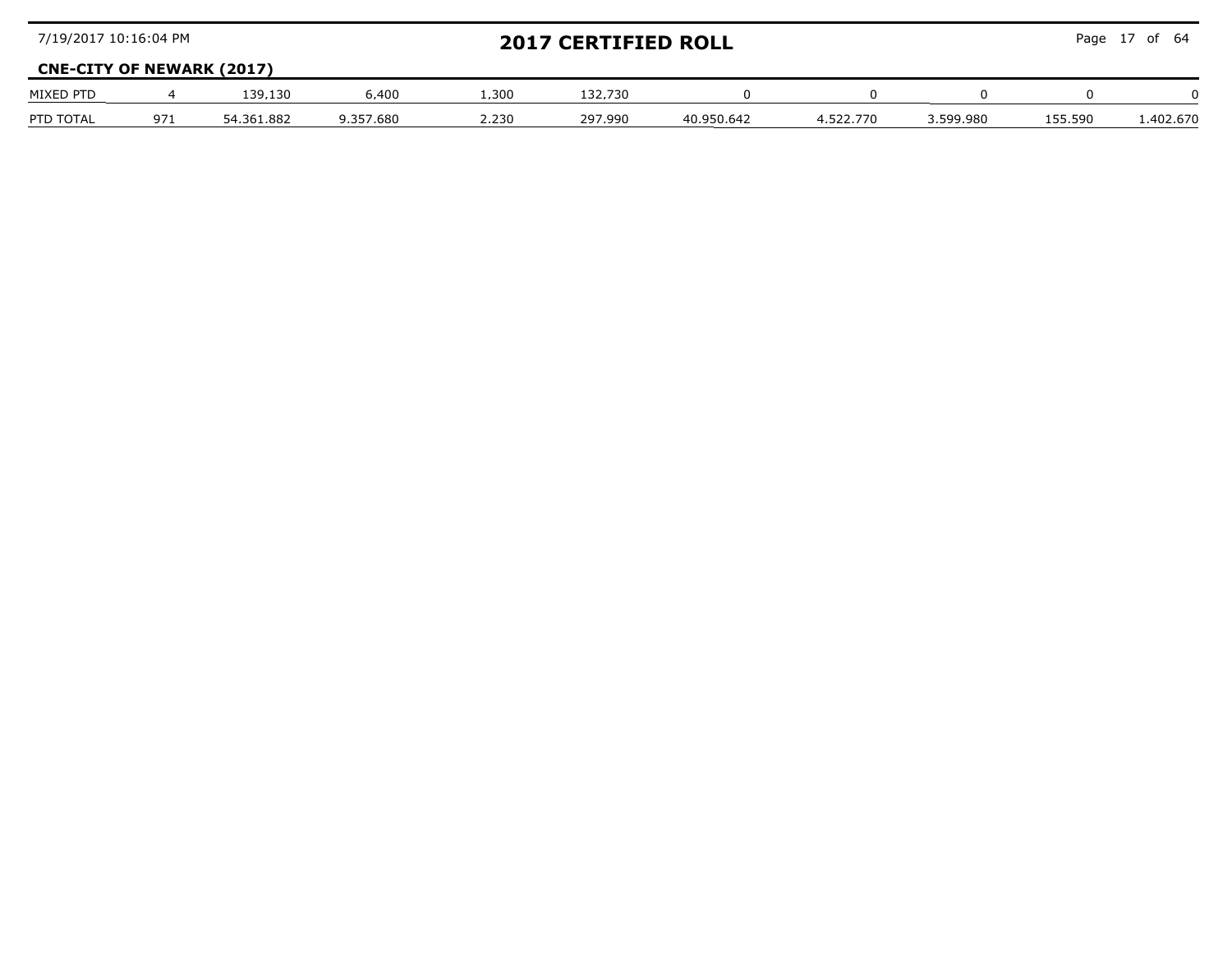**CNE-CITY OF NEWARK (2017)**

| | | | | | | | | | | |
|---|---|---|---|---|---|---|---|---|---|---|
| MIXED PTD | 4 | 139,130 | 6,400 | 1,300 | 132,730 | 0 | 0 | 0 | 0 | 0 |
| PTD TOTAL | 971 | 54.361.882 | 9.357.680 | 2.230 | 297.990 | 40.950.642 | 4.522.770 | 3.599.980 | 155.590 | 1.402.670 |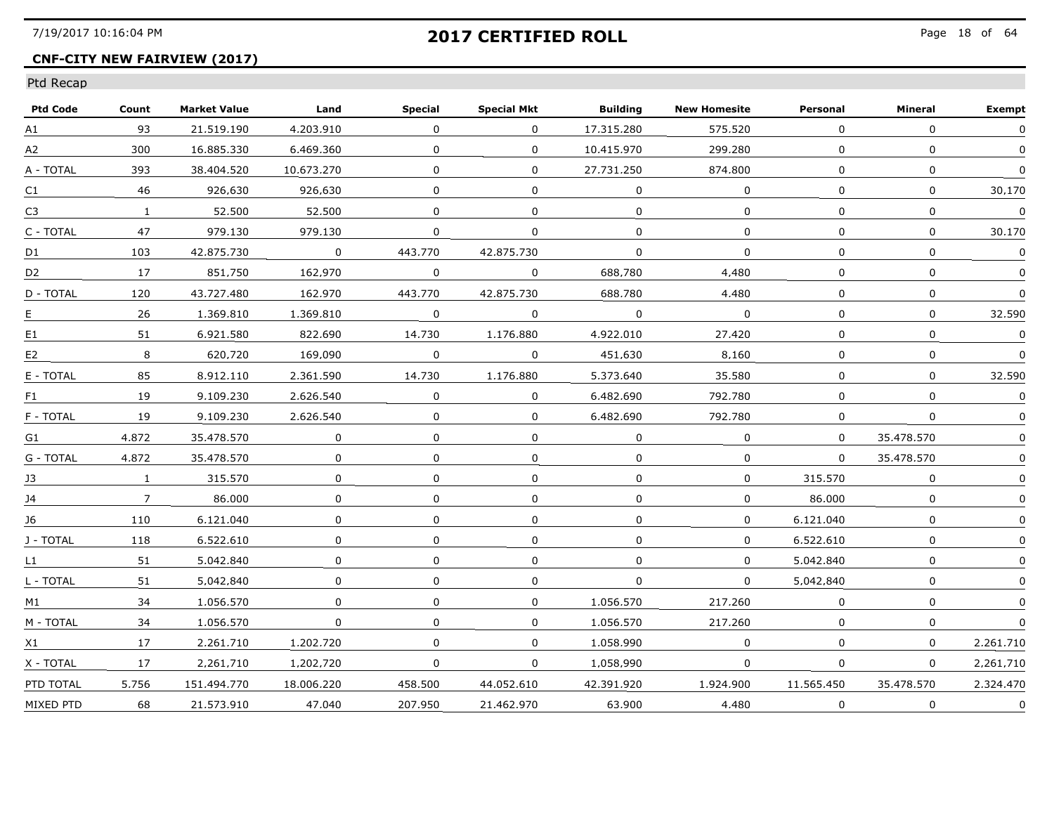## 2017 CERTIFIED ROLL

### CNF-CITY NEW FAIRVIEW (2017)

Ptd Recap

| Ptd Code | Count | Market Value | Land | Special | Special Mkt | Building | New Homesite | Personal | Mineral | Exempt |
|---|---|---|---|---|---|---|---|---|---|---|
| A1 | 93 | 21.519.190 | 4.203.910 | 0 | 0 | 17.315.280 | 575.520 | 0 | 0 | 0 |
| A2 | 300 | 16.885.330 | 6.469.360 | 0 | 0 | 10.415.970 | 299.280 | 0 | 0 | 0 |
| A - TOTAL | 393 | 38.404.520 | 10.673.270 | 0 | 0 | 27.731.250 | 874.800 | 0 | 0 | 0 |
| C1 | 46 | 926,630 | 926,630 | 0 | 0 | 0 | 0 | 0 | 0 | 30,170 |
| C3 | 1 | 52.500 | 52.500 | 0 | 0 | 0 | 0 | 0 | 0 | 0 |
| C - TOTAL | 47 | 979.130 | 979.130 | 0 | 0 | 0 | 0 | 0 | 0 | 30.170 |
| D1 | 103 | 42.875.730 | 0 | 443.770 | 42.875.730 | 0 | 0 | 0 | 0 | 0 |
| D2 | 17 | 851,750 | 162,970 | 0 | 0 | 688,780 | 4,480 | 0 | 0 | 0 |
| D - TOTAL | 120 | 43.727.480 | 162.970 | 443.770 | 42.875.730 | 688.780 | 4.480 | 0 | 0 | 0 |
| E | 26 | 1.369.810 | 1.369.810 | 0 | 0 | 0 | 0 | 0 | 0 | 32.590 |
| E1 | 51 | 6.921.580 | 822.690 | 14.730 | 1.176.880 | 4.922.010 | 27.420 | 0 | 0 | 0 |
| E2 | 8 | 620,720 | 169,090 | 0 | 0 | 451,630 | 8,160 | 0 | 0 | 0 |
| E - TOTAL | 85 | 8.912.110 | 2.361.590 | 14.730 | 1.176.880 | 5.373.640 | 35.580 | 0 | 0 | 32.590 |
| F1 | 19 | 9.109.230 | 2.626.540 | 0 | 0 | 6.482.690 | 792.780 | 0 | 0 | 0 |
| F - TOTAL | 19 | 9.109.230 | 2.626.540 | 0 | 0 | 6.482.690 | 792.780 | 0 | 0 | 0 |
| G1 | 4.872 | 35.478.570 | 0 | 0 | 0 | 0 | 0 | 0 | 35.478.570 | 0 |
| G - TOTAL | 4.872 | 35.478.570 | 0 | 0 | 0 | 0 | 0 | 0 | 35.478.570 | 0 |
| J3 | 1 | 315.570 | 0 | 0 | 0 | 0 | 0 | 315.570 | 0 | 0 |
| J4 | 7 | 86.000 | 0 | 0 | 0 | 0 | 0 | 86.000 | 0 | 0 |
| J6 | 110 | 6.121.040 | 0 | 0 | 0 | 0 | 0 | 6.121.040 | 0 | 0 |
| J - TOTAL | 118 | 6.522.610 | 0 | 0 | 0 | 0 | 0 | 6.522.610 | 0 | 0 |
| L1 | 51 | 5.042.840 | 0 | 0 | 0 | 0 | 0 | 5.042.840 | 0 | 0 |
| L - TOTAL | 51 | 5,042,840 | 0 | 0 | 0 | 0 | 0 | 5,042,840 | 0 | 0 |
| M1 | 34 | 1.056.570 | 0 | 0 | 0 | 1.056.570 | 217.260 | 0 | 0 | 0 |
| M - TOTAL | 34 | 1.056.570 | 0 | 0 | 0 | 1.056.570 | 217.260 | 0 | 0 | 0 |
| X1 | 17 | 2.261.710 | 1.202.720 | 0 | 0 | 1.058.990 | 0 | 0 | 0 | 2.261.710 |
| X - TOTAL | 17 | 2,261,710 | 1,202,720 | 0 | 0 | 1,058,990 | 0 | 0 | 0 | 2,261,710 |
| PTD TOTAL | 5.756 | 151.494.770 | 18.006.220 | 458.500 | 44.052.610 | 42.391.920 | 1.924.900 | 11.565.450 | 35.478.570 | 2.324.470 |
| MIXED PTD | 68 | 21.573.910 | 47.040 | 207.950 | 21.462.970 | 63.900 | 4.480 | 0 | 0 | 0 |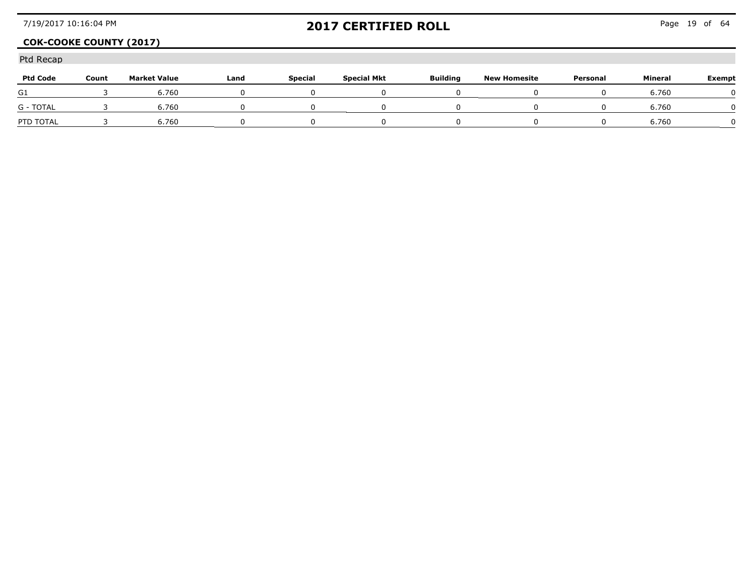# 2017 CERTIFIED ROLL

## COK-COOKE COUNTY (2017)

### Ptd Recap

| Ptd Code | Count | Market Value | Land | Special | Special Mkt | Building | New Homesite | Personal | Mineral | Exempt |
|---|---|---|---|---|---|---|---|---|---|---|
| G1 | 3 | 6.760 | 0 | 0 | 0 | 0 | 0 | 0 | 6.760 | 0 |
| G - TOTAL | 3 | 6.760 | 0 | 0 | 0 | 0 | 0 | 0 | 6.760 | 0 |
| PTD TOTAL | 3 | 6.760 | 0 | 0 | 0 | 0 | 0 | 0 | 6.760 | 0 |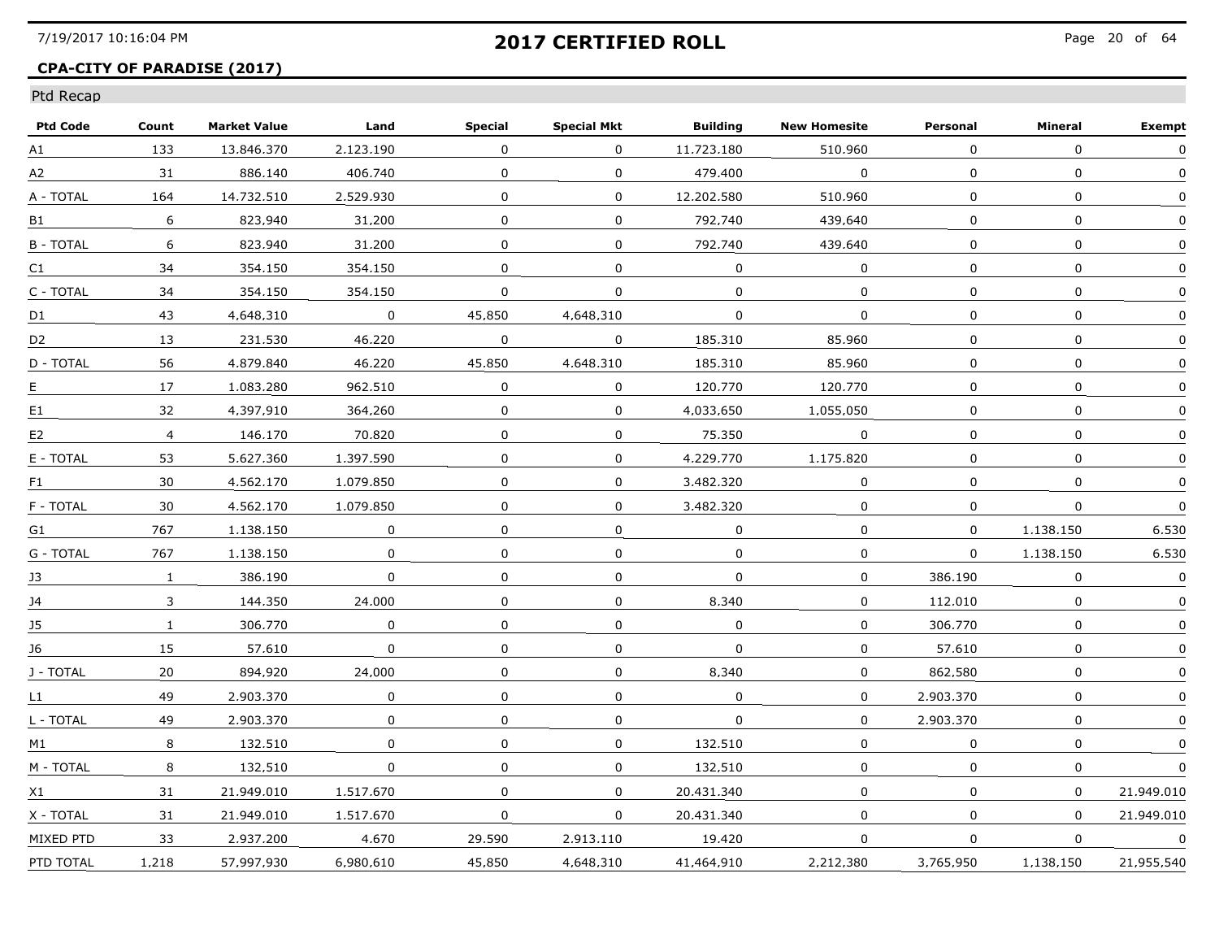# 2017 CERTIFIED ROLL

**CPA-CITY OF PARADISE (2017)**

Ptd Recap

| Ptd Code | Count | Market Value | Land | Special | Special Mkt | Building | New Homesite | Personal | Mineral | Exempt |
|---|---|---|---|---|---|---|---|---|---|---|
| A1 | 133 | 13.846.370 | 2.123.190 | 0 | 0 | 11.723.180 | 510.960 | 0 | 0 | 0 |
| A2 | 31 | 886.140 | 406.740 | 0 | 0 | 479.400 | 0 | 0 | 0 | 0 |
| A - TOTAL | 164 | 14.732.510 | 2.529.930 | 0 | 0 | 12.202.580 | 510.960 | 0 | 0 | 0 |
| B1 | 6 | 823.940 | 31.200 | 0 | 0 | 792.740 | 439.640 | 0 | 0 | 0 |
| B - TOTAL | 6 | 823.940 | 31.200 | 0 | 0 | 792.740 | 439.640 | 0 | 0 | 0 |
| C1 | 34 | 354.150 | 354.150 | 0 | 0 | 0 | 0 | 0 | 0 | 0 |
| C - TOTAL | 34 | 354.150 | 354.150 | 0 | 0 | 0 | 0 | 0 | 0 | 0 |
| D1 | 43 | 4,648,310 | 0 | 45,850 | 4,648,310 | 0 | 0 | 0 | 0 | 0 |
| D2 | 13 | 231.530 | 46.220 | 0 | 0 | 185.310 | 85.960 | 0 | 0 | 0 |
| D - TOTAL | 56 | 4.879.840 | 46.220 | 45.850 | 4.648.310 | 185.310 | 85.960 | 0 | 0 | 0 |
| E | 17 | 1.083.280 | 962.510 | 0 | 0 | 120.770 | 120.770 | 0 | 0 | 0 |
| E1 | 32 | 4,397,910 | 364,260 | 0 | 0 | 4,033,650 | 1,055,050 | 0 | 0 | 0 |
| E2 | 4 | 146.170 | 70.820 | 0 | 0 | 75.350 | 0 | 0 | 0 | 0 |
| E - TOTAL | 53 | 5.627.360 | 1.397.590 | 0 | 0 | 4.229.770 | 1.175.820 | 0 | 0 | 0 |
| F1 | 30 | 4.562.170 | 1.079.850 | 0 | 0 | 3.482.320 | 0 | 0 | 0 | 0 |
| F - TOTAL | 30 | 4.562.170 | 1.079.850 | 0 | 0 | 3.482.320 | 0 | 0 | 0 | 0 |
| G1 | 767 | 1.138.150 | 0 | 0 | 0 | 0 | 0 | 0 | 1.138.150 | 6.530 |
| G - TOTAL | 767 | 1.138.150 | 0 | 0 | 0 | 0 | 0 | 0 | 1.138.150 | 6.530 |
| J3 | 1 | 386.190 | 0 | 0 | 0 | 0 | 0 | 386.190 | 0 | 0 |
| J4 | 3 | 144.350 | 24.000 | 0 | 0 | 8.340 | 0 | 112.010 | 0 | 0 |
| J5 | 1 | 306.770 | 0 | 0 | 0 | 0 | 0 | 306.770 | 0 | 0 |
| J6 | 15 | 57.610 | 0 | 0 | 0 | 0 | 0 | 57.610 | 0 | 0 |
| J - TOTAL | 20 | 894,920 | 24,000 | 0 | 0 | 8,340 | 0 | 862,580 | 0 | 0 |
| L1 | 49 | 2.903.370 | 0 | 0 | 0 | 0 | 0 | 2.903.370 | 0 | 0 |
| L - TOTAL | 49 | 2.903.370 | 0 | 0 | 0 | 0 | 0 | 2.903.370 | 0 | 0 |
| M1 | 8 | 132.510 | 0 | 0 | 0 | 132.510 | 0 | 0 | 0 | 0 |
| M - TOTAL | 8 | 132,510 | 0 | 0 | 0 | 132,510 | 0 | 0 | 0 | 0 |
| X1 | 31 | 21.949.010 | 1.517.670 | 0 | 0 | 20.431.340 | 0 | 0 | 0 | 21.949.010 |
| X - TOTAL | 31 | 21.949.010 | 1.517.670 | 0 | 0 | 20.431.340 | 0 | 0 | 0 | 21.949.010 |
| MIXED PTD | 33 | 2.937.200 | 4.670 | 29.590 | 2.913.110 | 19.420 | 0 | 0 | 0 | 0 |
| PTD TOTAL | 1,218 | 57,997,930 | 6,980,610 | 45,850 | 4,648,310 | 41,464,910 | 2,212,380 | 3,765,950 | 1,138,150 | 21,955,540 |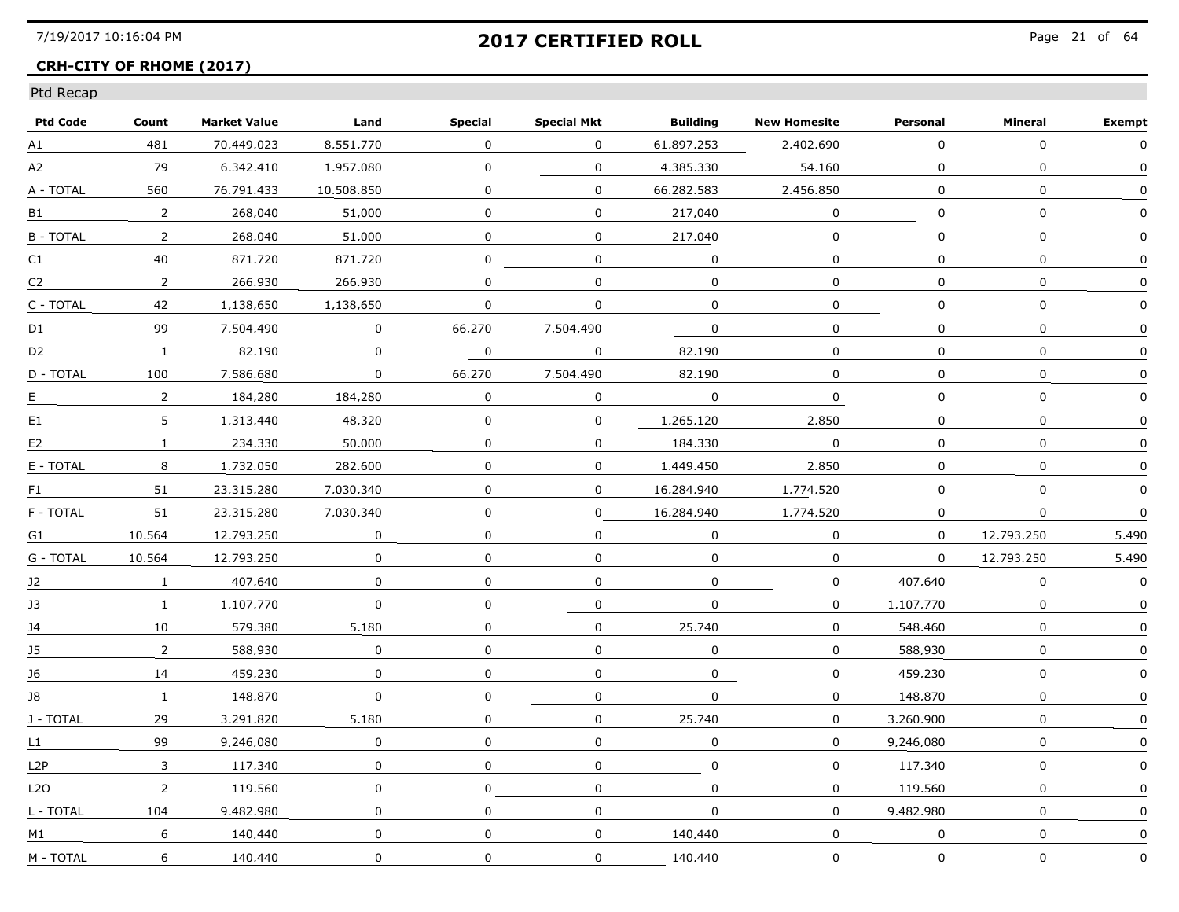## 2017 CERTIFIED ROLL

**CRH-CITY OF RHOME (2017)**

Ptd Recap

| Ptd Code | Count | Market Value | Land | Special | Special Mkt | Building | New Homesite | Personal | Mineral | Exempt |
|---|---|---|---|---|---|---|---|---|---|---|
| A1 | 481 | 70.449.023 | 8.551.770 | 0 | 0 | 61.897.253 | 2.402.690 | 0 | 0 | 0 |
| A2 | 79 | 6.342.410 | 1.957.080 | 0 | 0 | 4.385.330 | 54.160 | 0 | 0 | 0 |
| A - TOTAL | 560 | 76.791.433 | 10.508.850 | 0 | 0 | 66.282.583 | 2.456.850 | 0 | 0 | 0 |
| B1 | 2 | 268,040 | 51,000 | 0 | 0 | 217,040 | 0 | 0 | 0 | 0 |
| B - TOTAL | 2 | 268.040 | 51.000 | 0 | 0 | 217.040 | 0 | 0 | 0 | 0 |
| C1 | 40 | 871.720 | 871.720 | 0 | 0 | 0 | 0 | 0 | 0 | 0 |
| C2 | 2 | 266.930 | 266.930 | 0 | 0 | 0 | 0 | 0 | 0 | 0 |
| C - TOTAL | 42 | 1,138,650 | 1,138,650 | 0 | 0 | 0 | 0 | 0 | 0 | 0 |
| D1 | 99 | 7.504.490 | 0 | 66.270 | 7.504.490 | 0 | 0 | 0 | 0 | 0 |
| D2 | 1 | 82.190 | 0 | 0 | 0 | 82.190 | 0 | 0 | 0 | 0 |
| D - TOTAL | 100 | 7.586.680 | 0 | 66.270 | 7.504.490 | 82.190 | 0 | 0 | 0 | 0 |
| E | 2 | 184,280 | 184,280 | 0 | 0 | 0 | 0 | 0 | 0 | 0 |
| E1 | 5 | 1.313.440 | 48.320 | 0 | 0 | 1.265.120 | 2.850 | 0 | 0 | 0 |
| E2 | 1 | 234.330 | 50.000 | 0 | 0 | 184.330 | 0 | 0 | 0 | 0 |
| E - TOTAL | 8 | 1.732.050 | 282.600 | 0 | 0 | 1.449.450 | 2.850 | 0 | 0 | 0 |
| F1 | 51 | 23.315.280 | 7.030.340 | 0 | 0 | 16.284.940 | 1.774.520 | 0 | 0 | 0 |
| F - TOTAL | 51 | 23.315.280 | 7.030.340 | 0 | 0 | 16.284.940 | 1.774.520 | 0 | 0 | 0 |
| G1 | 10.564 | 12.793.250 | 0 | 0 | 0 | 0 | 0 | 0 | 12.793.250 | 5.490 |
| G - TOTAL | 10.564 | 12.793.250 | 0 | 0 | 0 | 0 | 0 | 0 | 12.793.250 | 5.490 |
| J2 | 1 | 407.640 | 0 | 0 | 0 | 0 | 0 | 407.640 | 0 | 0 |
| J3 | 1 | 1.107.770 | 0 | 0 | 0 | 0 | 0 | 1.107.770 | 0 | 0 |
| J4 | 10 | 579.380 | 5.180 | 0 | 0 | 25.740 | 0 | 548.460 | 0 | 0 |
| J5 | 2 | 588,930 | 0 | 0 | 0 | 0 | 0 | 588,930 | 0 | 0 |
| J6 | 14 | 459.230 | 0 | 0 | 0 | 0 | 0 | 459.230 | 0 | 0 |
| J8 | 1 | 148.870 | 0 | 0 | 0 | 0 | 0 | 148.870 | 0 | 0 |
| J - TOTAL | 29 | 3.291.820 | 5.180 | 0 | 0 | 25.740 | 0 | 3.260.900 | 0 | 0 |
| L1 | 99 | 9,246,080 | 0 | 0 | 0 | 0 | 0 | 9,246,080 | 0 | 0 |
| L2P | 3 | 117.340 | 0 | 0 | 0 | 0 | 0 | 117.340 | 0 | 0 |
| L2O | 2 | 119.560 | 0 | 0 | 0 | 0 | 0 | 119.560 | 0 | 0 |
| L - TOTAL | 104 | 9.482.980 | 0 | 0 | 0 | 0 | 0 | 9.482.980 | 0 | 0 |
| M1 | 6 | 140,440 | 0 | 0 | 0 | 140,440 | 0 | 0 | 0 | 0 |
| M - TOTAL | 6 | 140.440 | 0 | 0 | 0 | 140.440 | 0 | 0 | 0 | 0 |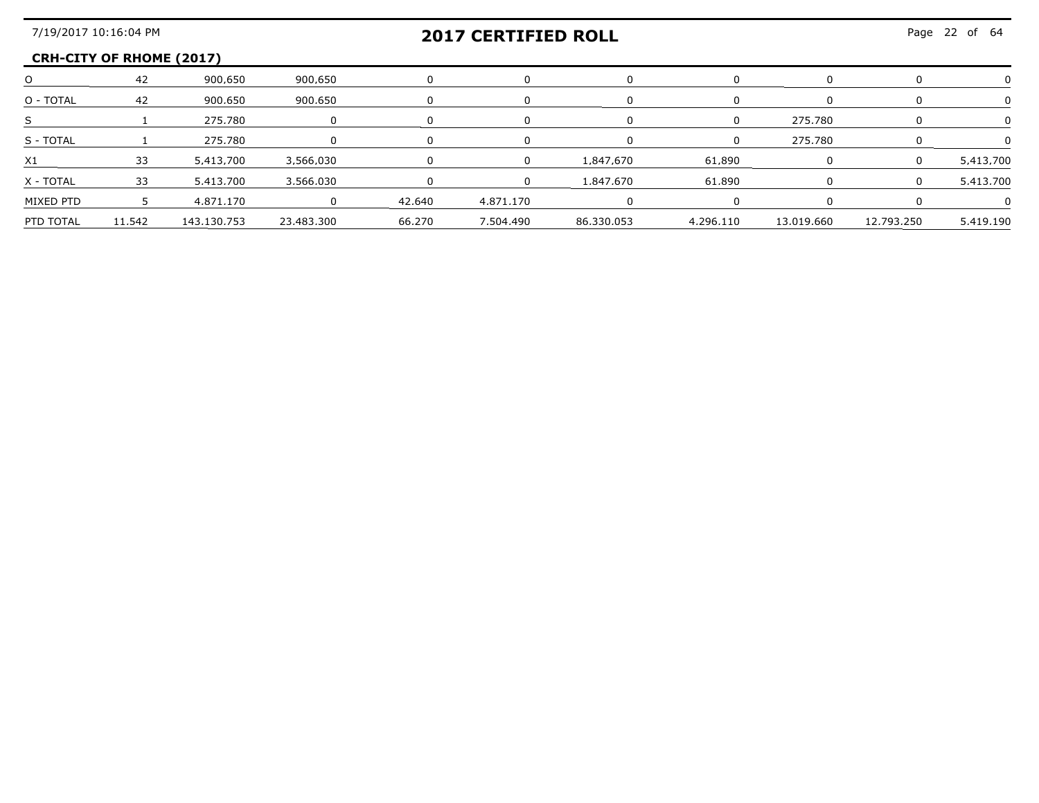## CRH-CITY OF RHOME (2017)

| | | | | | | | | | | |
|---|---|---|---|---|---|---|---|---|---|---|
| O | 42 | 900,650 | 900,650 | 0 | 0 | 0 | 0 | 0 | 0 | 0 |
| O - TOTAL | 42 | 900.650 | 900.650 | 0 | 0 | 0 | 0 | 0 | 0 | 0 |
| S | 1 | 275.780 | 0 | 0 | 0 | 0 | 0 | 275.780 | 0 | 0 |
| S - TOTAL | 1 | 275.780 | 0 | 0 | 0 | 0 | 0 | 275.780 | 0 | 0 |
| X1 | 33 | 5,413,700 | 3,566,030 | 0 | 0 | 1,847,670 | 61,890 | 0 | 0 | 5,413,700 |
| X - TOTAL | 33 | 5.413.700 | 3.566.030 | 0 | 0 | 1.847.670 | 61.890 | 0 | 0 | 5.413.700 |
| MIXED PTD | 5 | 4.871.170 | 0 | 42.640 | 4.871.170 | 0 | 0 | 0 | 0 | 0 |
| PTD TOTAL | 11.542 | 143.130.753 | 23.483.300 | 66.270 | 7.504.490 | 86.330.053 | 4.296.110 | 13.019.660 | 12.793.250 | 5.419.190 |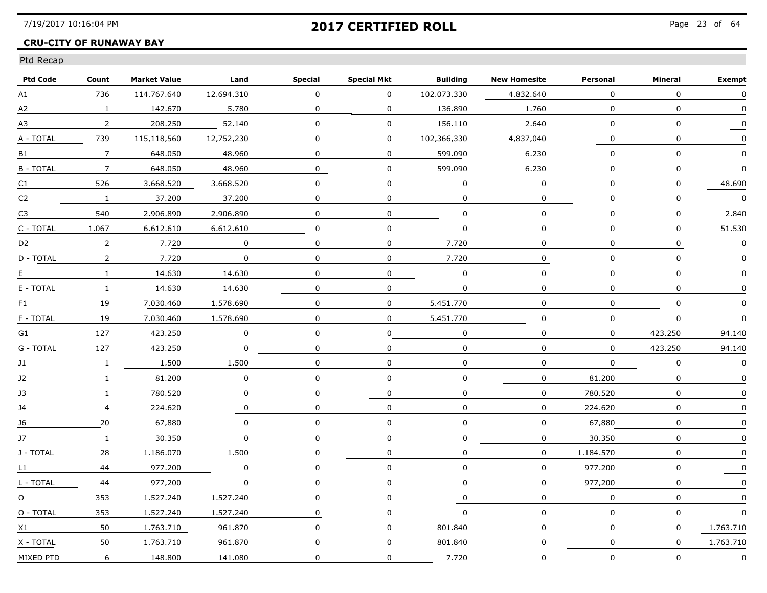## 2017 CERTIFIED ROLL

**CRU-CITY OF RUNAWAY BAY**

Ptd Recap

| Ptd Code | Count | Market Value | Land | Special | Special Mkt | Building | New Homesite | Personal | Mineral | Exempt |
|---|---|---|---|---|---|---|---|---|---|---|
| A1 | 736 | 114.767.640 | 12.694.310 | 0 | 0 | 102.073.330 | 4.832.640 | 0 | 0 | 0 |
| A2 | 1 | 142.670 | 5.780 | 0 | 0 | 136.890 | 1.760 | 0 | 0 | 0 |
| A3 | 2 | 208.250 | 52.140 | 0 | 0 | 156.110 | 2.640 | 0 | 0 | 0 |
| A - TOTAL | 739 | 115,118,560 | 12,752,230 | 0 | 0 | 102,366,330 | 4,837,040 | 0 | 0 | 0 |
| B1 | 7 | 648.050 | 48.960 | 0 | 0 | 599.090 | 6.230 | 0 | 0 | 0 |
| B - TOTAL | 7 | 648.050 | 48.960 | 0 | 0 | 599.090 | 6.230 | 0 | 0 | 0 |
| C1 | 526 | 3.668.520 | 3.668.520 | 0 | 0 | 0 | 0 | 0 | 0 | 48.690 |
| C2 | 1 | 37,200 | 37,200 | 0 | 0 | 0 | 0 | 0 | 0 | 0 |
| C3 | 540 | 2.906.890 | 2.906.890 | 0 | 0 | 0 | 0 | 0 | 0 | 2.840 |
| C - TOTAL | 1.067 | 6.612.610 | 6.612.610 | 0 | 0 | 0 | 0 | 0 | 0 | 51.530 |
| D2 | 2 | 7.720 | 0 | 0 | 0 | 7.720 | 0 | 0 | 0 | 0 |
| D - TOTAL | 2 | 7,720 | 0 | 0 | 0 | 7,720 | 0 | 0 | 0 | 0 |
| E | 1 | 14.630 | 14.630 | 0 | 0 | 0 | 0 | 0 | 0 | 0 |
| E - TOTAL | 1 | 14.630 | 14.630 | 0 | 0 | 0 | 0 | 0 | 0 | 0 |
| F1 | 19 | 7.030.460 | 1.578.690 | 0 | 0 | 5.451.770 | 0 | 0 | 0 | 0 |
| F - TOTAL | 19 | 7.030.460 | 1.578.690 | 0 | 0 | 5.451.770 | 0 | 0 | 0 | 0 |
| G1 | 127 | 423.250 | 0 | 0 | 0 | 0 | 0 | 0 | 423.250 | 94.140 |
| G - TOTAL | 127 | 423.250 | 0 | 0 | 0 | 0 | 0 | 0 | 423.250 | 94.140 |
| J1 | 1 | 1.500 | 1.500 | 0 | 0 | 0 | 0 | 0 | 0 | 0 |
| J2 | 1 | 81.200 | 0 | 0 | 0 | 0 | 0 | 81.200 | 0 | 0 |
| J3 | 1 | 780.520 | 0 | 0 | 0 | 0 | 0 | 780.520 | 0 | 0 |
| J4 | 4 | 224.620 | 0 | 0 | 0 | 0 | 0 | 224.620 | 0 | 0 |
| J6 | 20 | 67,880 | 0 | 0 | 0 | 0 | 0 | 67,880 | 0 | 0 |
| J7 | 1 | 30.350 | 0 | 0 | 0 | 0 | 0 | 30.350 | 0 | 0 |
| J - TOTAL | 28 | 1.186.070 | 1.500 | 0 | 0 | 0 | 0 | 1.184.570 | 0 | 0 |
| L1 | 44 | 977.200 | 0 | 0 | 0 | 0 | 0 | 977.200 | 0 | 0 |
| L - TOTAL | 44 | 977,200 | 0 | 0 | 0 | 0 | 0 | 977,200 | 0 | 0 |
| O | 353 | 1.527.240 | 1.527.240 | 0 | 0 | 0 | 0 | 0 | 0 | 0 |
| O - TOTAL | 353 | 1.527.240 | 1.527.240 | 0 | 0 | 0 | 0 | 0 | 0 | 0 |
| X1 | 50 | 1.763.710 | 961.870 | 0 | 0 | 801.840 | 0 | 0 | 0 | 1.763.710 |
| X - TOTAL | 50 | 1,763,710 | 961,870 | 0 | 0 | 801,840 | 0 | 0 | 0 | 1,763,710 |
| MIXED PTD | 6 | 148.800 | 141.080 | 0 | 0 | 7.720 | 0 | 0 | 0 | 0 |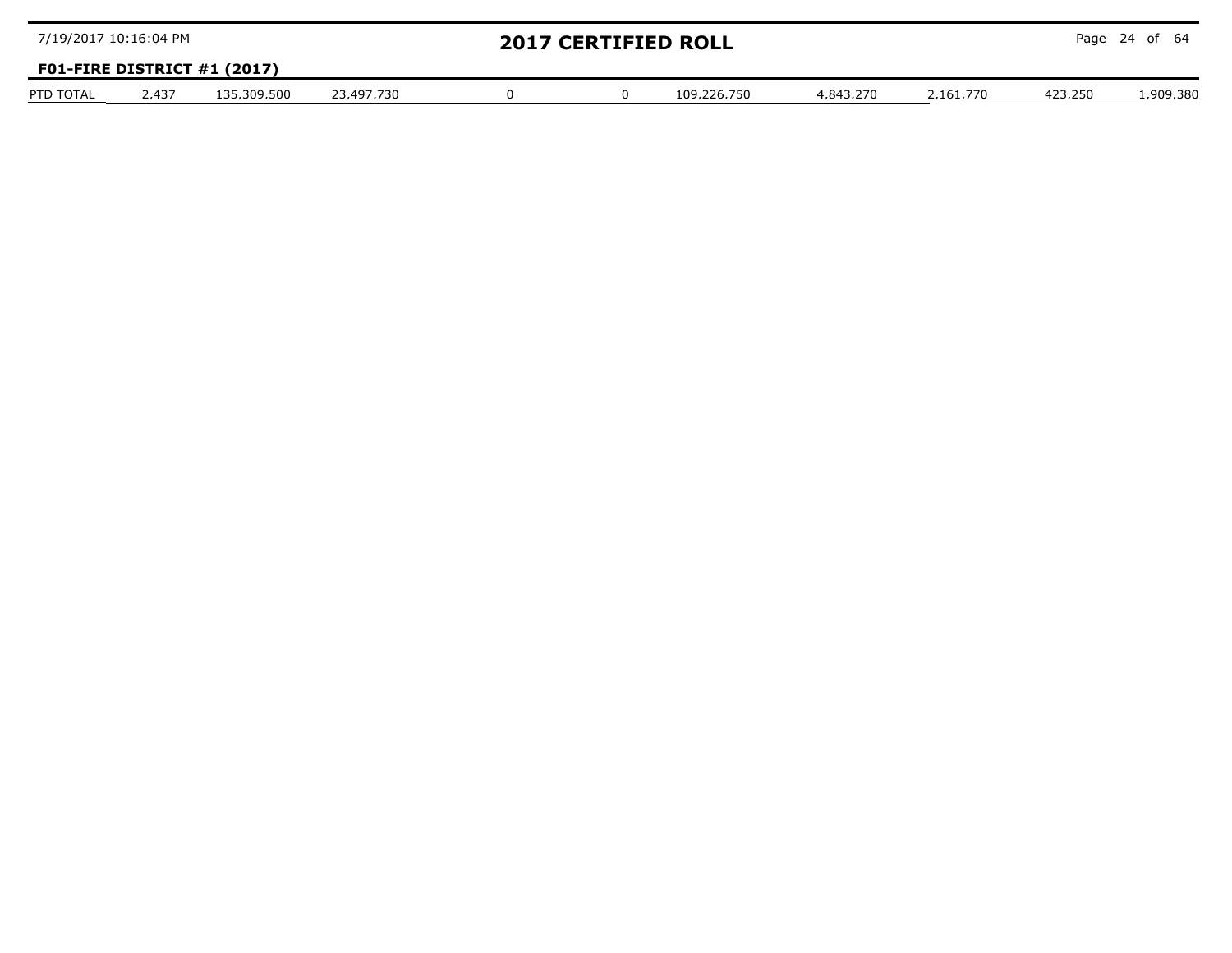## F01-FIRE DISTRICT #1 (2017)

| PTD TOTAL | 2,437 | 135,309,500 | 23,497,730 | 0 | 0 | 109,226,750 | 4,843,270 | 2,161,770 | 423,250 | 1,909,380 |
|---|---|---|---|---|---|---|---|---|---|---|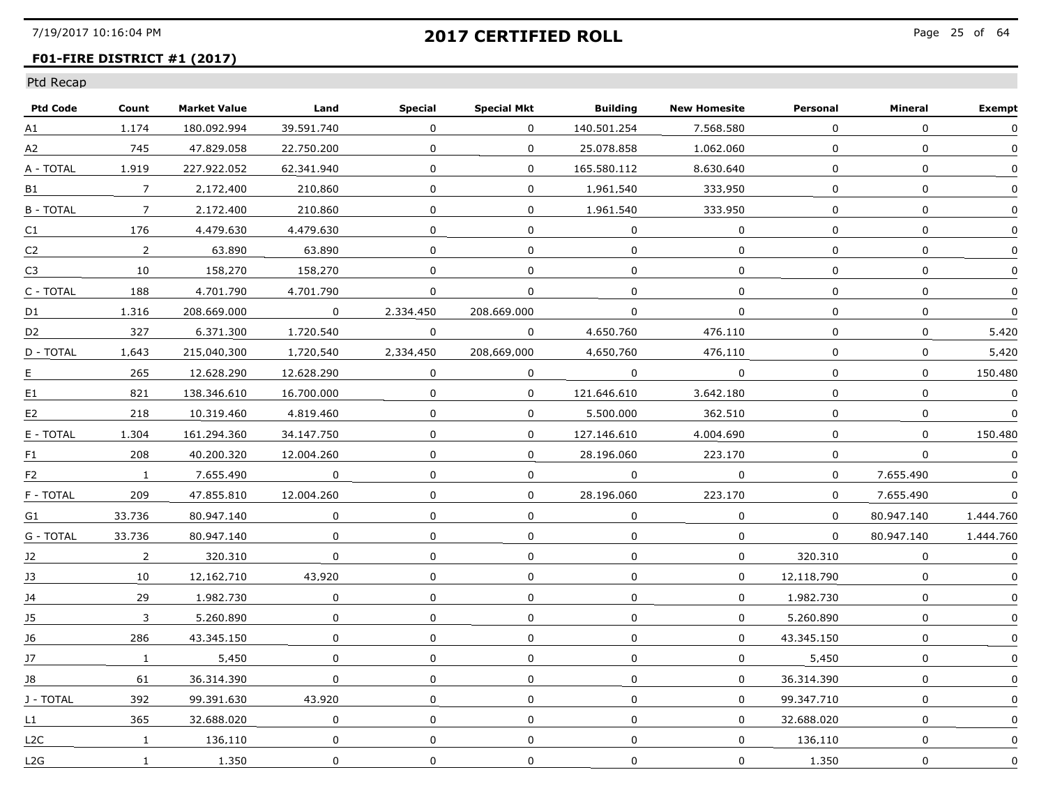## 2017 CERTIFIED ROLL

**F01-FIRE DISTRICT #1 (2017)**

Ptd Recap

| Ptd Code | Count | Market Value | Land | Special | Special Mkt | Building | New Homesite | Personal | Mineral | Exempt |
|---|---|---|---|---|---|---|---|---|---|---|
| A1 | 1.174 | 180.092.994 | 39.591.740 | 0 | 0 | 140.501.254 | 7.568.580 | 0 | 0 | 0 |
| A2 | 745 | 47.829.058 | 22.750.200 | 0 | 0 | 25.078.858 | 1.062.060 | 0 | 0 | 0 |
| A - TOTAL | 1.919 | 227.922.052 | 62.341.940 | 0 | 0 | 165.580.112 | 8.630.640 | 0 | 0 | 0 |
| B1 | 7 | 2,172,400 | 210,860 | 0 | 0 | 1,961,540 | 333,950 | 0 | 0 | 0 |
| B - TOTAL | 7 | 2.172.400 | 210.860 | 0 | 0 | 1.961.540 | 333.950 | 0 | 0 | 0 |
| C1 | 176 | 4.479.630 | 4.479.630 | 0 | 0 | 0 | 0 | 0 | 0 | 0 |
| C2 | 2 | 63.890 | 63.890 | 0 | 0 | 0 | 0 | 0 | 0 | 0 |
| C3 | 10 | 158,270 | 158,270 | 0 | 0 | 0 | 0 | 0 | 0 | 0 |
| C - TOTAL | 188 | 4.701.790 | 4.701.790 | 0 | 0 | 0 | 0 | 0 | 0 | 0 |
| D1 | 1.316 | 208.669.000 | 0 | 2.334.450 | 208.669.000 | 0 | 0 | 0 | 0 | 0 |
| D2 | 327 | 6.371.300 | 1.720.540 | 0 | 0 | 4.650.760 | 476.110 | 0 | 0 | 5.420 |
| D - TOTAL | 1,643 | 215,040,300 | 1,720,540 | 2,334,450 | 208,669,000 | 4,650,760 | 476,110 | 0 | 0 | 5,420 |
| E | 265 | 12.628.290 | 12.628.290 | 0 | 0 | 0 | 0 | 0 | 0 | 150.480 |
| E1 | 821 | 138.346.610 | 16.700.000 | 0 | 0 | 121.646.610 | 3.642.180 | 0 | 0 | 0 |
| E2 | 218 | 10.319.460 | 4.819.460 | 0 | 0 | 5.500.000 | 362.510 | 0 | 0 | 0 |
| E - TOTAL | 1.304 | 161.294.360 | 34.147.750 | 0 | 0 | 127.146.610 | 4.004.690 | 0 | 0 | 150.480 |
| F1 | 208 | 40.200.320 | 12.004.260 | 0 | 0 | 28.196.060 | 223.170 | 0 | 0 | 0 |
| F2 | 1 | 7.655.490 | 0 | 0 | 0 | 0 | 0 | 0 | 7.655.490 | 0 |
| F - TOTAL | 209 | 47.855.810 | 12.004.260 | 0 | 0 | 28.196.060 | 223.170 | 0 | 7.655.490 | 0 |
| G1 | 33.736 | 80.947.140 | 0 | 0 | 0 | 0 | 0 | 0 | 80.947.140 | 1.444.760 |
| G - TOTAL | 33.736 | 80.947.140 | 0 | 0 | 0 | 0 | 0 | 0 | 80.947.140 | 1.444.760 |
| J2 | 2 | 320.310 | 0 | 0 | 0 | 0 | 0 | 320.310 | 0 | 0 |
| J3 | 10 | 12,162,710 | 43,920 | 0 | 0 | 0 | 0 | 12,118,790 | 0 | 0 |
| J4 | 29 | 1.982.730 | 0 | 0 | 0 | 0 | 0 | 1.982.730 | 0 | 0 |
| J5 | 3 | 5.260.890 | 0 | 0 | 0 | 0 | 0 | 5.260.890 | 0 | 0 |
| J6 | 286 | 43.345.150 | 0 | 0 | 0 | 0 | 0 | 43.345.150 | 0 | 0 |
| J7 | 1 | 5,450 | 0 | 0 | 0 | 0 | 0 | 5,450 | 0 | 0 |
| J8 | 61 | 36.314.390 | 0 | 0 | 0 | 0 | 0 | 36.314.390 | 0 | 0 |
| J - TOTAL | 392 | 99.391.630 | 43.920 | 0 | 0 | 0 | 0 | 99.347.710 | 0 | 0 |
| L1 | 365 | 32.688.020 | 0 | 0 | 0 | 0 | 0 | 32.688.020 | 0 | 0 |
| L2C | 1 | 136,110 | 0 | 0 | 0 | 0 | 0 | 136,110 | 0 | 0 |
| L2G | 1 | 1.350 | 0 | 0 | 0 | 0 | 0 | 1.350 | 0 | 0 |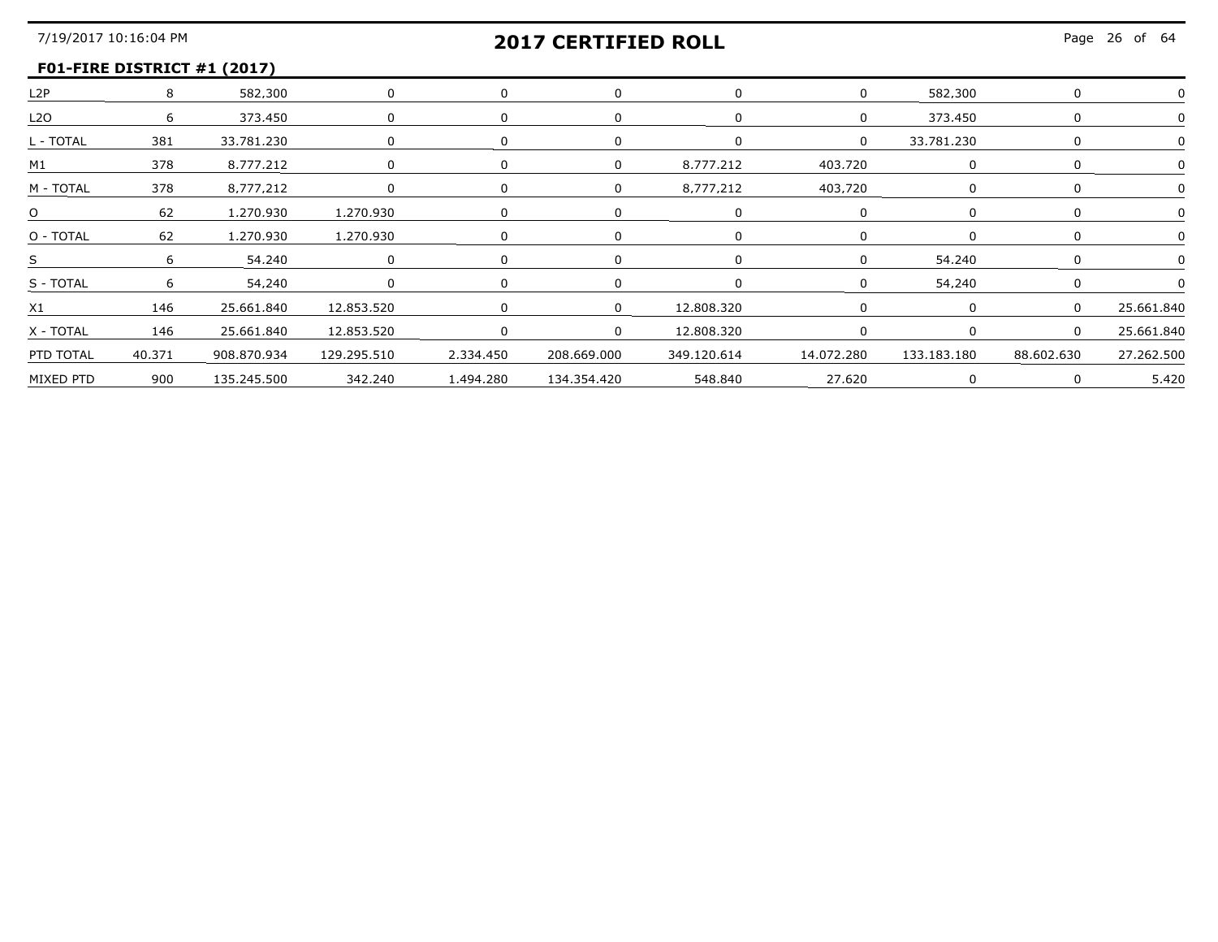## F01-FIRE DISTRICT #1 (2017)

| | | | | | | | | | | |
|---|---|---|---|---|---|---|---|---|---|---|
| L2P | 8 | 582,300 | 0 | 0 | 0 | 0 | 0 | 582,300 | 0 | 0 |
| L2O | 6 | 373.450 | 0 | 0 | 0 | 0 | 0 | 373.450 | 0 | 0 |
| L - TOTAL | 381 | 33.781.230 | 0 | 0 | 0 | 0 | 0 | 33.781.230 | 0 | 0 |
| M1 | 378 | 8.777.212 | 0 | 0 | 0 | 8.777.212 | 403.720 | 0 | 0 | 0 |
| M - TOTAL | 378 | 8,777,212 | 0 | 0 | 0 | 8,777,212 | 403,720 | 0 | 0 | 0 |
| O | 62 | 1.270.930 | 1.270.930 | 0 | 0 | 0 | 0 | 0 | 0 | 0 |
| O - TOTAL | 62 | 1.270.930 | 1.270.930 | 0 | 0 | 0 | 0 | 0 | 0 | 0 |
| S | 6 | 54.240 | 0 | 0 | 0 | 0 | 0 | 54.240 | 0 | 0 |
| S - TOTAL | 6 | 54,240 | 0 | 0 | 0 | 0 | 0 | 54,240 | 0 | 0 |
| X1 | 146 | 25.661.840 | 12.853.520 | 0 | 0 | 12.808.320 | 0 | 0 | 0 | 25.661.840 |
| X - TOTAL | 146 | 25.661.840 | 12.853.520 | 0 | 0 | 12.808.320 | 0 | 0 | 0 | 25.661.840 |
| PTD TOTAL | 40.371 | 908.870.934 | 129.295.510 | 2.334.450 | 208.669.000 | 349.120.614 | 14.072.280 | 133.183.180 | 88.602.630 | 27.262.500 |
| MIXED PTD | 900 | 135.245.500 | 342.240 | 1.494.280 | 134.354.420 | 548.840 | 27.620 | 0 | 0 | 5.420 |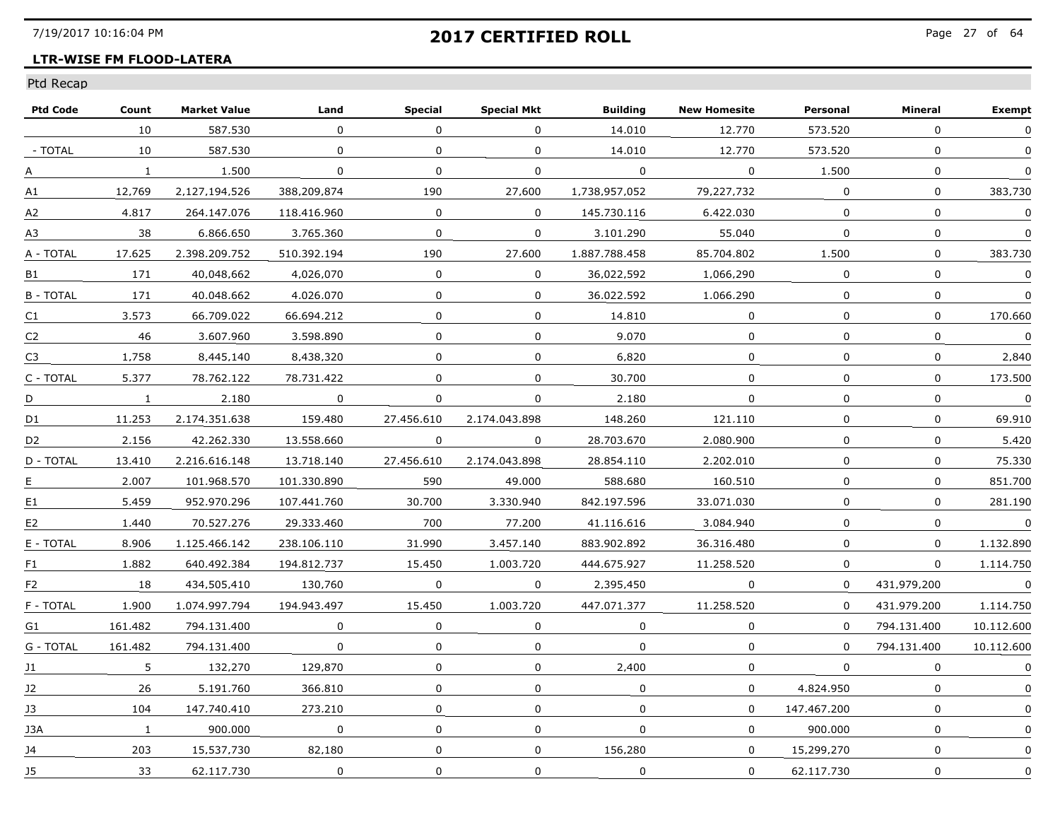## 2017 CERTIFIED ROLL

**LTR-WISE FM FLOOD-LATERA**

Ptd Recap

| Ptd Code | Count | Market Value | Land | Special | Special Mkt | Building | New Homesite | Personal | Mineral | Exempt |
|---|---|---|---|---|---|---|---|---|---|---|
| | 10 | 587.530 | 0 | 0 | 0 | 14.010 | 12.770 | 573.520 | 0 | 0 |
| - TOTAL | 10 | 587.530 | 0 | 0 | 0 | 14.010 | 12.770 | 573.520 | 0 | 0 |
| A | 1 | 1.500 | 0 | 0 | 0 | 0 | 0 | 1.500 | 0 | 0 |
| A1 | 12,769 | 2,127,194,526 | 388,209,874 | 190 | 27,600 | 1,738,957,052 | 79,227,732 | 0 | 0 | 383,730 |
| A2 | 4.817 | 264.147.076 | 118.416.960 | 0 | 0 | 145.730.116 | 6.422.030 | 0 | 0 | 0 |
| A3 | 38 | 6.866.650 | 3.765.360 | 0 | 0 | 3.101.290 | 55.040 | 0 | 0 | 0 |
| A - TOTAL | 17.625 | 2.398.209.752 | 510.392.194 | 190 | 27.600 | 1.887.788.458 | 85.704.802 | 1.500 | 0 | 383.730 |
| B1 | 171 | 40,048,662 | 4,026,070 | 0 | 0 | 36,022,592 | 1,066,290 | 0 | 0 | 0 |
| B - TOTAL | 171 | 40.048.662 | 4.026.070 | 0 | 0 | 36.022.592 | 1.066.290 | 0 | 0 | 0 |
| C1 | 3.573 | 66.709.022 | 66.694.212 | 0 | 0 | 14.810 | 0 | 0 | 0 | 170.660 |
| C2 | 46 | 3.607.960 | 3.598.890 | 0 | 0 | 9.070 | 0 | 0 | 0 | 0 |
| C3 | 1,758 | 8,445,140 | 8,438,320 | 0 | 0 | 6,820 | 0 | 0 | 0 | 2,840 |
| C - TOTAL | 5.377 | 78.762.122 | 78.731.422 | 0 | 0 | 30.700 | 0 | 0 | 0 | 173.500 |
| D | 1 | 2.180 | 0 | 0 | 0 | 2.180 | 0 | 0 | 0 | 0 |
| D1 | 11.253 | 2.174.351.638 | 159.480 | 27.456.610 | 2.174.043.898 | 148.260 | 121.110 | 0 | 0 | 69.910 |
| D2 | 2.156 | 42.262.330 | 13.558.660 | 0 | 0 | 28.703.670 | 2.080.900 | 0 | 0 | 5.420 |
| D - TOTAL | 13.410 | 2.216.616.148 | 13.718.140 | 27.456.610 | 2.174.043.898 | 28.854.110 | 2.202.010 | 0 | 0 | 75.330 |
| E | 2.007 | 101.968.570 | 101.330.890 | 590 | 49.000 | 588.680 | 160.510 | 0 | 0 | 851.700 |
| E1 | 5.459 | 952.970.296 | 107.441.760 | 30.700 | 3.330.940 | 842.197.596 | 33.071.030 | 0 | 0 | 281.190 |
| E2 | 1.440 | 70.527.276 | 29.333.460 | 700 | 77.200 | 41.116.616 | 3.084.940 | 0 | 0 | 0 |
| E - TOTAL | 8.906 | 1.125.466.142 | 238.106.110 | 31.990 | 3.457.140 | 883.902.892 | 36.316.480 | 0 | 0 | 1.132.890 |
| F1 | 1.882 | 640.492.384 | 194.812.737 | 15.450 | 1.003.720 | 444.675.927 | 11.258.520 | 0 | 0 | 1.114.750 |
| F2 | 18 | 434,505,410 | 130,760 | 0 | 0 | 2,395,450 | 0 | 0 | 431,979,200 | 0 |
| F - TOTAL | 1.900 | 1.074.997.794 | 194.943.497 | 15.450 | 1.003.720 | 447.071.377 | 11.258.520 | 0 | 431.979.200 | 1.114.750 |
| G1 | 161.482 | 794.131.400 | 0 | 0 | 0 | 0 | 0 | 0 | 794.131.400 | 10.112.600 |
| G - TOTAL | 161.482 | 794.131.400 | 0 | 0 | 0 | 0 | 0 | 0 | 794.131.400 | 10.112.600 |
| J1 | 5 | 132,270 | 129,870 | 0 | 0 | 2,400 | 0 | 0 | 0 | 0 |
| J2 | 26 | 5.191.760 | 366.810 | 0 | 0 | 0 | 0 | 4.824.950 | 0 | 0 |
| J3 | 104 | 147.740.410 | 273.210 | 0 | 0 | 0 | 0 | 147.467.200 | 0 | 0 |
| J3A | 1 | 900.000 | 0 | 0 | 0 | 0 | 0 | 900.000 | 0 | 0 |
| J4 | 203 | 15,537,730 | 82,180 | 0 | 0 | 156,280 | 0 | 15,299,270 | 0 | 0 |
| J5 | 33 | 62.117.730 | 0 | 0 | 0 | 0 | 0 | 62.117.730 | 0 | 0 |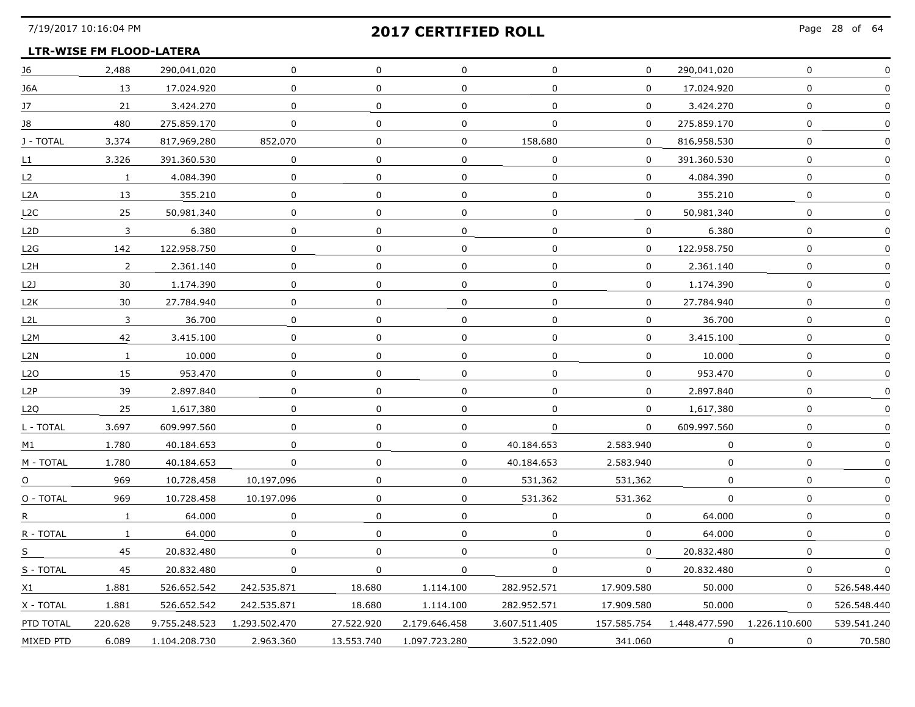## LTR-WISE FM FLOOD-LATERA

| | | | | | | | | | | |
|---|---|---|---|---|---|---|---|---|---|---|
| J6 | 2,488 | 290,041,020 | 0 | 0 | 0 | 0 | 0 | 290,041,020 | 0 | 0 |
| J6A | 13 | 17.024.920 | 0 | 0 | 0 | 0 | 0 | 17.024.920 | 0 | 0 |
| J7 | 21 | 3.424.270 | 0 | 0 | 0 | 0 | 0 | 3.424.270 | 0 | 0 |
| J8 | 480 | 275.859.170 | 0 | 0 | 0 | 0 | 0 | 275.859.170 | 0 | 0 |
| J - TOTAL | 3,374 | 817,969,280 | 852,070 | 0 | 0 | 158,680 | 0 | 816,958,530 | 0 | 0 |
| L1 | 3.326 | 391.360.530 | 0 | 0 | 0 | 0 | 0 | 391.360.530 | 0 | 0 |
| L2 | 1 | 4.084.390 | 0 | 0 | 0 | 0 | 0 | 4.084.390 | 0 | 0 |
| L2A | 13 | 355.210 | 0 | 0 | 0 | 0 | 0 | 355.210 | 0 | 0 |
| L2C | 25 | 50,981,340 | 0 | 0 | 0 | 0 | 0 | 50,981,340 | 0 | 0 |
| L2D | 3 | 6.380 | 0 | 0 | 0 | 0 | 0 | 6.380 | 0 | 0 |
| L2G | 142 | 122.958.750 | 0 | 0 | 0 | 0 | 0 | 122.958.750 | 0 | 0 |
| L2H | 2 | 2.361.140 | 0 | 0 | 0 | 0 | 0 | 2.361.140 | 0 | 0 |
| L2J | 30 | 1.174.390 | 0 | 0 | 0 | 0 | 0 | 1.174.390 | 0 | 0 |
| L2K | 30 | 27.784.940 | 0 | 0 | 0 | 0 | 0 | 27.784.940 | 0 | 0 |
| L2L | 3 | 36.700 | 0 | 0 | 0 | 0 | 0 | 36.700 | 0 | 0 |
| L2M | 42 | 3.415.100 | 0 | 0 | 0 | 0 | 0 | 3.415.100 | 0 | 0 |
| L2N | 1 | 10.000 | 0 | 0 | 0 | 0 | 0 | 10.000 | 0 | 0 |
| L2O | 15 | 953.470 | 0 | 0 | 0 | 0 | 0 | 953.470 | 0 | 0 |
| L2P | 39 | 2.897.840 | 0 | 0 | 0 | 0 | 0 | 2.897.840 | 0 | 0 |
| L2Q | 25 | 1,617,380 | 0 | 0 | 0 | 0 | 0 | 1,617,380 | 0 | 0 |
| L - TOTAL | 3.697 | 609.997.560 | 0 | 0 | 0 | 0 | 0 | 609.997.560 | 0 | 0 |
| M1 | 1.780 | 40.184.653 | 0 | 0 | 0 | 40.184.653 | 2.583.940 | 0 | 0 | 0 |
| M - TOTAL | 1.780 | 40.184.653 | 0 | 0 | 0 | 40.184.653 | 2.583.940 | 0 | 0 | 0 |
| O | 969 | 10,728,458 | 10,197,096 | 0 | 0 | 531,362 | 531,362 | 0 | 0 | 0 |
| O - TOTAL | 969 | 10.728.458 | 10.197.096 | 0 | 0 | 531.362 | 531.362 | 0 | 0 | 0 |
| R | 1 | 64.000 | 0 | 0 | 0 | 0 | 0 | 64.000 | 0 | 0 |
| R - TOTAL | 1 | 64.000 | 0 | 0 | 0 | 0 | 0 | 64.000 | 0 | 0 |
| S | 45 | 20,832,480 | 0 | 0 | 0 | 0 | 0 | 20,832,480 | 0 | 0 |
| S - TOTAL | 45 | 20.832.480 | 0 | 0 | 0 | 0 | 0 | 20.832.480 | 0 | 0 |
| X1 | 1.881 | 526.652.542 | 242.535.871 | 18.680 | 1.114.100 | 282.952.571 | 17.909.580 | 50.000 | 0 | 526.548.440 |
| X - TOTAL | 1.881 | 526.652.542 | 242.535.871 | 18.680 | 1.114.100 | 282.952.571 | 17.909.580 | 50.000 | 0 | 526.548.440 |
| PTD TOTAL | 220.628 | 9.755.248.523 | 1.293.502.470 | 27.522.920 | 2.179.646.458 | 3.607.511.405 | 157.585.754 | 1.448.477.590 | 1.226.110.600 | 539.541.240 |
| MIXED PTD | 6.089 | 1.104.208.730 | 2.963.360 | 13.553.740 | 1.097.723.280 | 3.522.090 | 341.060 | 0 | 0 | 70.580 |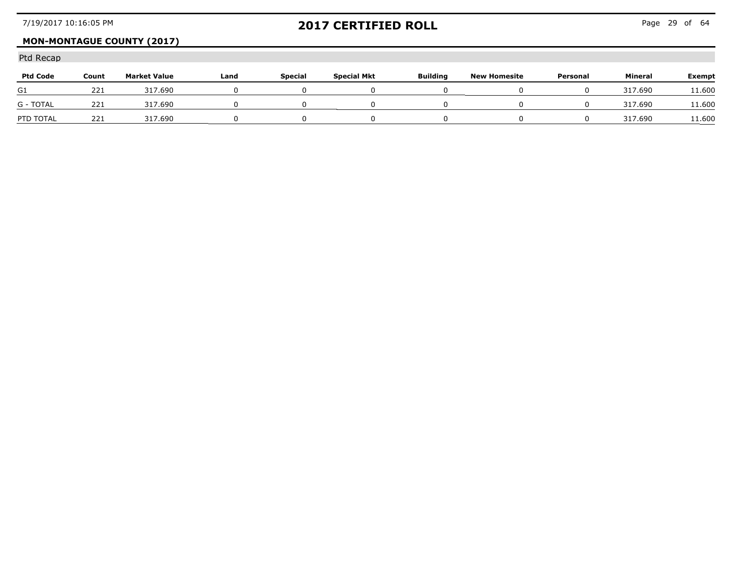# 2017 CERTIFIED ROLL

**MON-MONTAGUE COUNTY (2017)**

Ptd Recap

| Ptd Code | Count | Market Value | Land | Special | Special Mkt | Building | New Homesite | Personal | Mineral | Exempt |
|---|---|---|---|---|---|---|---|---|---|---|
| G1 | 221 | 317.690 | 0 | 0 | 0 | 0 | 0 | 0 | 317.690 | 11.600 |
| G - TOTAL | 221 | 317.690 | 0 | 0 | 0 | 0 | 0 | 0 | 317.690 | 11.600 |
| PTD TOTAL | 221 | 317.690 | 0 | 0 | 0 | 0 | 0 | 0 | 317.690 | 11.600 |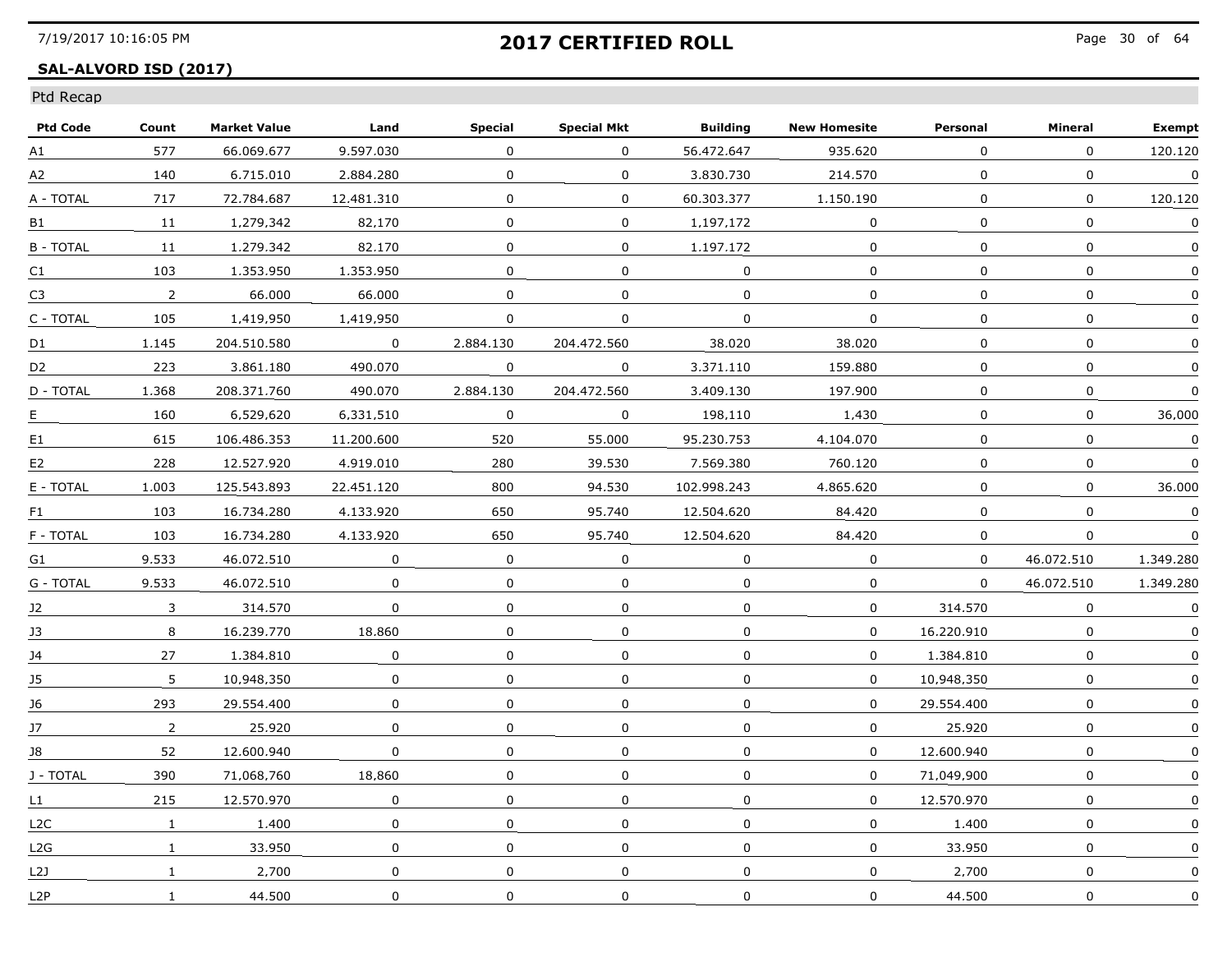## 2017 CERTIFIED ROLL

**SAL-ALVORD ISD (2017)**

Ptd Recap

| Ptd Code | Count | Market Value | Land | Special | Special Mkt | Building | New Homesite | Personal | Mineral | Exempt |
|---|---|---|---|---|---|---|---|---|---|---|
| A1 | 577 | 66.069.677 | 9.597.030 | 0 | 0 | 56.472.647 | 935.620 | 0 | 0 | 120.120 |
| A2 | 140 | 6.715.010 | 2.884.280 | 0 | 0 | 3.830.730 | 214.570 | 0 | 0 | 0 |
| A - TOTAL | 717 | 72.784.687 | 12.481.310 | 0 | 0 | 60.303.377 | 1.150.190 | 0 | 0 | 120.120 |
| B1 | 11 | 1,279,342 | 82,170 | 0 | 0 | 1,197,172 | 0 | 0 | 0 | 0 |
| B - TOTAL | 11 | 1.279.342 | 82.170 | 0 | 0 | 1.197.172 | 0 | 0 | 0 | 0 |
| C1 | 103 | 1.353.950 | 1.353.950 | 0 | 0 | 0 | 0 | 0 | 0 | 0 |
| C3 | 2 | 66.000 | 66.000 | 0 | 0 | 0 | 0 | 0 | 0 | 0 |
| C - TOTAL | 105 | 1,419,950 | 1,419,950 | 0 | 0 | 0 | 0 | 0 | 0 | 0 |
| D1 | 1.145 | 204.510.580 | 0 | 2.884.130 | 204.472.560 | 38.020 | 38.020 | 0 | 0 | 0 |
| D2 | 223 | 3.861.180 | 490.070 | 0 | 0 | 3.371.110 | 159.880 | 0 | 0 | 0 |
| D - TOTAL | 1.368 | 208.371.760 | 490.070 | 2.884.130 | 204.472.560 | 3.409.130 | 197.900 | 0 | 0 | 0 |
| E | 160 | 6,529,620 | 6,331,510 | 0 | 0 | 198,110 | 1,430 | 0 | 0 | 36,000 |
| E1 | 615 | 106.486.353 | 11.200.600 | 520 | 55.000 | 95.230.753 | 4.104.070 | 0 | 0 | 0 |
| E2 | 228 | 12.527.920 | 4.919.010 | 280 | 39.530 | 7.569.380 | 760.120 | 0 | 0 | 0 |
| E - TOTAL | 1.003 | 125.543.893 | 22.451.120 | 800 | 94.530 | 102.998.243 | 4.865.620 | 0 | 0 | 36.000 |
| F1 | 103 | 16.734.280 | 4.133.920 | 650 | 95.740 | 12.504.620 | 84.420 | 0 | 0 | 0 |
| F - TOTAL | 103 | 16.734.280 | 4.133.920 | 650 | 95.740 | 12.504.620 | 84.420 | 0 | 0 | 0 |
| G1 | 9.533 | 46.072.510 | 0 | 0 | 0 | 0 | 0 | 0 | 46.072.510 | 1.349.280 |
| G - TOTAL | 9.533 | 46.072.510 | 0 | 0 | 0 | 0 | 0 | 0 | 46.072.510 | 1.349.280 |
| J2 | 3 | 314.570 | 0 | 0 | 0 | 0 | 0 | 314.570 | 0 | 0 |
| J3 | 8 | 16.239.770 | 18.860 | 0 | 0 | 0 | 0 | 16.220.910 | 0 | 0 |
| J4 | 27 | 1.384.810 | 0 | 0 | 0 | 0 | 0 | 1.384.810 | 0 | 0 |
| J5 | 5 | 10,948,350 | 0 | 0 | 0 | 0 | 0 | 10,948,350 | 0 | 0 |
| J6 | 293 | 29.554.400 | 0 | 0 | 0 | 0 | 0 | 29.554.400 | 0 | 0 |
| J7 | 2 | 25.920 | 0 | 0 | 0 | 0 | 0 | 25.920 | 0 | 0 |
| J8 | 52 | 12.600.940 | 0 | 0 | 0 | 0 | 0 | 12.600.940 | 0 | 0 |
| J - TOTAL | 390 | 71,068,760 | 18,860 | 0 | 0 | 0 | 0 | 71,049,900 | 0 | 0 |
| L1 | 215 | 12.570.970 | 0 | 0 | 0 | 0 | 0 | 12.570.970 | 0 | 0 |
| L2C | 1 | 1.400 | 0 | 0 | 0 | 0 | 0 | 1.400 | 0 | 0 |
| L2G | 1 | 33.950 | 0 | 0 | 0 | 0 | 0 | 33.950 | 0 | 0 |
| L2J | 1 | 2,700 | 0 | 0 | 0 | 0 | 0 | 2,700 | 0 | 0 |
| L2P | 1 | 44.500 | 0 | 0 | 0 | 0 | 0 | 44.500 | 0 | 0 |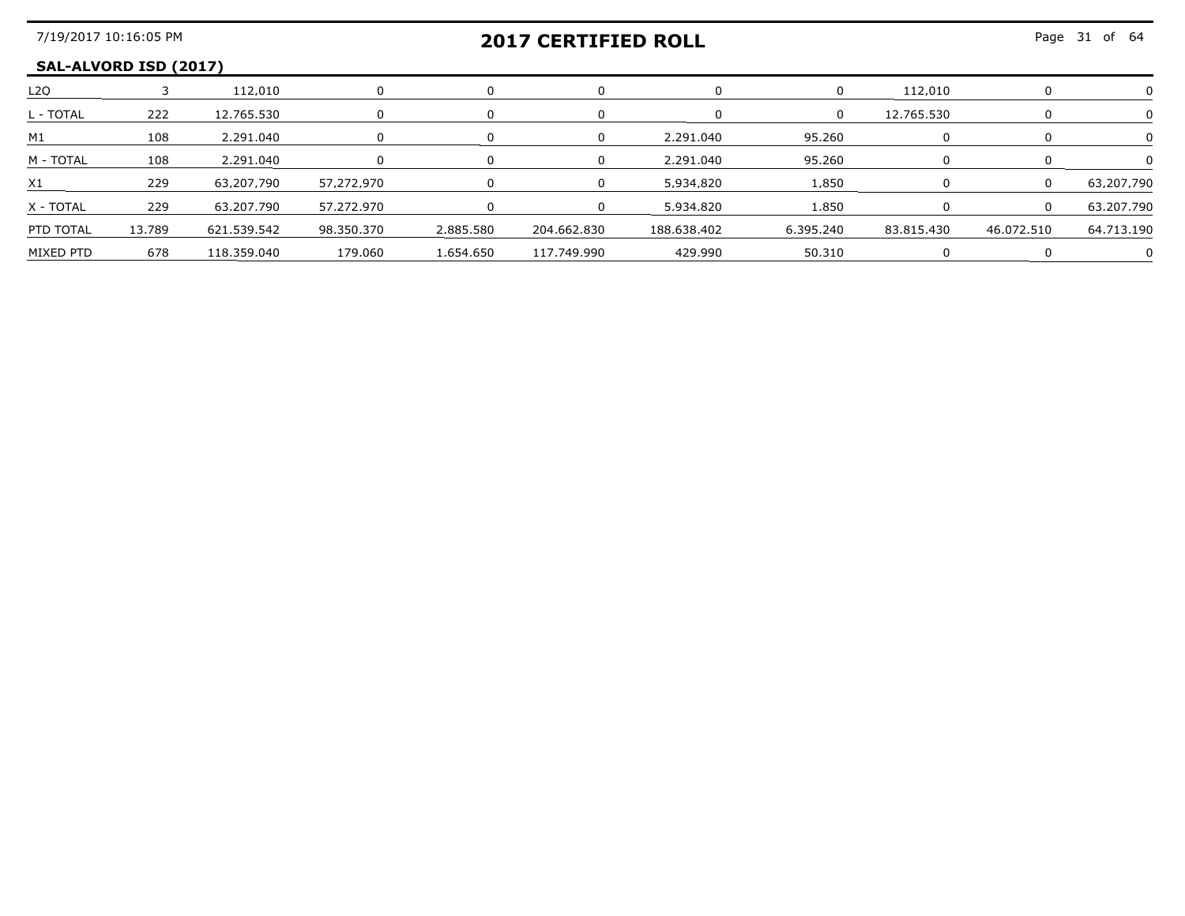## SAL-ALVORD ISD (2017)

| | | | | | | | | | | |
|---|---|---|---|---|---|---|---|---|---|---|
| L2Q | 3 | 112,010 | 0 | 0 | 0 | 0 | 0 | 112,010 | 0 | 0 |
| L - TOTAL | 222 | 12.765.530 | 0 | 0 | 0 | 0 | 0 | 12.765.530 | 0 | 0 |
| M1 | 108 | 2.291.040 | 0 | 0 | 0 | 2.291.040 | 95.260 | 0 | 0 | 0 |
| M - TOTAL | 108 | 2.291.040 | 0 | 0 | 0 | 2.291.040 | 95.260 | 0 | 0 | 0 |
| X1 | 229 | 63,207,790 | 57,272,970 | 0 | 0 | 5,934,820 | 1,850 | 0 | 0 | 63,207,790 |
| X - TOTAL | 229 | 63.207.790 | 57.272.970 | 0 | 0 | 5.934.820 | 1.850 | 0 | 0 | 63.207.790 |
| PTD TOTAL | 13.789 | 621.539.542 | 98.350.370 | 2.885.580 | 204.662.830 | 188.638.402 | 6.395.240 | 83.815.430 | 46.072.510 | 64.713.190 |
| MIXED PTD | 678 | 118.359.040 | 179.060 | 1.654.650 | 117.749.990 | 429.990 | 50.310 | 0 | 0 | 0 |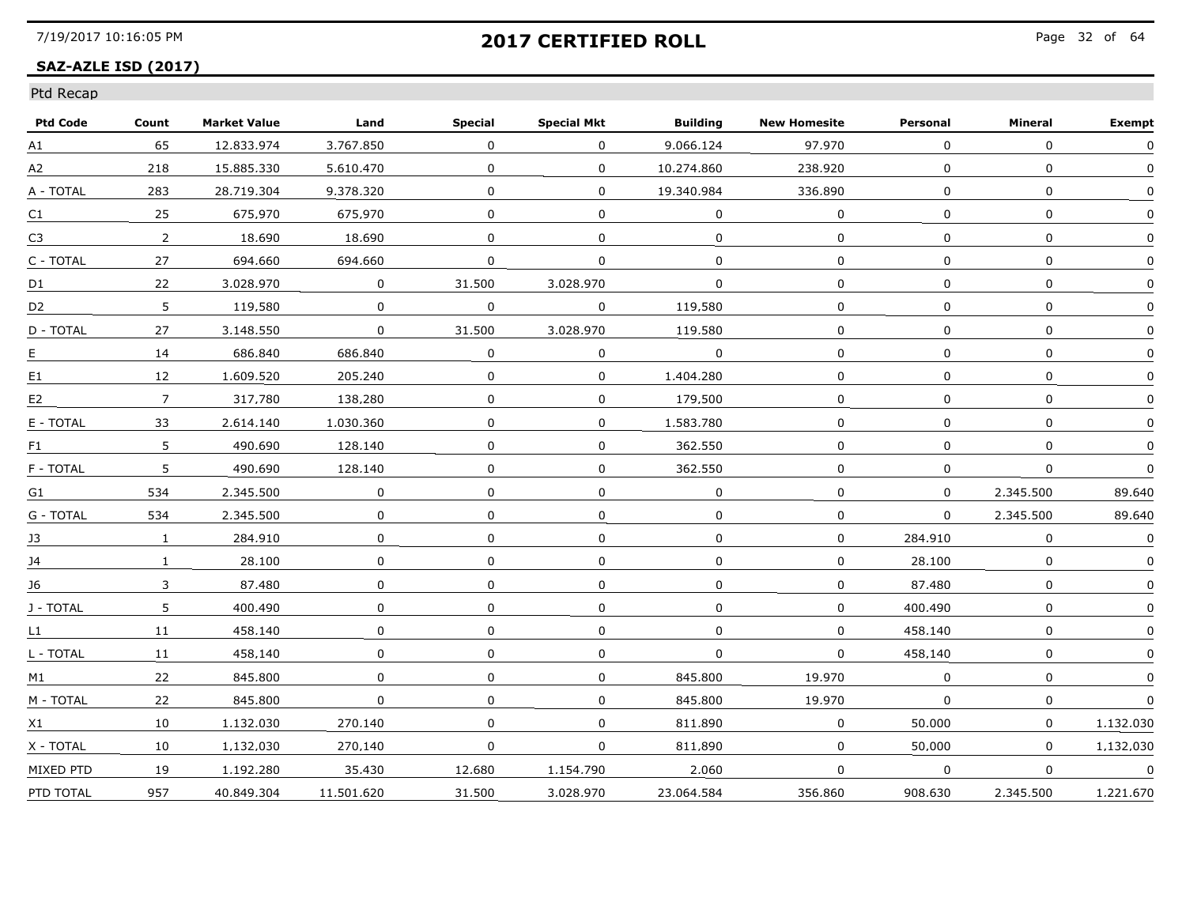## 2017 CERTIFIED ROLL

**SAZ-AZLE ISD (2017)**

Ptd Recap

| Ptd Code | Count | Market Value | Land | Special | Special Mkt | Building | New Homesite | Personal | Mineral | Exempt |
|---|---|---|---|---|---|---|---|---|---|---|
| A1 | 65 | 12.833.974 | 3.767.850 | 0 | 0 | 9.066.124 | 97.970 | 0 | 0 | 0 |
| A2 | 218 | 15.885.330 | 5.610.470 | 0 | 0 | 10.274.860 | 238.920 | 0 | 0 | 0 |
| A - TOTAL | 283 | 28.719.304 | 9.378.320 | 0 | 0 | 19.340.984 | 336.890 | 0 | 0 | 0 |
| C1 | 25 | 675,970 | 675,970 | 0 | 0 | 0 | 0 | 0 | 0 | 0 |
| C3 | 2 | 18.690 | 18.690 | 0 | 0 | 0 | 0 | 0 | 0 | 0 |
| C - TOTAL | 27 | 694.660 | 694.660 | 0 | 0 | 0 | 0 | 0 | 0 | 0 |
| D1 | 22 | 3.028.970 | 0 | 31.500 | 3.028.970 | 0 | 0 | 0 | 0 | 0 |
| D2 | 5 | 119,580 | 0 | 0 | 0 | 119,580 | 0 | 0 | 0 | 0 |
| D - TOTAL | 27 | 3.148.550 | 0 | 31.500 | 3.028.970 | 119.580 | 0 | 0 | 0 | 0 |
| E | 14 | 686.840 | 686.840 | 0 | 0 | 0 | 0 | 0 | 0 | 0 |
| E1 | 12 | 1.609.520 | 205.240 | 0 | 0 | 1.404.280 | 0 | 0 | 0 | 0 |
| E2 | 7 | 317,780 | 138,280 | 0 | 0 | 179,500 | 0 | 0 | 0 | 0 |
| E - TOTAL | 33 | 2.614.140 | 1.030.360 | 0 | 0 | 1.583.780 | 0 | 0 | 0 | 0 |
| F1 | 5 | 490.690 | 128.140 | 0 | 0 | 362.550 | 0 | 0 | 0 | 0 |
| F - TOTAL | 5 | 490.690 | 128.140 | 0 | 0 | 362.550 | 0 | 0 | 0 | 0 |
| G1 | 534 | 2.345.500 | 0 | 0 | 0 | 0 | 0 | 0 | 2.345.500 | 89.640 |
| G - TOTAL | 534 | 2.345.500 | 0 | 0 | 0 | 0 | 0 | 0 | 2.345.500 | 89.640 |
| J3 | 1 | 284.910 | 0 | 0 | 0 | 0 | 0 | 284.910 | 0 | 0 |
| J4 | 1 | 28.100 | 0 | 0 | 0 | 0 | 0 | 28.100 | 0 | 0 |
| J6 | 3 | 87.480 | 0 | 0 | 0 | 0 | 0 | 87.480 | 0 | 0 |
| J - TOTAL | 5 | 400.490 | 0 | 0 | 0 | 0 | 0 | 400.490 | 0 | 0 |
| L1 | 11 | 458.140 | 0 | 0 | 0 | 0 | 0 | 458.140 | 0 | 0 |
| L - TOTAL | 11 | 458,140 | 0 | 0 | 0 | 0 | 0 | 458,140 | 0 | 0 |
| M1 | 22 | 845.800 | 0 | 0 | 0 | 845.800 | 19.970 | 0 | 0 | 0 |
| M - TOTAL | 22 | 845.800 | 0 | 0 | 0 | 845.800 | 19.970 | 0 | 0 | 0 |
| X1 | 10 | 1.132.030 | 270.140 | 0 | 0 | 811.890 | 0 | 50.000 | 0 | 1.132.030 |
| X - TOTAL | 10 | 1,132,030 | 270,140 | 0 | 0 | 811,890 | 0 | 50,000 | 0 | 1,132,030 |
| MIXED PTD | 19 | 1.192.280 | 35.430 | 12.680 | 1.154.790 | 2.060 | 0 | 0 | 0 | 0 |
| PTD TOTAL | 957 | 40.849.304 | 11.501.620 | 31.500 | 3.028.970 | 23.064.584 | 356.860 | 908.630 | 2.345.500 | 1.221.670 |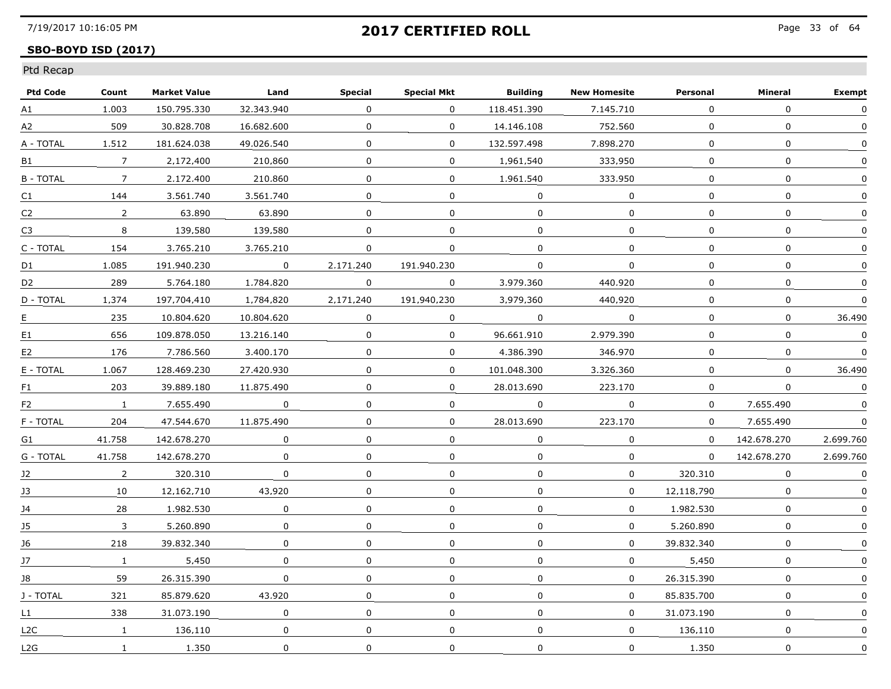## 2017 CERTIFIED ROLL

**SBO-BOYD ISD (2017)**

Ptd Recap

| Ptd Code | Count | Market Value | Land | Special | Special Mkt | Building | New Homesite | Personal | Mineral | Exempt |
|---|---|---|---|---|---|---|---|---|---|---|
| A1 | 1.003 | 150.795.330 | 32.343.940 | 0 | 0 | 118.451.390 | 7.145.710 | 0 | 0 | 0 |
| A2 | 509 | 30.828.708 | 16.682.600 | 0 | 0 | 14.146.108 | 752.560 | 0 | 0 | 0 |
| A - TOTAL | 1.512 | 181.624.038 | 49.026.540 | 0 | 0 | 132.597.498 | 7.898.270 | 0 | 0 | 0 |
| B1 | 7 | 2,172,400 | 210,860 | 0 | 0 | 1,961,540 | 333,950 | 0 | 0 | 0 |
| B - TOTAL | 7 | 2.172.400 | 210.860 | 0 | 0 | 1.961.540 | 333.950 | 0 | 0 | 0 |
| C1 | 144 | 3.561.740 | 3.561.740 | 0 | 0 | 0 | 0 | 0 | 0 | 0 |
| C2 | 2 | 63.890 | 63.890 | 0 | 0 | 0 | 0 | 0 | 0 | 0 |
| C3 | 8 | 139,580 | 139,580 | 0 | 0 | 0 | 0 | 0 | 0 | 0 |
| C - TOTAL | 154 | 3.765.210 | 3.765.210 | 0 | 0 | 0 | 0 | 0 | 0 | 0 |
| D1 | 1.085 | 191.940.230 | 0 | 2.171.240 | 191.940.230 | 0 | 0 | 0 | 0 | 0 |
| D2 | 289 | 5.764.180 | 1.784.820 | 0 | 0 | 3.979.360 | 440.920 | 0 | 0 | 0 |
| D - TOTAL | 1,374 | 197,704,410 | 1,784,820 | 2,171,240 | 191,940,230 | 3,979,360 | 440,920 | 0 | 0 | 0 |
| E | 235 | 10.804.620 | 10.804.620 | 0 | 0 | 0 | 0 | 0 | 0 | 36.490 |
| E1 | 656 | 109.878.050 | 13.216.140 | 0 | 0 | 96.661.910 | 2.979.390 | 0 | 0 | 0 |
| E2 | 176 | 7.786.560 | 3.400.170 | 0 | 0 | 4.386.390 | 346.970 | 0 | 0 | 0 |
| E - TOTAL | 1.067 | 128.469.230 | 27.420.930 | 0 | 0 | 101.048.300 | 3.326.360 | 0 | 0 | 36.490 |
| F1 | 203 | 39.889.180 | 11.875.490 | 0 | 0 | 28.013.690 | 223.170 | 0 | 0 | 0 |
| F2 | 1 | 7.655.490 | 0 | 0 | 0 | 0 | 0 | 0 | 7.655.490 | 0 |
| F - TOTAL | 204 | 47.544.670 | 11.875.490 | 0 | 0 | 28.013.690 | 223.170 | 0 | 7.655.490 | 0 |
| G1 | 41.758 | 142.678.270 | 0 | 0 | 0 | 0 | 0 | 0 | 142.678.270 | 2.699.760 |
| G - TOTAL | 41.758 | 142.678.270 | 0 | 0 | 0 | 0 | 0 | 0 | 142.678.270 | 2.699.760 |
| J2 | 2 | 320.310 | 0 | 0 | 0 | 0 | 0 | 320.310 | 0 | 0 |
| J3 | 10 | 12,162,710 | 43,920 | 0 | 0 | 0 | 0 | 12,118,790 | 0 | 0 |
| J4 | 28 | 1.982.530 | 0 | 0 | 0 | 0 | 0 | 1.982.530 | 0 | 0 |
| J5 | 3 | 5.260.890 | 0 | 0 | 0 | 0 | 0 | 5.260.890 | 0 | 0 |
| J6 | 218 | 39.832.340 | 0 | 0 | 0 | 0 | 0 | 39.832.340 | 0 | 0 |
| J7 | 1 | 5,450 | 0 | 0 | 0 | 0 | 0 | 5,450 | 0 | 0 |
| J8 | 59 | 26.315.390 | 0 | 0 | 0 | 0 | 0 | 26.315.390 | 0 | 0 |
| J - TOTAL | 321 | 85.879.620 | 43.920 | 0 | 0 | 0 | 0 | 85.835.700 | 0 | 0 |
| L1 | 338 | 31.073.190 | 0 | 0 | 0 | 0 | 0 | 31.073.190 | 0 | 0 |
| L2C | 1 | 136,110 | 0 | 0 | 0 | 0 | 0 | 136,110 | 0 | 0 |
| L2G | 1 | 1.350 | 0 | 0 | 0 | 0 | 0 | 1.350 | 0 | 0 |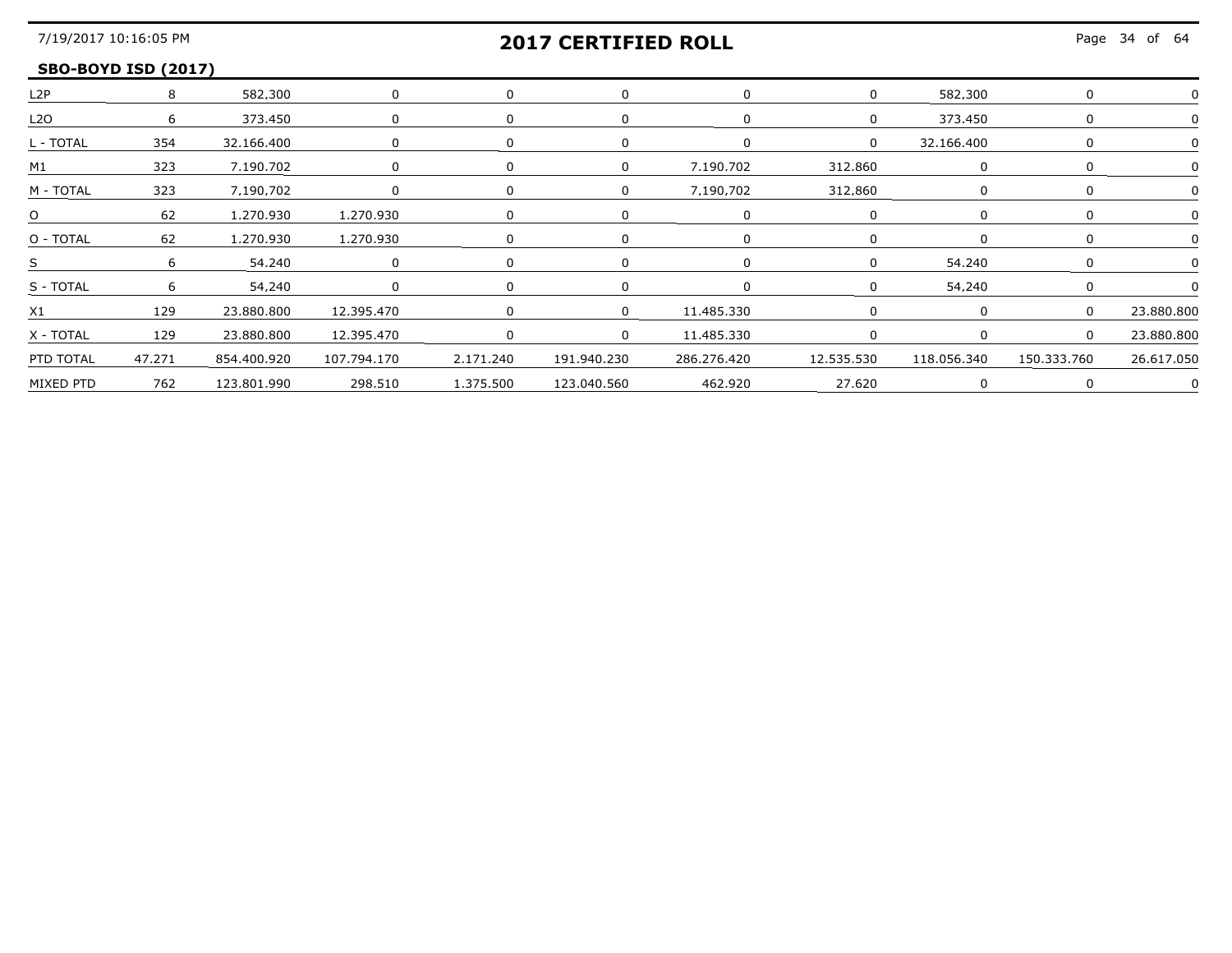## SBO-BOYD ISD (2017)

| | | | | | | | | | | |
|---|---|---|---|---|---|---|---|---|---|---|
| L2P | 8 | 582,300 | 0 | 0 | 0 | 0 | 0 | 582,300 | 0 | 0 |
| L2O | 6 | 373.450 | 0 | 0 | 0 | 0 | 0 | 373.450 | 0 | 0 |
| L - TOTAL | 354 | 32.166.400 | 0 | 0 | 0 | 0 | 0 | 32.166.400 | 0 | 0 |
| M1 | 323 | 7.190.702 | 0 | 0 | 0 | 7.190.702 | 312.860 | 0 | 0 | 0 |
| M - TOTAL | 323 | 7,190,702 | 0 | 0 | 0 | 7,190,702 | 312,860 | 0 | 0 | 0 |
| O | 62 | 1.270.930 | 1.270.930 | 0 | 0 | 0 | 0 | 0 | 0 | 0 |
| O - TOTAL | 62 | 1.270.930 | 1.270.930 | 0 | 0 | 0 | 0 | 0 | 0 | 0 |
| S | 6 | 54.240 | 0 | 0 | 0 | 0 | 0 | 54.240 | 0 | 0 |
| S - TOTAL | 6 | 54,240 | 0 | 0 | 0 | 0 | 0 | 54,240 | 0 | 0 |
| X1 | 129 | 23.880.800 | 12.395.470 | 0 | 0 | 11.485.330 | 0 | 0 | 0 | 23.880.800 |
| X - TOTAL | 129 | 23.880.800 | 12.395.470 | 0 | 0 | 11.485.330 | 0 | 0 | 0 | 23.880.800 |
| PTD TOTAL | 47.271 | 854.400.920 | 107.794.170 | 2.171.240 | 191.940.230 | 286.276.420 | 12.535.530 | 118.056.340 | 150.333.760 | 26.617.050 |
| MIXED PTD | 762 | 123.801.990 | 298.510 | 1.375.500 | 123.040.560 | 462.920 | 27.620 | 0 | 0 | 0 |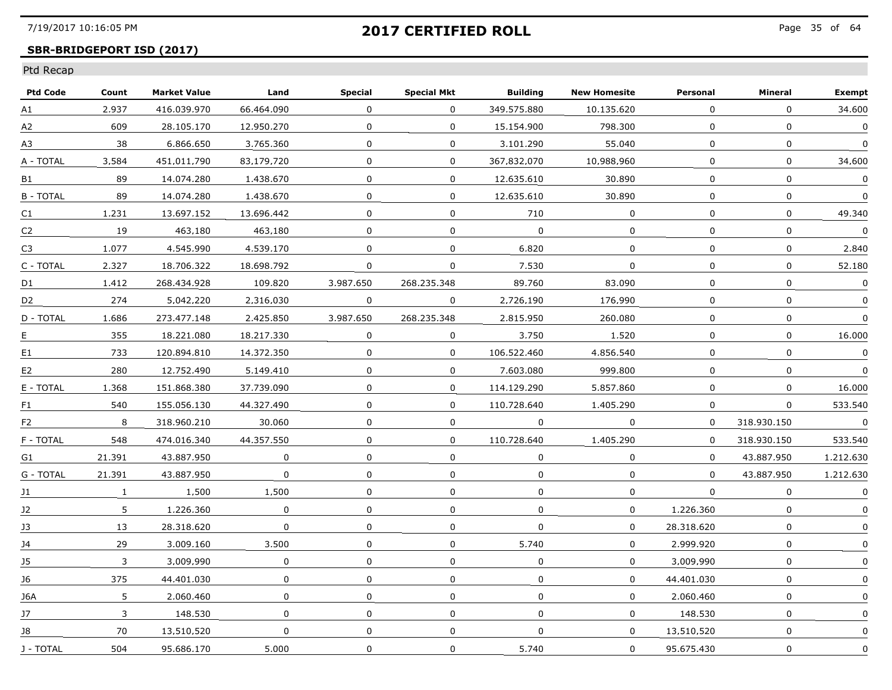## 2017 CERTIFIED ROLL

**SBR-BRIDGEPORT ISD (2017)**

Ptd Recap

| Ptd Code | Count | Market Value | Land | Special | Special Mkt | Building | New Homesite | Personal | Mineral | Exempt |
|---|---|---|---|---|---|---|---|---|---|---|
| A1 | 2.937 | 416.039.970 | 66.464.090 | 0 | 0 | 349.575.880 | 10.135.620 | 0 | 0 | 34.600 |
| A2 | 609 | 28.105.170 | 12.950.270 | 0 | 0 | 15.154.900 | 798.300 | 0 | 0 | 0 |
| A3 | 38 | 6.866.650 | 3.765.360 | 0 | 0 | 3.101.290 | 55.040 | 0 | 0 | 0 |
| A - TOTAL | 3,584 | 451,011,790 | 83,179,720 | 0 | 0 | 367,832,070 | 10,988,960 | 0 | 0 | 34,600 |
| B1 | 89 | 14.074.280 | 1.438.670 | 0 | 0 | 12.635.610 | 30.890 | 0 | 0 | 0 |
| B - TOTAL | 89 | 14.074.280 | 1.438.670 | 0 | 0 | 12.635.610 | 30.890 | 0 | 0 | 0 |
| C1 | 1.231 | 13.697.152 | 13.696.442 | 0 | 0 | 710 | 0 | 0 | 0 | 49.340 |
| C2 | 19 | 463,180 | 463,180 | 0 | 0 | 0 | 0 | 0 | 0 | 0 |
| C3 | 1.077 | 4.545.990 | 4.539.170 | 0 | 0 | 6.820 | 0 | 0 | 0 | 2.840 |
| C - TOTAL | 2.327 | 18.706.322 | 18.698.792 | 0 | 0 | 7.530 | 0 | 0 | 0 | 52.180 |
| D1 | 1.412 | 268.434.928 | 109.820 | 3.987.650 | 268.235.348 | 89.760 | 83.090 | 0 | 0 | 0 |
| D2 | 274 | 5,042,220 | 2,316,030 | 0 | 0 | 2,726,190 | 176,990 | 0 | 0 | 0 |
| D - TOTAL | 1.686 | 273.477.148 | 2.425.850 | 3.987.650 | 268.235.348 | 2.815.950 | 260.080 | 0 | 0 | 0 |
| E | 355 | 18.221.080 | 18.217.330 | 0 | 0 | 3.750 | 1.520 | 0 | 0 | 16.000 |
| E1 | 733 | 120.894.810 | 14.372.350 | 0 | 0 | 106.522.460 | 4.856.540 | 0 | 0 | 0 |
| E2 | 280 | 12.752.490 | 5.149.410 | 0 | 0 | 7.603.080 | 999.800 | 0 | 0 | 0 |
| E - TOTAL | 1.368 | 151.868.380 | 37.739.090 | 0 | 0 | 114.129.290 | 5.857.860 | 0 | 0 | 16.000 |
| F1 | 540 | 155.056.130 | 44.327.490 | 0 | 0 | 110.728.640 | 1.405.290 | 0 | 0 | 533.540 |
| F2 | 8 | 318.960.210 | 30.060 | 0 | 0 | 0 | 0 | 0 | 318.930.150 | 0 |
| F - TOTAL | 548 | 474.016.340 | 44.357.550 | 0 | 0 | 110.728.640 | 1.405.290 | 0 | 318.930.150 | 533.540 |
| G1 | 21.391 | 43.887.950 | 0 | 0 | 0 | 0 | 0 | 0 | 43.887.950 | 1.212.630 |
| G - TOTAL | 21.391 | 43.887.950 | 0 | 0 | 0 | 0 | 0 | 0 | 43.887.950 | 1.212.630 |
| J1 | 1 | 1,500 | 1,500 | 0 | 0 | 0 | 0 | 0 | 0 | 0 |
| J2 | 5 | 1.226.360 | 0 | 0 | 0 | 0 | 0 | 1.226.360 | 0 | 0 |
| J3 | 13 | 28.318.620 | 0 | 0 | 0 | 0 | 0 | 28.318.620 | 0 | 0 |
| J4 | 29 | 3.009.160 | 3.500 | 0 | 0 | 5.740 | 0 | 2.999.920 | 0 | 0 |
| J5 | 3 | 3,009,990 | 0 | 0 | 0 | 0 | 0 | 3,009,990 | 0 | 0 |
| J6 | 375 | 44.401.030 | 0 | 0 | 0 | 0 | 0 | 44.401.030 | 0 | 0 |
| J6A | 5 | 2.060.460 | 0 | 0 | 0 | 0 | 0 | 2.060.460 | 0 | 0 |
| J7 | 3 | 148.530 | 0 | 0 | 0 | 0 | 0 | 148.530 | 0 | 0 |
| J8 | 70 | 13,510,520 | 0 | 0 | 0 | 0 | 0 | 13,510,520 | 0 | 0 |
| J - TOTAL | 504 | 95.686.170 | 5.000 | 0 | 0 | 5.740 | 0 | 95.675.430 | 0 | 0 |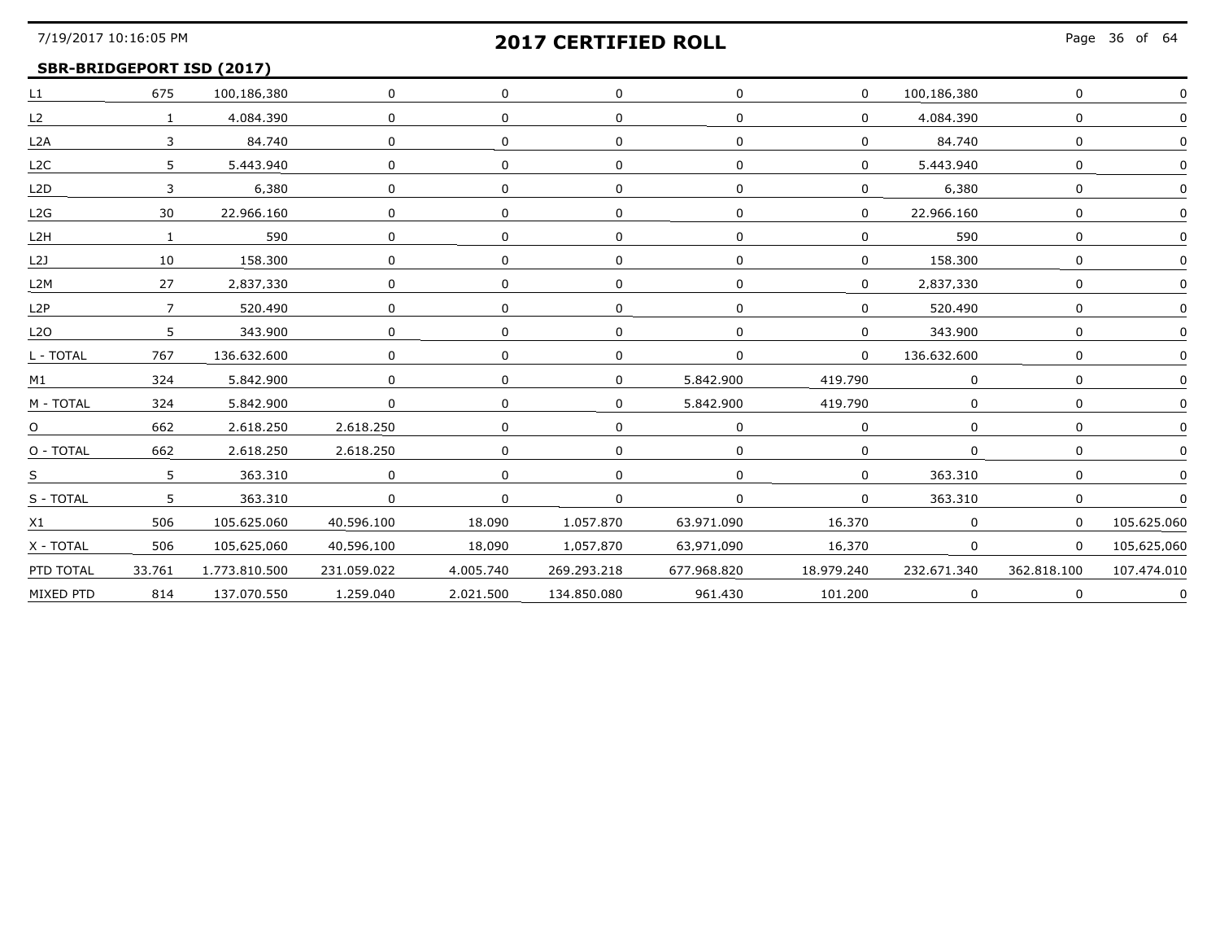## 2017 CERTIFIED ROLL

### SBR-BRIDGEPORT ISD (2017)

| | | | | | | | | | | |
|---|---|---|---|---|---|---|---|---|---|---|
| L1 | 675 | 100,186,380 | 0 | 0 | 0 | 0 | 0 | 100,186,380 | 0 | 0 |
| L2 | 1 | 4.084.390 | 0 | 0 | 0 | 0 | 0 | 4.084.390 | 0 | 0 |
| L2A | 3 | 84.740 | 0 | 0 | 0 | 0 | 0 | 84.740 | 0 | 0 |
| L2C | 5 | 5.443.940 | 0 | 0 | 0 | 0 | 0 | 5.443.940 | 0 | 0 |
| L2D | 3 | 6,380 | 0 | 0 | 0 | 0 | 0 | 6,380 | 0 | 0 |
| L2G | 30 | 22.966.160 | 0 | 0 | 0 | 0 | 0 | 22.966.160 | 0 | 0 |
| L2H | 1 | 590 | 0 | 0 | 0 | 0 | 0 | 590 | 0 | 0 |
| L2J | 10 | 158.300 | 0 | 0 | 0 | 0 | 0 | 158.300 | 0 | 0 |
| L2M | 27 | 2,837,330 | 0 | 0 | 0 | 0 | 0 | 2,837,330 | 0 | 0 |
| L2P | 7 | 520.490 | 0 | 0 | 0 | 0 | 0 | 520.490 | 0 | 0 |
| L2O | 5 | 343.900 | 0 | 0 | 0 | 0 | 0 | 343.900 | 0 | 0 |
| L - TOTAL | 767 | 136.632.600 | 0 | 0 | 0 | 0 | 0 | 136.632.600 | 0 | 0 |
| M1 | 324 | 5.842.900 | 0 | 0 | 0 | 5.842.900 | 419.790 | 0 | 0 | 0 |
| M - TOTAL | 324 | 5.842.900 | 0 | 0 | 0 | 5.842.900 | 419.790 | 0 | 0 | 0 |
| O | 662 | 2.618.250 | 2.618.250 | 0 | 0 | 0 | 0 | 0 | 0 | 0 |
| O - TOTAL | 662 | 2.618.250 | 2.618.250 | 0 | 0 | 0 | 0 | 0 | 0 | 0 |
| S | 5 | 363.310 | 0 | 0 | 0 | 0 | 0 | 363.310 | 0 | 0 |
| S - TOTAL | 5 | 363.310 | 0 | 0 | 0 | 0 | 0 | 363.310 | 0 | 0 |
| X1 | 506 | 105.625.060 | 40.596.100 | 18.090 | 1.057.870 | 63.971.090 | 16.370 | 0 | 0 | 105.625.060 |
| X - TOTAL | 506 | 105,625,060 | 40,596,100 | 18,090 | 1,057,870 | 63,971,090 | 16,370 | 0 | 0 | 105,625,060 |
| PTD TOTAL | 33.761 | 1.773.810.500 | 231.059.022 | 4.005.740 | 269.293.218 | 677.968.820 | 18.979.240 | 232.671.340 | 362.818.100 | 107.474.010 |
| MIXED PTD | 814 | 137.070.550 | 1.259.040 | 2.021.500 | 134.850.080 | 961.430 | 101.200 | 0 | 0 | 0 |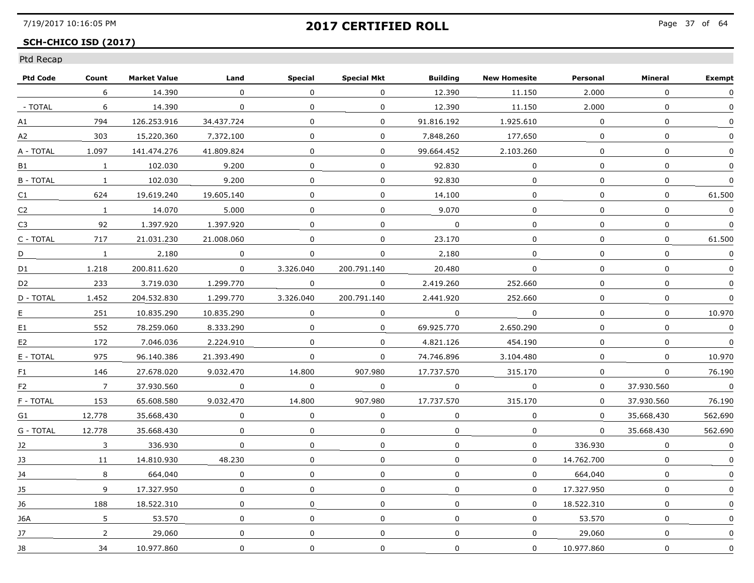## SCH-CHICO ISD (2017)

# 2017 CERTIFIED ROLL

Ptd Recap

| Ptd Code | Count | Market Value | Land | Special | Special Mkt | Building | New Homesite | Personal | Mineral | Exempt |
|---|---|---|---|---|---|---|---|---|---|---|
| | 6 | 14.390 | 0 | 0 | 0 | 12.390 | 11.150 | 2.000 | 0 | 0 |
| - TOTAL | 6 | 14.390 | 0 | 0 | 0 | 12.390 | 11.150 | 2.000 | 0 | 0 |
| A1 | 794 | 126.253.916 | 34.437.724 | 0 | 0 | 91.816.192 | 1.925.610 | 0 | 0 | 0 |
| A2 | 303 | 15,220,360 | 7,372,100 | 0 | 0 | 7,848,260 | 177,650 | 0 | 0 | 0 |
| A - TOTAL | 1.097 | 141.474.276 | 41.809.824 | 0 | 0 | 99.664.452 | 2.103.260 | 0 | 0 | 0 |
| B1 | 1 | 102.030 | 9.200 | 0 | 0 | 92.830 | 0 | 0 | 0 | 0 |
| B - TOTAL | 1 | 102.030 | 9.200 | 0 | 0 | 92.830 | 0 | 0 | 0 | 0 |
| C1 | 624 | 19,619,240 | 19,605,140 | 0 | 0 | 14,100 | 0 | 0 | 0 | 61,500 |
| C2 | 1 | 14.070 | 5.000 | 0 | 0 | 9.070 | 0 | 0 | 0 | 0 |
| C3 | 92 | 1.397.920 | 1.397.920 | 0 | 0 | 0 | 0 | 0 | 0 | 0 |
| C - TOTAL | 717 | 21.031.230 | 21.008.060 | 0 | 0 | 23.170 | 0 | 0 | 0 | 61.500 |
| D | 1 | 2,180 | 0 | 0 | 0 | 2,180 | 0 | 0 | 0 | 0 |
| D1 | 1.218 | 200.811.620 | 0 | 3.326.040 | 200.791.140 | 20.480 | 0 | 0 | 0 | 0 |
| D2 | 233 | 3.719.030 | 1.299.770 | 0 | 0 | 2.419.260 | 252.660 | 0 | 0 | 0 |
| D - TOTAL | 1.452 | 204.532.830 | 1.299.770 | 3.326.040 | 200.791.140 | 2.441.920 | 252.660 | 0 | 0 | 0 |
| E | 251 | 10.835.290 | 10.835.290 | 0 | 0 | 0 | 0 | 0 | 0 | 10.970 |
| E1 | 552 | 78.259.060 | 8.333.290 | 0 | 0 | 69.925.770 | 2.650.290 | 0 | 0 | 0 |
| E2 | 172 | 7.046.036 | 2.224.910 | 0 | 0 | 4.821.126 | 454.190 | 0 | 0 | 0 |
| E - TOTAL | 975 | 96.140.386 | 21.393.490 | 0 | 0 | 74.746.896 | 3.104.480 | 0 | 0 | 10.970 |
| F1 | 146 | 27.678.020 | 9.032.470 | 14.800 | 907.980 | 17.737.570 | 315.170 | 0 | 0 | 76.190 |
| F2 | 7 | 37.930.560 | 0 | 0 | 0 | 0 | 0 | 0 | 37.930.560 | 0 |
| F - TOTAL | 153 | 65.608.580 | 9.032.470 | 14.800 | 907.980 | 17.737.570 | 315.170 | 0 | 37.930.560 | 76.190 |
| G1 | 12,778 | 35,668,430 | 0 | 0 | 0 | 0 | 0 | 0 | 35,668,430 | 562,690 |
| G - TOTAL | 12.778 | 35.668.430 | 0 | 0 | 0 | 0 | 0 | 0 | 35.668.430 | 562.690 |
| J2 | 3 | 336.930 | 0 | 0 | 0 | 0 | 0 | 336.930 | 0 | 0 |
| J3 | 11 | 14.810.930 | 48.230 | 0 | 0 | 0 | 0 | 14.762.700 | 0 | 0 |
| J4 | 8 | 664,040 | 0 | 0 | 0 | 0 | 0 | 664,040 | 0 | 0 |
| J5 | 9 | 17.327.950 | 0 | 0 | 0 | 0 | 0 | 17.327.950 | 0 | 0 |
| J6 | 188 | 18.522.310 | 0 | 0 | 0 | 0 | 0 | 18.522.310 | 0 | 0 |
| J6A | 5 | 53.570 | 0 | 0 | 0 | 0 | 0 | 53.570 | 0 | 0 |
| J7 | 2 | 29,060 | 0 | 0 | 0 | 0 | 0 | 29,060 | 0 | 0 |
| J8 | 34 | 10.977.860 | 0 | 0 | 0 | 0 | 0 | 10.977.860 | 0 | 0 |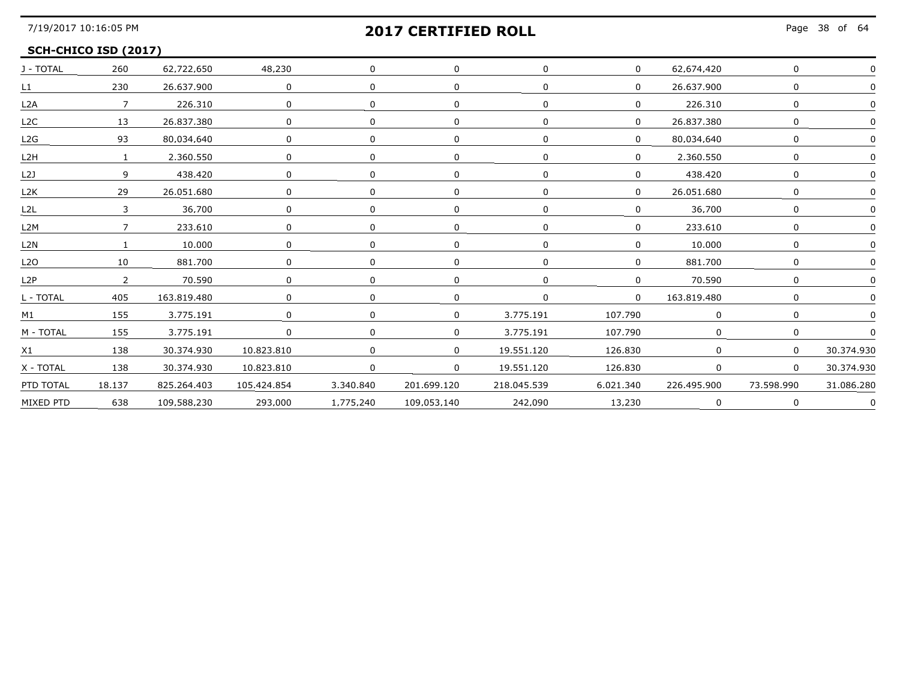**2017 CERTIFIED ROLL**

**SCH-CHICO ISD (2017)**

| | | | | | | | | | | |
|---|---|---|---|---|---|---|---|---|---|---|
| J - TOTAL | 260 | 62,722,650 | 48,230 | 0 | 0 | 0 | 0 | 62,674,420 | 0 | 0 |
| L1 | 230 | 26.637.900 | 0 | 0 | 0 | 0 | 0 | 26.637.900 | 0 | 0 |
| L2A | 7 | 226.310 | 0 | 0 | 0 | 0 | 0 | 226.310 | 0 | 0 |
| L2C | 13 | 26.837.380 | 0 | 0 | 0 | 0 | 0 | 26.837.380 | 0 | 0 |
| L2G | 93 | 80,034,640 | 0 | 0 | 0 | 0 | 0 | 80,034,640 | 0 | 0 |
| L2H | 1 | 2.360.550 | 0 | 0 | 0 | 0 | 0 | 2.360.550 | 0 | 0 |
| L2J | 9 | 438.420 | 0 | 0 | 0 | 0 | 0 | 438.420 | 0 | 0 |
| L2K | 29 | 26.051.680 | 0 | 0 | 0 | 0 | 0 | 26.051.680 | 0 | 0 |
| L2L | 3 | 36,700 | 0 | 0 | 0 | 0 | 0 | 36,700 | 0 | 0 |
| L2M | 7 | 233.610 | 0 | 0 | 0 | 0 | 0 | 233.610 | 0 | 0 |
| L2N | 1 | 10.000 | 0 | 0 | 0 | 0 | 0 | 10.000 | 0 | 0 |
| L2O | 10 | 881.700 | 0 | 0 | 0 | 0 | 0 | 881.700 | 0 | 0 |
| L2P | 2 | 70.590 | 0 | 0 | 0 | 0 | 0 | 70.590 | 0 | 0 |
| L - TOTAL | 405 | 163.819.480 | 0 | 0 | 0 | 0 | 0 | 163.819.480 | 0 | 0 |
| M1 | 155 | 3.775.191 | 0 | 0 | 0 | 3.775.191 | 107.790 | 0 | 0 | 0 |
| M - TOTAL | 155 | 3.775.191 | 0 | 0 | 0 | 3.775.191 | 107.790 | 0 | 0 | 0 |
| X1 | 138 | 30.374.930 | 10.823.810 | 0 | 0 | 19.551.120 | 126.830 | 0 | 0 | 30.374.930 |
| X - TOTAL | 138 | 30.374.930 | 10.823.810 | 0 | 0 | 19.551.120 | 126.830 | 0 | 0 | 30.374.930 |
| PTD TOTAL | 18.137 | 825.264.403 | 105.424.854 | 3.340.840 | 201.699.120 | 218.045.539 | 6.021.340 | 226.495.900 | 73.598.990 | 31.086.280 |
| MIXED PTD | 638 | 109,588,230 | 293,000 | 1,775,240 | 109,053,140 | 242,090 | 13,230 | 0 | 0 | 0 |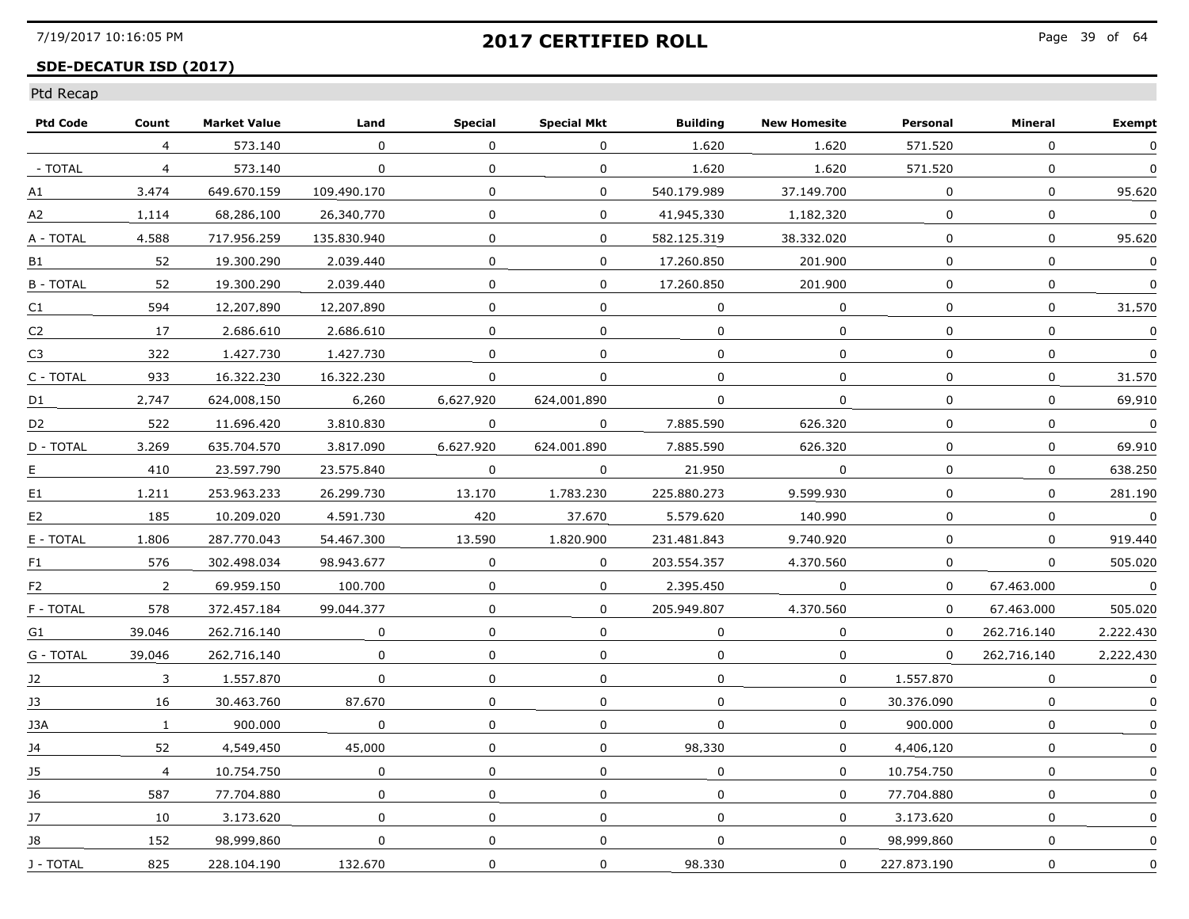## 2017 CERTIFIED ROLL

### SDE-DECATUR ISD (2017)

Ptd Recap

| Ptd Code | Count | Market Value | Land | Special | Special Mkt | Building | New Homesite | Personal | Mineral | Exempt |
|---|---|---|---|---|---|---|---|---|---|---|
| | 4 | 573.140 | 0 | 0 | 0 | 1.620 | 1.620 | 571.520 | 0 | 0 |
| - TOTAL | 4 | 573.140 | 0 | 0 | 0 | 1.620 | 1.620 | 571.520 | 0 | 0 |
| A1 | 3.474 | 649.670.159 | 109.490.170 | 0 | 0 | 540.179.989 | 37.149.700 | 0 | 0 | 95.620 |
| A2 | 1,114 | 68,286,100 | 26,340,770 | 0 | 0 | 41,945,330 | 1,182,320 | 0 | 0 | 0 |
| A - TOTAL | 4.588 | 717.956.259 | 135.830.940 | 0 | 0 | 582.125.319 | 38.332.020 | 0 | 0 | 95.620 |
| B1 | 52 | 19.300.290 | 2.039.440 | 0 | 0 | 17.260.850 | 201.900 | 0 | 0 | 0 |
| B - TOTAL | 52 | 19.300.290 | 2.039.440 | 0 | 0 | 17.260.850 | 201.900 | 0 | 0 | 0 |
| C1 | 594 | 12,207,890 | 12,207,890 | 0 | 0 | 0 | 0 | 0 | 0 | 31,570 |
| C2 | 17 | 2.686.610 | 2.686.610 | 0 | 0 | 0 | 0 | 0 | 0 | 0 |
| C3 | 322 | 1.427.730 | 1.427.730 | 0 | 0 | 0 | 0 | 0 | 0 | 0 |
| C - TOTAL | 933 | 16.322.230 | 16.322.230 | 0 | 0 | 0 | 0 | 0 | 0 | 31.570 |
| D1 | 2,747 | 624,008,150 | 6,260 | 6,627,920 | 624,001,890 | 0 | 0 | 0 | 0 | 69,910 |
| D2 | 522 | 11.696.420 | 3.810.830 | 0 | 0 | 7.885.590 | 626.320 | 0 | 0 | 0 |
| D - TOTAL | 3.269 | 635.704.570 | 3.817.090 | 6.627.920 | 624.001.890 | 7.885.590 | 626.320 | 0 | 0 | 69.910 |
| E | 410 | 23.597.790 | 23.575.840 | 0 | 0 | 21.950 | 0 | 0 | 0 | 638.250 |
| E1 | 1.211 | 253.963.233 | 26.299.730 | 13.170 | 1.783.230 | 225.880.273 | 9.599.930 | 0 | 0 | 281.190 |
| E2 | 185 | 10.209.020 | 4.591.730 | 420 | 37.670 | 5.579.620 | 140.990 | 0 | 0 | 0 |
| E - TOTAL | 1.806 | 287.770.043 | 54.467.300 | 13.590 | 1.820.900 | 231.481.843 | 9.740.920 | 0 | 0 | 919.440 |
| F1 | 576 | 302.498.034 | 98.943.677 | 0 | 0 | 203.554.357 | 4.370.560 | 0 | 0 | 505.020 |
| F2 | 2 | 69.959.150 | 100.700 | 0 | 0 | 2.395.450 | 0 | 0 | 67.463.000 | 0 |
| F - TOTAL | 578 | 372.457.184 | 99.044.377 | 0 | 0 | 205.949.807 | 4.370.560 | 0 | 67.463.000 | 505.020 |
| G1 | 39.046 | 262.716.140 | 0 | 0 | 0 | 0 | 0 | 0 | 262.716.140 | 2.222.430 |
| G - TOTAL | 39,046 | 262,716,140 | 0 | 0 | 0 | 0 | 0 | 0 | 262,716,140 | 2,222,430 |
| J2 | 3 | 1.557.870 | 0 | 0 | 0 | 0 | 0 | 1.557.870 | 0 | 0 |
| J3 | 16 | 30.463.760 | 87.670 | 0 | 0 | 0 | 0 | 30.376.090 | 0 | 0 |
| J3A | 1 | 900.000 | 0 | 0 | 0 | 0 | 0 | 900.000 | 0 | 0 |
| J4 | 52 | 4,549,450 | 45,000 | 0 | 0 | 98,330 | 0 | 4,406,120 | 0 | 0 |
| J5 | 4 | 10.754.750 | 0 | 0 | 0 | 0 | 0 | 10.754.750 | 0 | 0 |
| J6 | 587 | 77.704.880 | 0 | 0 | 0 | 0 | 0 | 77.704.880 | 0 | 0 |
| J7 | 10 | 3.173.620 | 0 | 0 | 0 | 0 | 0 | 3.173.620 | 0 | 0 |
| J8 | 152 | 98,999,860 | 0 | 0 | 0 | 0 | 0 | 98,999,860 | 0 | 0 |
| J - TOTAL | 825 | 228.104.190 | 132.670 | 0 | 0 | 98.330 | 0 | 227.873.190 | 0 | 0 |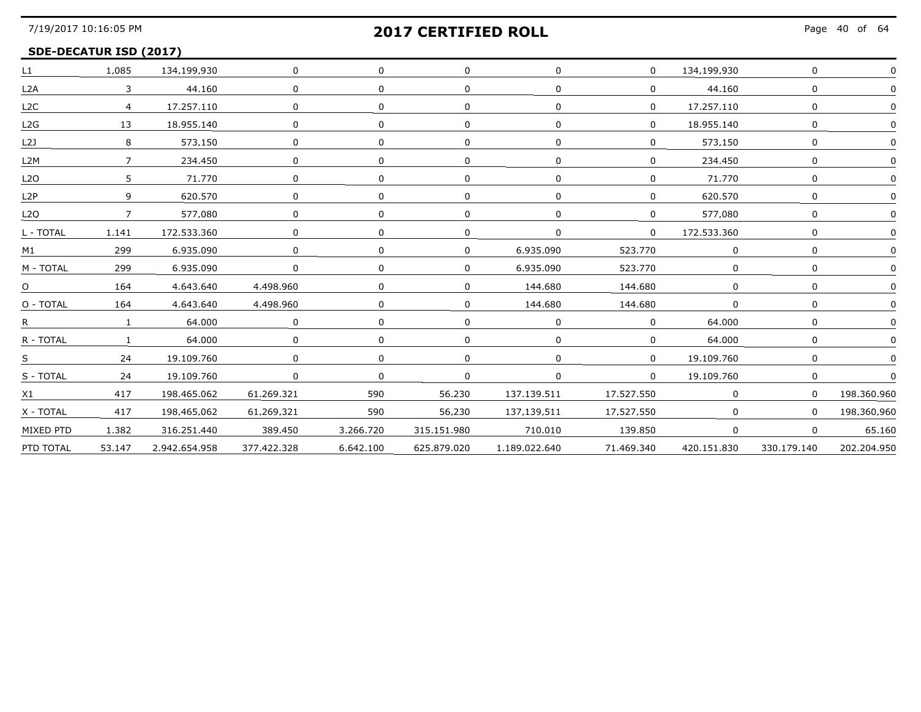## 2017 CERTIFIED ROLL

### SDE-DECATUR ISD (2017)

| | | | | | | | | | | |
|---|---|---|---|---|---|---|---|---|---|---|
| L1 | 1,085 | 134,199,930 | 0 | 0 | 0 | 0 | 0 | 134,199,930 | 0 | 0 |
| L2A | 3 | 44.160 | 0 | 0 | 0 | 0 | 0 | 44.160 | 0 | 0 |
| L2C | 4 | 17.257.110 | 0 | 0 | 0 | 0 | 0 | 17.257.110 | 0 | 0 |
| L2G | 13 | 18.955.140 | 0 | 0 | 0 | 0 | 0 | 18.955.140 | 0 | 0 |
| L2J | 8 | 573,150 | 0 | 0 | 0 | 0 | 0 | 573,150 | 0 | 0 |
| L2M | 7 | 234.450 | 0 | 0 | 0 | 0 | 0 | 234.450 | 0 | 0 |
| L2O | 5 | 71.770 | 0 | 0 | 0 | 0 | 0 | 71.770 | 0 | 0 |
| L2P | 9 | 620.570 | 0 | 0 | 0 | 0 | 0 | 620.570 | 0 | 0 |
| L2Q | 7 | 577,080 | 0 | 0 | 0 | 0 | 0 | 577,080 | 0 | 0 |
| L - TOTAL | 1.141 | 172.533.360 | 0 | 0 | 0 | 0 | 0 | 172.533.360 | 0 | 0 |
| M1 | 299 | 6.935.090 | 0 | 0 | 0 | 6.935.090 | 523.770 | 0 | 0 | 0 |
| M - TOTAL | 299 | 6.935.090 | 0 | 0 | 0 | 6.935.090 | 523.770 | 0 | 0 | 0 |
| O | 164 | 4.643.640 | 4.498.960 | 0 | 0 | 144.680 | 144.680 | 0 | 0 | 0 |
| O - TOTAL | 164 | 4.643.640 | 4.498.960 | 0 | 0 | 144.680 | 144.680 | 0 | 0 | 0 |
| R | 1 | 64.000 | 0 | 0 | 0 | 0 | 0 | 64.000 | 0 | 0 |
| R - TOTAL | 1 | 64.000 | 0 | 0 | 0 | 0 | 0 | 64.000 | 0 | 0 |
| S | 24 | 19.109.760 | 0 | 0 | 0 | 0 | 0 | 19.109.760 | 0 | 0 |
| S - TOTAL | 24 | 19.109.760 | 0 | 0 | 0 | 0 | 0 | 19.109.760 | 0 | 0 |
| X1 | 417 | 198.465.062 | 61.269.321 | 590 | 56.230 | 137.139.511 | 17.527.550 | 0 | 0 | 198.360.960 |
| X - TOTAL | 417 | 198,465,062 | 61,269,321 | 590 | 56,230 | 137,139,511 | 17,527,550 | 0 | 0 | 198,360,960 |
| MIXED PTD | 1.382 | 316.251.440 | 389.450 | 3.266.720 | 315.151.980 | 710.010 | 139.850 | 0 | 0 | 65.160 |
| PTD TOTAL | 53.147 | 2.942.654.958 | 377.422.328 | 6.642.100 | 625.879.020 | 1.189.022.640 | 71.469.340 | 420.151.830 | 330.179.140 | 202.204.950 |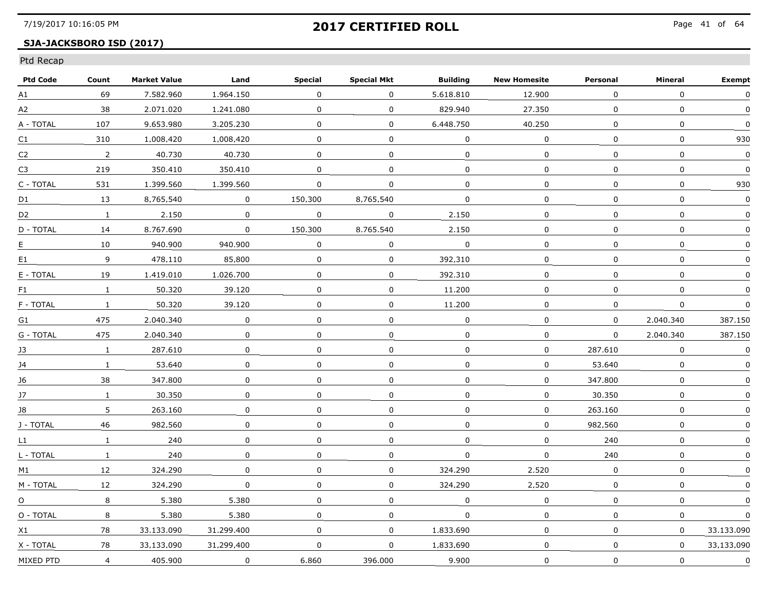# 2017 CERTIFIED ROLL

## SJA-JACKSBORO ISD (2017)

Ptd Recap

| Ptd Code | Count | Market Value | Land | Special | Special Mkt | Building | New Homesite | Personal | Mineral | Exempt |
|---|---|---|---|---|---|---|---|---|---|---|
| A1 | 69 | 7.582.960 | 1.964.150 | 0 | 0 | 5.618.810 | 12.900 | 0 | 0 | 0 |
| A2 | 38 | 2.071.020 | 1.241.080 | 0 | 0 | 829.940 | 27.350 | 0 | 0 | 0 |
| A - TOTAL | 107 | 9.653.980 | 3.205.230 | 0 | 0 | 6.448.750 | 40.250 | 0 | 0 | 0 |
| C1 | 310 | 1,008,420 | 1,008,420 | 0 | 0 | 0 | 0 | 0 | 0 | 930 |
| C2 | 2 | 40.730 | 40.730 | 0 | 0 | 0 | 0 | 0 | 0 | 0 |
| C3 | 219 | 350.410 | 350.410 | 0 | 0 | 0 | 0 | 0 | 0 | 0 |
| C - TOTAL | 531 | 1.399.560 | 1.399.560 | 0 | 0 | 0 | 0 | 0 | 0 | 930 |
| D1 | 13 | 8,765,540 | 0 | 150,300 | 8,765,540 | 0 | 0 | 0 | 0 | 0 |
| D2 | 1 | 2.150 | 0 | 0 | 0 | 2.150 | 0 | 0 | 0 | 0 |
| D - TOTAL | 14 | 8.767.690 | 0 | 150.300 | 8.765.540 | 2.150 | 0 | 0 | 0 | 0 |
| E | 10 | 940.900 | 940.900 | 0 | 0 | 0 | 0 | 0 | 0 | 0 |
| E1 | 9 | 478,110 | 85,800 | 0 | 0 | 392,310 | 0 | 0 | 0 | 0 |
| E - TOTAL | 19 | 1.419.010 | 1.026.700 | 0 | 0 | 392.310 | 0 | 0 | 0 | 0 |
| F1 | 1 | 50.320 | 39.120 | 0 | 0 | 11.200 | 0 | 0 | 0 | 0 |
| F - TOTAL | 1 | 50.320 | 39.120 | 0 | 0 | 11.200 | 0 | 0 | 0 | 0 |
| G1 | 475 | 2.040.340 | 0 | 0 | 0 | 0 | 0 | 0 | 2.040.340 | 387.150 |
| G - TOTAL | 475 | 2.040.340 | 0 | 0 | 0 | 0 | 0 | 0 | 2.040.340 | 387.150 |
| J3 | 1 | 287.610 | 0 | 0 | 0 | 0 | 0 | 287.610 | 0 | 0 |
| J4 | 1 | 53.640 | 0 | 0 | 0 | 0 | 0 | 53.640 | 0 | 0 |
| J6 | 38 | 347.800 | 0 | 0 | 0 | 0 | 0 | 347.800 | 0 | 0 |
| J7 | 1 | 30.350 | 0 | 0 | 0 | 0 | 0 | 30.350 | 0 | 0 |
| J8 | 5 | 263.160 | 0 | 0 | 0 | 0 | 0 | 263.160 | 0 | 0 |
| J - TOTAL | 46 | 982,560 | 0 | 0 | 0 | 0 | 0 | 982,560 | 0 | 0 |
| L1 | 1 | 240 | 0 | 0 | 0 | 0 | 0 | 240 | 0 | 0 |
| L - TOTAL | 1 | 240 | 0 | 0 | 0 | 0 | 0 | 240 | 0 | 0 |
| M1 | 12 | 324.290 | 0 | 0 | 0 | 324.290 | 2.520 | 0 | 0 | 0 |
| M - TOTAL | 12 | 324,290 | 0 | 0 | 0 | 324,290 | 2,520 | 0 | 0 | 0 |
| O | 8 | 5.380 | 5.380 | 0 | 0 | 0 | 0 | 0 | 0 | 0 |
| O - TOTAL | 8 | 5.380 | 5.380 | 0 | 0 | 0 | 0 | 0 | 0 | 0 |
| X1 | 78 | 33.133.090 | 31.299.400 | 0 | 0 | 1.833.690 | 0 | 0 | 0 | 33.133.090 |
| X - TOTAL | 78 | 33,133,090 | 31,299,400 | 0 | 0 | 1,833,690 | 0 | 0 | 0 | 33,133,090 |
| MIXED PTD | 4 | 405.900 | 0 | 6.860 | 396.000 | 9.900 | 0 | 0 | 0 | 0 |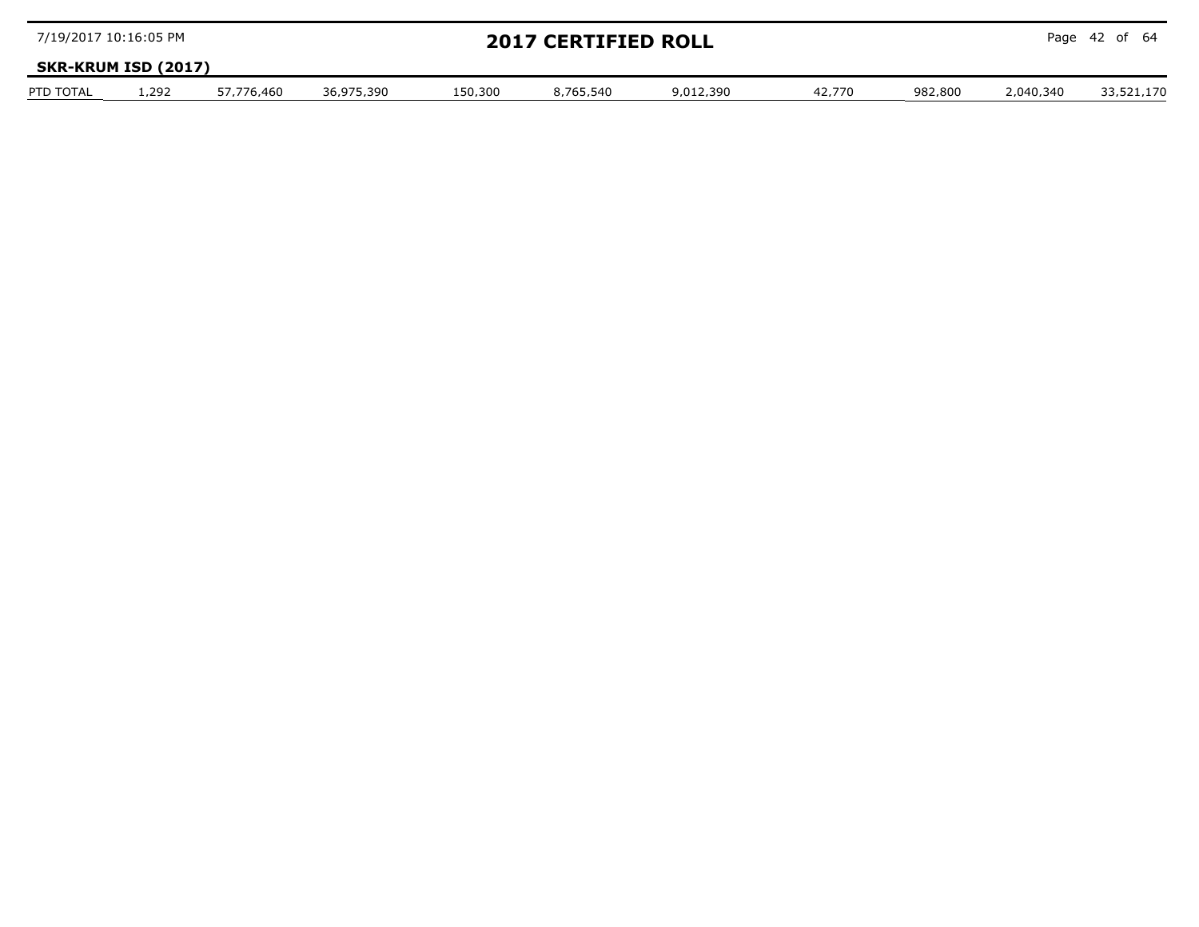## SKR-KRUM ISD (2017)

| PTD TOTAL | 1,292 | 57,776,460 | 36,975,390 | 150,300 | 8,765,540 | 9,012,390 | 42,770 | 982,800 | 2,040,340 | 33,521,170 |
|---|---|---|---|---|---|---|---|---|---|---|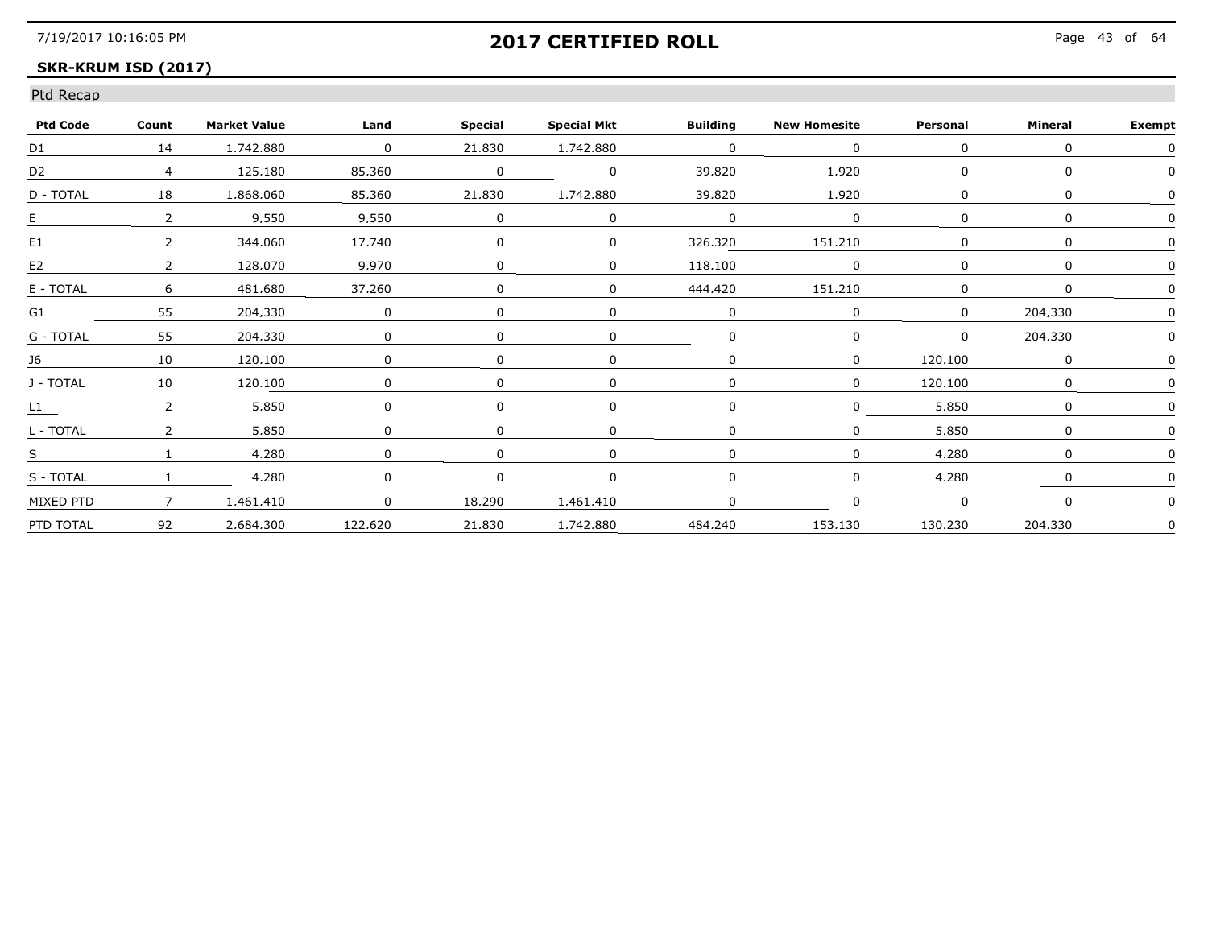# 2017 CERTIFIED ROLL

**SKR-KRUM ISD (2017)**

Ptd Recap

| Ptd Code | Count | Market Value | Land | Special | Special Mkt | Building | New Homesite | Personal | Mineral | Exempt |
|---|---|---|---|---|---|---|---|---|---|---|
| D1 | 14 | 1.742.880 | 0 | 21.830 | 1.742.880 | 0 | 0 | 0 | 0 | 0 |
| D2 | 4 | 125.180 | 85.360 | 0 | 0 | 39.820 | 1.920 | 0 | 0 | 0 |
| D - TOTAL | 18 | 1.868.060 | 85.360 | 21.830 | 1.742.880 | 39.820 | 1.920 | 0 | 0 | 0 |
| E | 2 | 9,550 | 9,550 | 0 | 0 | 0 | 0 | 0 | 0 | 0 |
| E1 | 2 | 344.060 | 17.740 | 0 | 0 | 326.320 | 151.210 | 0 | 0 | 0 |
| E2 | 2 | 128.070 | 9.970 | 0 | 0 | 118.100 | 0 | 0 | 0 | 0 |
| E - TOTAL | 6 | 481.680 | 37.260 | 0 | 0 | 444.420 | 151.210 | 0 | 0 | 0 |
| G1 | 55 | 204,330 | 0 | 0 | 0 | 0 | 0 | 0 | 204,330 | 0 |
| G - TOTAL | 55 | 204.330 | 0 | 0 | 0 | 0 | 0 | 0 | 204.330 | 0 |
| J6 | 10 | 120.100 | 0 | 0 | 0 | 0 | 0 | 120.100 | 0 | 0 |
| J - TOTAL | 10 | 120.100 | 0 | 0 | 0 | 0 | 0 | 120.100 | 0 | 0 |
| L1 | 2 | 5,850 | 0 | 0 | 0 | 0 | 0 | 5,850 | 0 | 0 |
| L - TOTAL | 2 | 5.850 | 0 | 0 | 0 | 0 | 0 | 5.850 | 0 | 0 |
| S | 1 | 4.280 | 0 | 0 | 0 | 0 | 0 | 4.280 | 0 | 0 |
| S - TOTAL | 1 | 4.280 | 0 | 0 | 0 | 0 | 0 | 4.280 | 0 | 0 |
| MIXED PTD | 7 | 1.461.410 | 0 | 18.290 | 1.461.410 | 0 | 0 | 0 | 0 | 0 |
| PTD TOTAL | 92 | 2.684.300 | 122.620 | 21.830 | 1.742.880 | 484.240 | 153.130 | 130.230 | 204.330 | 0 |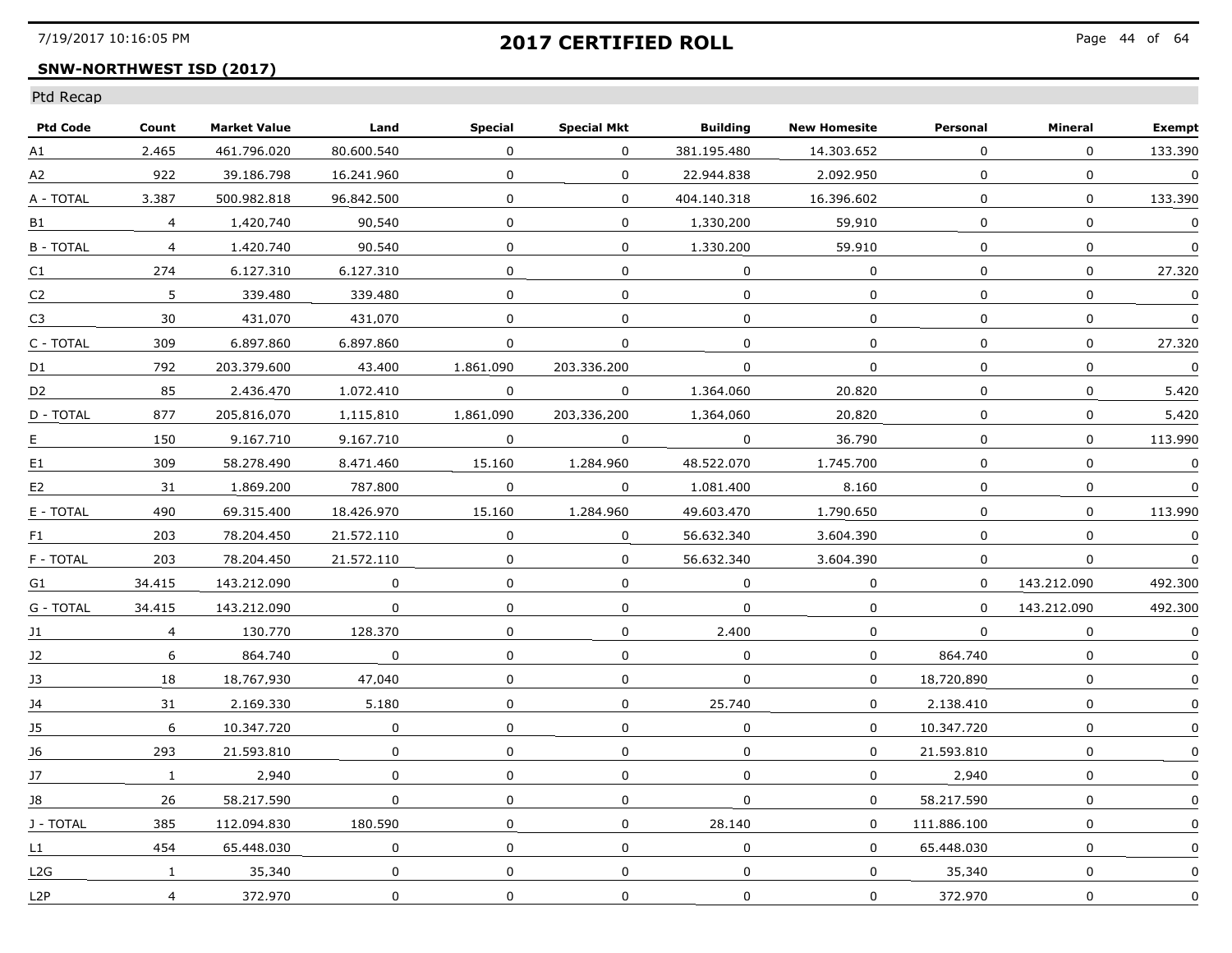7/19/2017 10:16:05 PM

# 2017 CERTIFIED ROLL

## SNW-NORTHWEST ISD (2017)

Ptd Recap

| Ptd Code | Count | Market Value | Land | Special | Special Mkt | Building | New Homesite | Personal | Mineral | Exempt |
|---|---|---|---|---|---|---|---|---|---|---|
| A1 | 2.465 | 461.796.020 | 80.600.540 | 0 | 0 | 381.195.480 | 14.303.652 | 0 | 0 | 133.390 |
| A2 | 922 | 39.186.798 | 16.241.960 | 0 | 0 | 22.944.838 | 2.092.950 | 0 | 0 | 0 |
| A - TOTAL | 3.387 | 500.982.818 | 96.842.500 | 0 | 0 | 404.140.318 | 16.396.602 | 0 | 0 | 133.390 |
| B1 | 4 | 1,420,740 | 90,540 | 0 | 0 | 1,330,200 | 59,910 | 0 | 0 | 0 |
| B - TOTAL | 4 | 1.420.740 | 90.540 | 0 | 0 | 1.330.200 | 59.910 | 0 | 0 | 0 |
| C1 | 274 | 6.127.310 | 6.127.310 | 0 | 0 | 0 | 0 | 0 | 0 | 27.320 |
| C2 | 5 | 339.480 | 339.480 | 0 | 0 | 0 | 0 | 0 | 0 | 0 |
| C3 | 30 | 431,070 | 431,070 | 0 | 0 | 0 | 0 | 0 | 0 | 0 |
| C - TOTAL | 309 | 6.897.860 | 6.897.860 | 0 | 0 | 0 | 0 | 0 | 0 | 27.320 |
| D1 | 792 | 203.379.600 | 43.400 | 1.861.090 | 203.336.200 | 0 | 0 | 0 | 0 | 0 |
| D2 | 85 | 2.436.470 | 1.072.410 | 0 | 0 | 1.364.060 | 20.820 | 0 | 0 | 5.420 |
| D - TOTAL | 877 | 205,816,070 | 1,115,810 | 1,861,090 | 203,336,200 | 1,364,060 | 20,820 | 0 | 0 | 5,420 |
| E | 150 | 9.167.710 | 9.167.710 | 0 | 0 | 0 | 36.790 | 0 | 0 | 113.990 |
| E1 | 309 | 58.278.490 | 8.471.460 | 15.160 | 1.284.960 | 48.522.070 | 1.745.700 | 0 | 0 | 0 |
| E2 | 31 | 1.869.200 | 787.800 | 0 | 0 | 1.081.400 | 8.160 | 0 | 0 | 0 |
| E - TOTAL | 490 | 69.315.400 | 18.426.970 | 15.160 | 1.284.960 | 49.603.470 | 1.790.650 | 0 | 0 | 113.990 |
| F1 | 203 | 78.204.450 | 21.572.110 | 0 | 0 | 56.632.340 | 3.604.390 | 0 | 0 | 0 |
| F - TOTAL | 203 | 78.204.450 | 21.572.110 | 0 | 0 | 56.632.340 | 3.604.390 | 0 | 0 | 0 |
| G1 | 34.415 | 143.212.090 | 0 | 0 | 0 | 0 | 0 | 0 | 143.212.090 | 492.300 |
| G - TOTAL | 34.415 | 143.212.090 | 0 | 0 | 0 | 0 | 0 | 0 | 143.212.090 | 492.300 |
| J1 | 4 | 130.770 | 128.370 | 0 | 0 | 2.400 | 0 | 0 | 0 | 0 |
| J2 | 6 | 864.740 | 0 | 0 | 0 | 0 | 0 | 864.740 | 0 | 0 |
| J3 | 18 | 18,767,930 | 47,040 | 0 | 0 | 0 | 0 | 18,720,890 | 0 | 0 |
| J4 | 31 | 2.169.330 | 5.180 | 0 | 0 | 25.740 | 0 | 2.138.410 | 0 | 0 |
| J5 | 6 | 10.347.720 | 0 | 0 | 0 | 0 | 0 | 10.347.720 | 0 | 0 |
| J6 | 293 | 21.593.810 | 0 | 0 | 0 | 0 | 0 | 21.593.810 | 0 | 0 |
| J7 | 1 | 2,940 | 0 | 0 | 0 | 0 | 0 | 2,940 | 0 | 0 |
| J8 | 26 | 58.217.590 | 0 | 0 | 0 | 0 | 0 | 58.217.590 | 0 | 0 |
| J - TOTAL | 385 | 112.094.830 | 180.590 | 0 | 0 | 28.140 | 0 | 111.886.100 | 0 | 0 |
| L1 | 454 | 65.448.030 | 0 | 0 | 0 | 0 | 0 | 65.448.030 | 0 | 0 |
| L2G | 1 | 35,340 | 0 | 0 | 0 | 0 | 0 | 35,340 | 0 | 0 |
| L2P | 4 | 372.970 | 0 | 0 | 0 | 0 | 0 | 372.970 | 0 | 0 |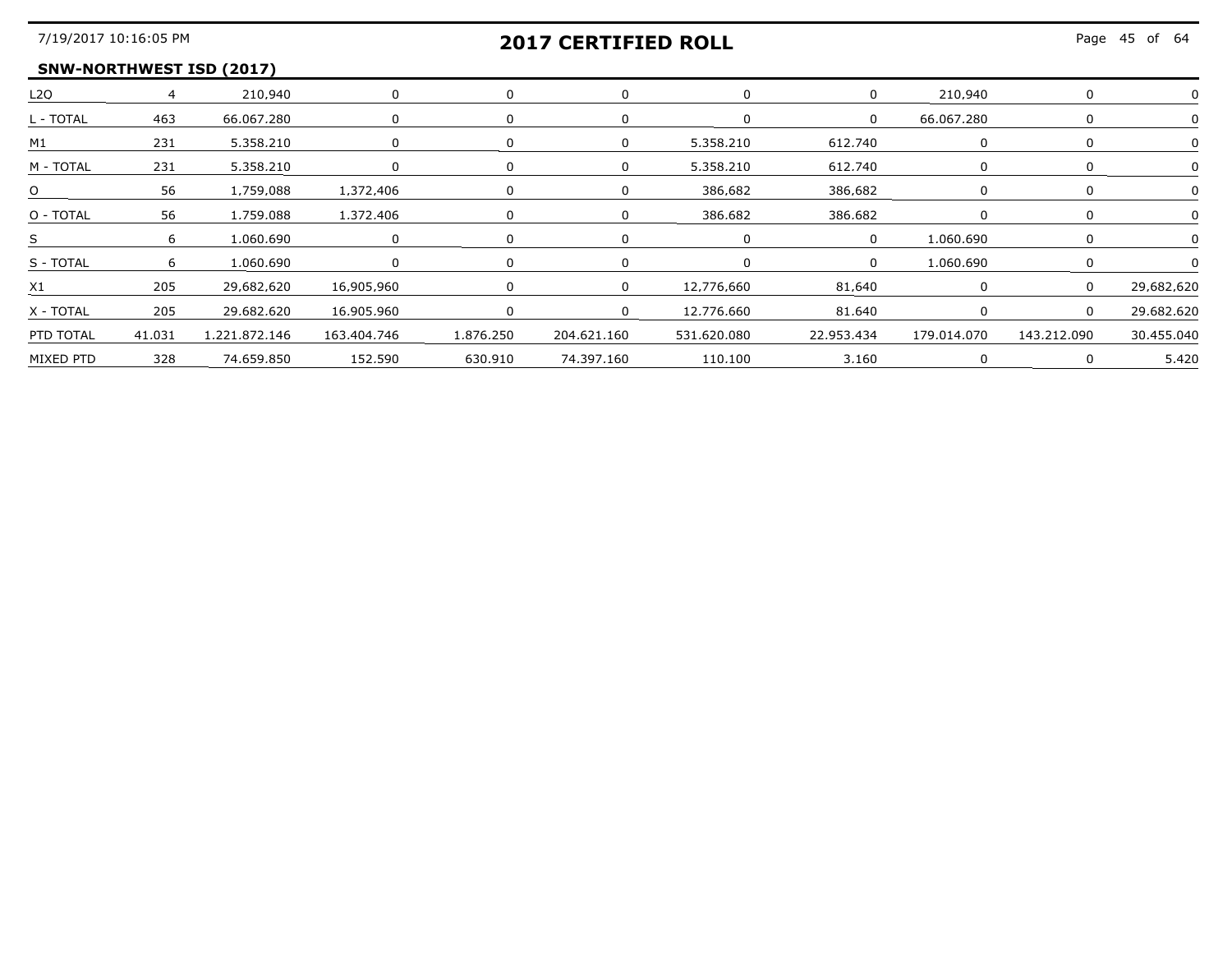## 2017 CERTIFIED ROLL

### SNW-NORTHWEST ISD (2017)

| | | | | | | | | | | |
|---|---|---|---|---|---|---|---|---|---|---|
| L2Q | 4 | 210,940 | 0 | 0 | 0 | 0 | 0 | 210,940 | 0 | 0 |
| L - TOTAL | 463 | 66.067.280 | 0 | 0 | 0 | 0 | 0 | 66.067.280 | 0 | 0 |
| M1 | 231 | 5.358.210 | 0 | 0 | 0 | 5.358.210 | 612.740 | 0 | 0 | 0 |
| M - TOTAL | 231 | 5.358.210 | 0 | 0 | 0 | 5.358.210 | 612.740 | 0 | 0 | 0 |
| O | 56 | 1,759,088 | 1,372,406 | 0 | 0 | 386,682 | 386,682 | 0 | 0 | 0 |
| O - TOTAL | 56 | 1.759.088 | 1.372.406 | 0 | 0 | 386.682 | 386.682 | 0 | 0 | 0 |
| S | 6 | 1.060.690 | 0 | 0 | 0 | 0 | 0 | 1.060.690 | 0 | 0 |
| S - TOTAL | 6 | 1.060.690 | 0 | 0 | 0 | 0 | 0 | 1.060.690 | 0 | 0 |
| X1 | 205 | 29,682,620 | 16,905,960 | 0 | 0 | 12,776,660 | 81,640 | 0 | 0 | 29,682,620 |
| X - TOTAL | 205 | 29.682.620 | 16.905.960 | 0 | 0 | 12.776.660 | 81.640 | 0 | 0 | 29.682.620 |
| PTD TOTAL | 41.031 | 1.221.872.146 | 163.404.746 | 1.876.250 | 204.621.160 | 531.620.080 | 22.953.434 | 179.014.070 | 143.212.090 | 30.455.040 |
| MIXED PTD | 328 | 74.659.850 | 152.590 | 630.910 | 74.397.160 | 110.100 | 3.160 | 0 | 0 | 5.420 |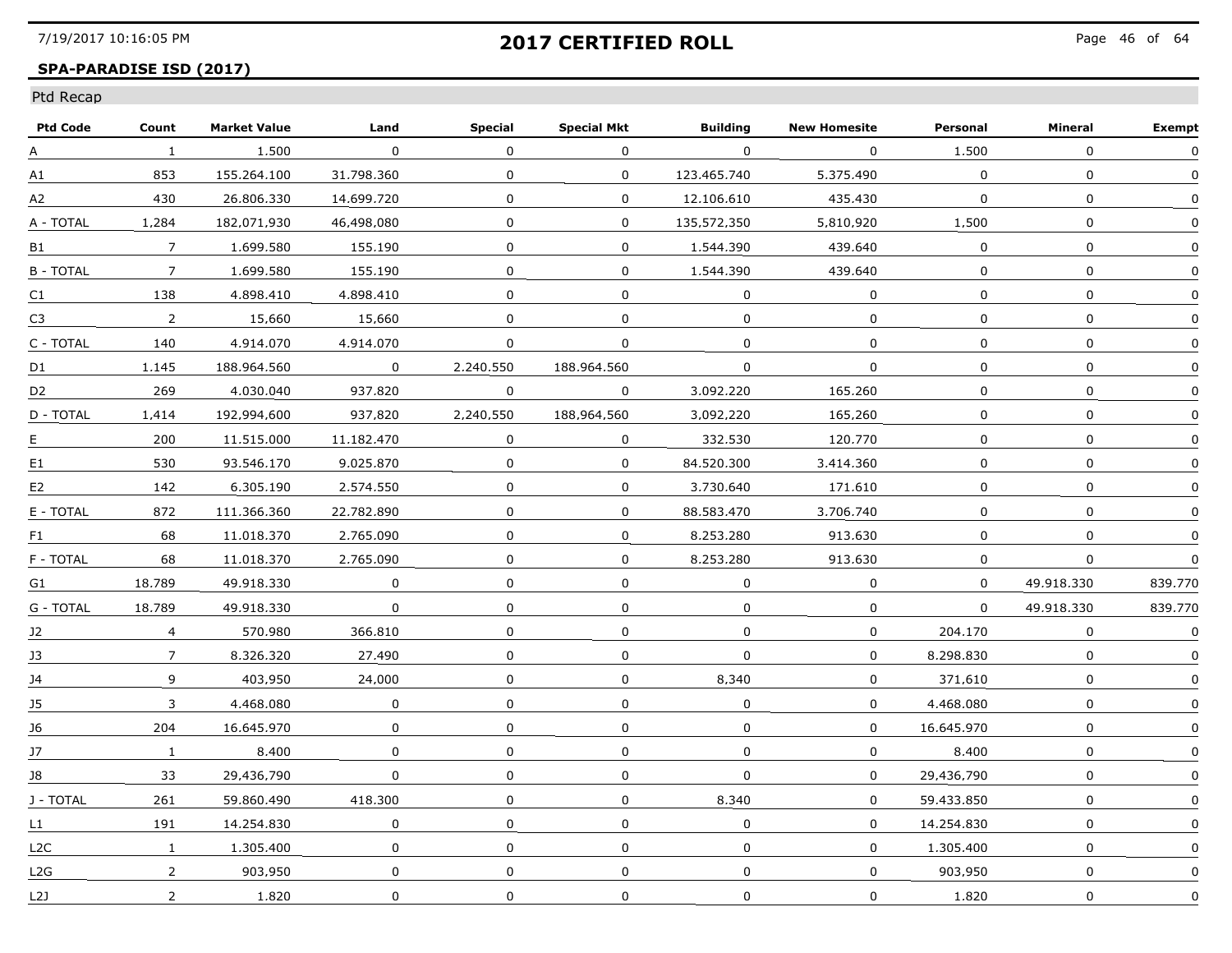# 2017 CERTIFIED ROLL

**SPA-PARADISE ISD (2017)**

Ptd Recap

| Ptd Code | Count | Market Value | Land | Special | Special Mkt | Building | New Homesite | Personal | Mineral | Exempt |
|---|---|---|---|---|---|---|---|---|---|---|
| A | 1 | 1.500 | 0 | 0 | 0 | 0 | 0 | 1.500 | 0 | 0 |
| A1 | 853 | 155.264.100 | 31.798.360 | 0 | 0 | 123.465.740 | 5.375.490 | 0 | 0 | 0 |
| A2 | 430 | 26.806.330 | 14.699.720 | 0 | 0 | 12.106.610 | 435.430 | 0 | 0 | 0 |
| A - TOTAL | 1,284 | 182,071,930 | 46,498,080 | 0 | 0 | 135,572,350 | 5,810,920 | 1,500 | 0 | 0 |
| B1 | 7 | 1.699.580 | 155.190 | 0 | 0 | 1.544.390 | 439.640 | 0 | 0 | 0 |
| B - TOTAL | 7 | 1.699.580 | 155.190 | 0 | 0 | 1.544.390 | 439.640 | 0 | 0 | 0 |
| C1 | 138 | 4.898.410 | 4.898.410 | 0 | 0 | 0 | 0 | 0 | 0 | 0 |
| C3 | 2 | 15,660 | 15,660 | 0 | 0 | 0 | 0 | 0 | 0 | 0 |
| C - TOTAL | 140 | 4.914.070 | 4.914.070 | 0 | 0 | 0 | 0 | 0 | 0 | 0 |
| D1 | 1.145 | 188.964.560 | 0 | 2.240.550 | 188.964.560 | 0 | 0 | 0 | 0 | 0 |
| D2 | 269 | 4.030.040 | 937.820 | 0 | 0 | 3.092.220 | 165.260 | 0 | 0 | 0 |
| D - TOTAL | 1,414 | 192,994,600 | 937,820 | 2,240,550 | 188,964,560 | 3,092,220 | 165,260 | 0 | 0 | 0 |
| E | 200 | 11.515.000 | 11.182.470 | 0 | 0 | 332.530 | 120.770 | 0 | 0 | 0 |
| E1 | 530 | 93.546.170 | 9.025.870 | 0 | 0 | 84.520.300 | 3.414.360 | 0 | 0 | 0 |
| E2 | 142 | 6.305.190 | 2.574.550 | 0 | 0 | 3.730.640 | 171.610 | 0 | 0 | 0 |
| E - TOTAL | 872 | 111.366.360 | 22.782.890 | 0 | 0 | 88.583.470 | 3.706.740 | 0 | 0 | 0 |
| F1 | 68 | 11.018.370 | 2.765.090 | 0 | 0 | 8.253.280 | 913.630 | 0 | 0 | 0 |
| F - TOTAL | 68 | 11.018.370 | 2.765.090 | 0 | 0 | 8.253.280 | 913.630 | 0 | 0 | 0 |
| G1 | 18.789 | 49.918.330 | 0 | 0 | 0 | 0 | 0 | 0 | 49.918.330 | 839.770 |
| G - TOTAL | 18.789 | 49.918.330 | 0 | 0 | 0 | 0 | 0 | 0 | 49.918.330 | 839.770 |
| J2 | 4 | 570.980 | 366.810 | 0 | 0 | 0 | 0 | 204.170 | 0 | 0 |
| J3 | 7 | 8.326.320 | 27.490 | 0 | 0 | 0 | 0 | 8.298.830 | 0 | 0 |
| J4 | 9 | 403,950 | 24,000 | 0 | 0 | 8,340 | 0 | 371,610 | 0 | 0 |
| J5 | 3 | 4.468.080 | 0 | 0 | 0 | 0 | 0 | 4.468.080 | 0 | 0 |
| J6 | 204 | 16.645.970 | 0 | 0 | 0 | 0 | 0 | 16.645.970 | 0 | 0 |
| J7 | 1 | 8.400 | 0 | 0 | 0 | 0 | 0 | 8.400 | 0 | 0 |
| J8 | 33 | 29,436,790 | 0 | 0 | 0 | 0 | 0 | 29,436,790 | 0 | 0 |
| J - TOTAL | 261 | 59.860.490 | 418.300 | 0 | 0 | 8.340 | 0 | 59.433.850 | 0 | 0 |
| L1 | 191 | 14.254.830 | 0 | 0 | 0 | 0 | 0 | 14.254.830 | 0 | 0 |
| L2C | 1 | 1.305.400 | 0 | 0 | 0 | 0 | 0 | 1.305.400 | 0 | 0 |
| L2G | 2 | 903,950 | 0 | 0 | 0 | 0 | 0 | 903,950 | 0 | 0 |
| L2J | 2 | 1.820 | 0 | 0 | 0 | 0 | 0 | 1.820 | 0 | 0 |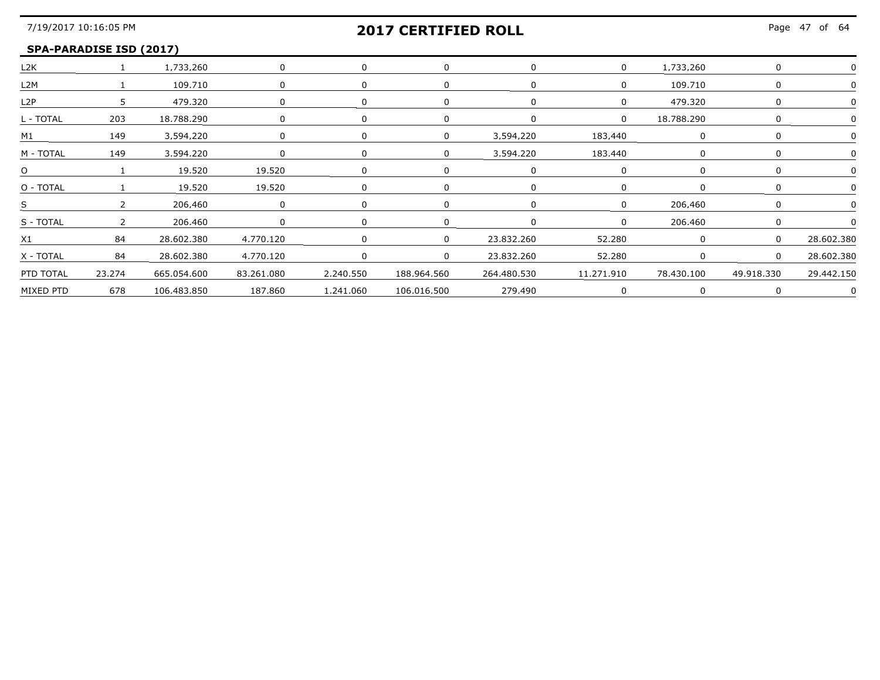## 2017 CERTIFIED ROLL

### SPA-PARADISE ISD (2017)

| | | | | | | | | | | |
|---|---|---|---|---|---|---|---|---|---|---|
| L2K | 1 | 1,733,260 | 0 | 0 | 0 | 0 | 0 | 1,733,260 | 0 | 0 |
| L2M | 1 | 109.710 | 0 | 0 | 0 | 0 | 0 | 109.710 | 0 | 0 |
| L2P | 5 | 479.320 | 0 | 0 | 0 | 0 | 0 | 479.320 | 0 | 0 |
| L - TOTAL | 203 | 18.788.290 | 0 | 0 | 0 | 0 | 0 | 18.788.290 | 0 | 0 |
| M1 | 149 | 3,594,220 | 0 | 0 | 0 | 3,594,220 | 183,440 | 0 | 0 | 0 |
| M - TOTAL | 149 | 3.594.220 | 0 | 0 | 0 | 3.594.220 | 183.440 | 0 | 0 | 0 |
| O | 1 | 19.520 | 19.520 | 0 | 0 | 0 | 0 | 0 | 0 | 0 |
| O - TOTAL | 1 | 19.520 | 19.520 | 0 | 0 | 0 | 0 | 0 | 0 | 0 |
| S | 2 | 206,460 | 0 | 0 | 0 | 0 | 0 | 206,460 | 0 | 0 |
| S - TOTAL | 2 | 206.460 | 0 | 0 | 0 | 0 | 0 | 206.460 | 0 | 0 |
| X1 | 84 | 28.602.380 | 4.770.120 | 0 | 0 | 23.832.260 | 52.280 | 0 | 0 | 28.602.380 |
| X - TOTAL | 84 | 28.602.380 | 4.770.120 | 0 | 0 | 23.832.260 | 52.280 | 0 | 0 | 28.602.380 |
| PTD TOTAL | 23.274 | 665.054.600 | 83.261.080 | 2.240.550 | 188.964.560 | 264.480.530 | 11.271.910 | 78.430.100 | 49.918.330 | 29.442.150 |
| MIXED PTD | 678 | 106.483.850 | 187.860 | 1.241.060 | 106.016.500 | 279.490 | 0 | 0 | 0 | 0 |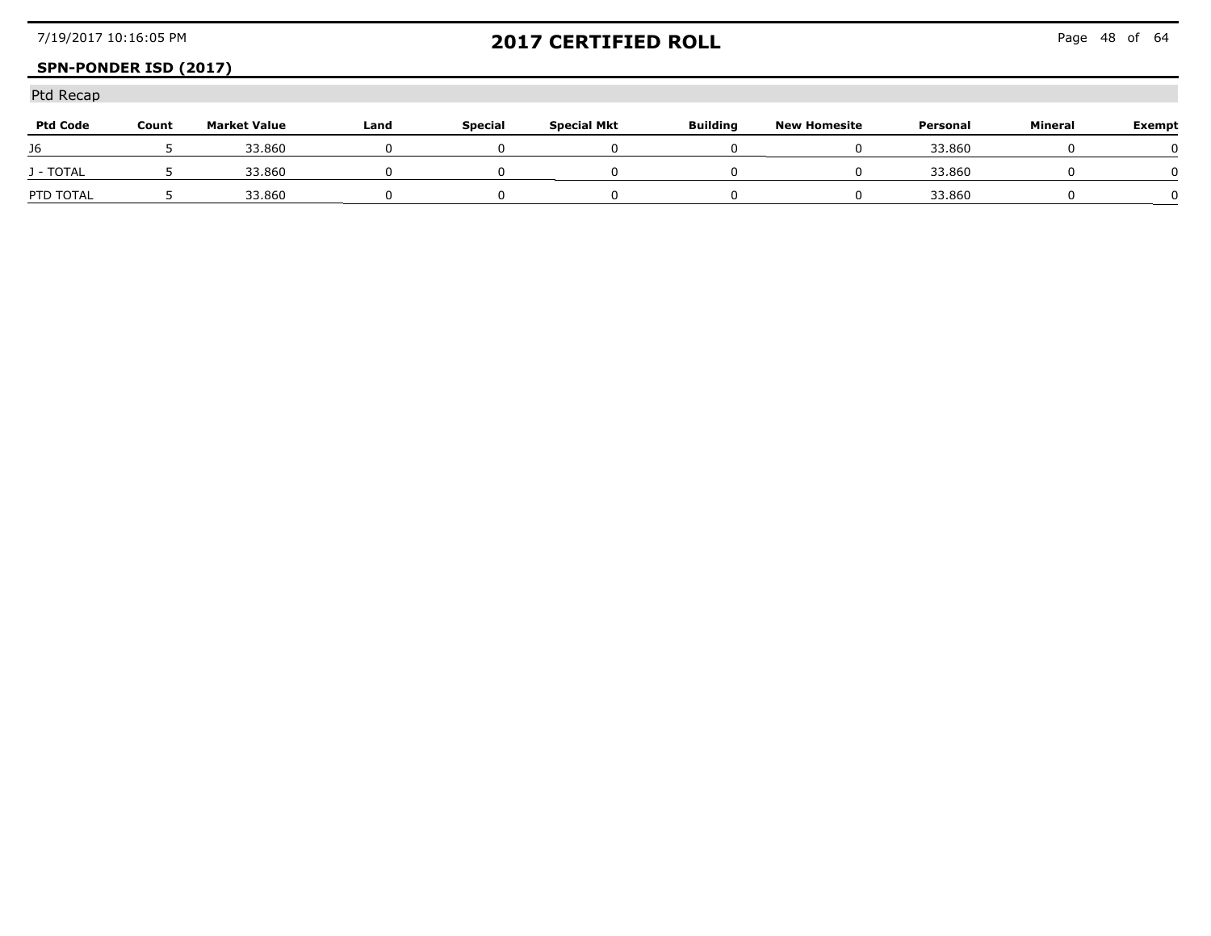**SPN-PONDER ISD (2017)**

# 2017 CERTIFIED ROLL

Ptd Recap

| Ptd Code | Count | Market Value | Land | Special | Special Mkt | Building | New Homesite | Personal | Mineral | Exempt |
|---|---|---|---|---|---|---|---|---|---|---|
| J6 | 5 | 33.860 | 0 | 0 | 0 | 0 | 0 | 33.860 | 0 | 0 |
| J - TOTAL | 5 | 33.860 | 0 | 0 | 0 | 0 | 0 | 33.860 | 0 | 0 |
| PTD TOTAL | 5 | 33.860 | 0 | 0 | 0 | 0 | 0 | 33.860 | 0 | 0 |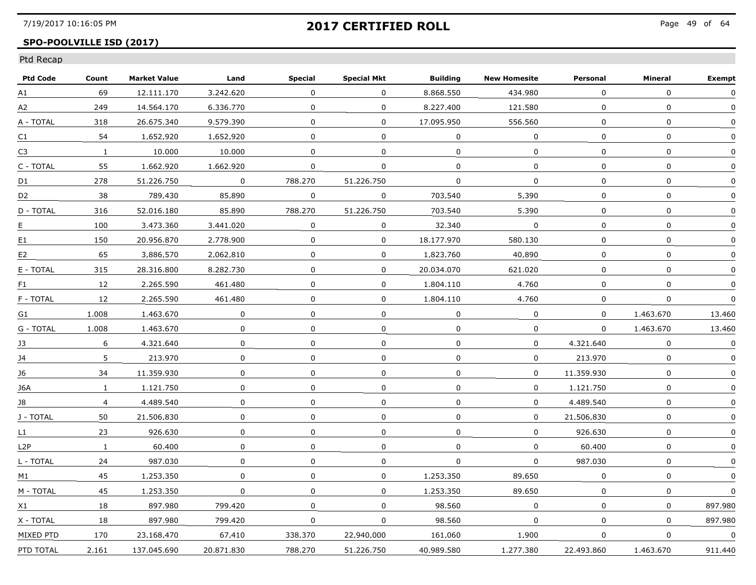## 2017 CERTIFIED ROLL

**SPO-POOLVILLE ISD (2017)**

Ptd Recap

| Ptd Code | Count | Market Value | Land | Special | Special Mkt | Building | New Homesite | Personal | Mineral | Exempt |
|---|---|---|---|---|---|---|---|---|---|---|
| A1 | 69 | 12.111.170 | 3.242.620 | 0 | 0 | 8.868.550 | 434.980 | 0 | 0 | 0 |
| A2 | 249 | 14.564.170 | 6.336.770 | 0 | 0 | 8.227.400 | 121.580 | 0 | 0 | 0 |
| A - TOTAL | 318 | 26.675.340 | 9.579.390 | 0 | 0 | 17.095.950 | 556.560 | 0 | 0 | 0 |
| C1 | 54 | 1,652,920 | 1,652,920 | 0 | 0 | 0 | 0 | 0 | 0 | 0 |
| C3 | 1 | 10.000 | 10.000 | 0 | 0 | 0 | 0 | 0 | 0 | 0 |
| C - TOTAL | 55 | 1.662.920 | 1.662.920 | 0 | 0 | 0 | 0 | 0 | 0 | 0 |
| D1 | 278 | 51.226.750 | 0 | 788.270 | 51.226.750 | 0 | 0 | 0 | 0 | 0 |
| D2 | 38 | 789,430 | 85,890 | 0 | 0 | 703,540 | 5,390 | 0 | 0 | 0 |
| D - TOTAL | 316 | 52.016.180 | 85.890 | 788.270 | 51.226.750 | 703.540 | 5.390 | 0 | 0 | 0 |
| E | 100 | 3.473.360 | 3.441.020 | 0 | 0 | 32.340 | 0 | 0 | 0 | 0 |
| E1 | 150 | 20.956.870 | 2.778.900 | 0 | 0 | 18.177.970 | 580.130 | 0 | 0 | 0 |
| E2 | 65 | 3,886,570 | 2,062,810 | 0 | 0 | 1,823,760 | 40,890 | 0 | 0 | 0 |
| E - TOTAL | 315 | 28.316.800 | 8.282.730 | 0 | 0 | 20.034.070 | 621.020 | 0 | 0 | 0 |
| F1 | 12 | 2.265.590 | 461.480 | 0 | 0 | 1.804.110 | 4.760 | 0 | 0 | 0 |
| F - TOTAL | 12 | 2.265.590 | 461.480 | 0 | 0 | 1.804.110 | 4.760 | 0 | 0 | 0 |
| G1 | 1.008 | 1.463.670 | 0 | 0 | 0 | 0 | 0 | 0 | 1.463.670 | 13.460 |
| G - TOTAL | 1.008 | 1.463.670 | 0 | 0 | 0 | 0 | 0 | 0 | 1.463.670 | 13.460 |
| J3 | 6 | 4.321.640 | 0 | 0 | 0 | 0 | 0 | 4.321.640 | 0 | 0 |
| J4 | 5 | 213.970 | 0 | 0 | 0 | 0 | 0 | 213.970 | 0 | 0 |
| J6 | 34 | 11.359.930 | 0 | 0 | 0 | 0 | 0 | 11.359.930 | 0 | 0 |
| J6A | 1 | 1.121.750 | 0 | 0 | 0 | 0 | 0 | 1.121.750 | 0 | 0 |
| J8 | 4 | 4.489.540 | 0 | 0 | 0 | 0 | 0 | 4.489.540 | 0 | 0 |
| J - TOTAL | 50 | 21,506,830 | 0 | 0 | 0 | 0 | 0 | 21,506,830 | 0 | 0 |
| L1 | 23 | 926.630 | 0 | 0 | 0 | 0 | 0 | 926.630 | 0 | 0 |
| L2P | 1 | 60.400 | 0 | 0 | 0 | 0 | 0 | 60.400 | 0 | 0 |
| L - TOTAL | 24 | 987.030 | 0 | 0 | 0 | 0 | 0 | 987.030 | 0 | 0 |
| M1 | 45 | 1,253,350 | 0 | 0 | 0 | 1,253,350 | 89,650 | 0 | 0 | 0 |
| M - TOTAL | 45 | 1.253.350 | 0 | 0 | 0 | 1.253.350 | 89.650 | 0 | 0 | 0 |
| X1 | 18 | 897.980 | 799.420 | 0 | 0 | 98.560 | 0 | 0 | 0 | 897.980 |
| X - TOTAL | 18 | 897.980 | 799.420 | 0 | 0 | 98.560 | 0 | 0 | 0 | 897.980 |
| MIXED PTD | 170 | 23,168,470 | 67,410 | 338,370 | 22,940,000 | 161,060 | 1,900 | 0 | 0 | 0 |
| PTD TOTAL | 2.161 | 137.045.690 | 20.871.830 | 788.270 | 51.226.750 | 40,989.580 | 1.277.380 | 22.493.860 | 1.463.670 | 911.440 |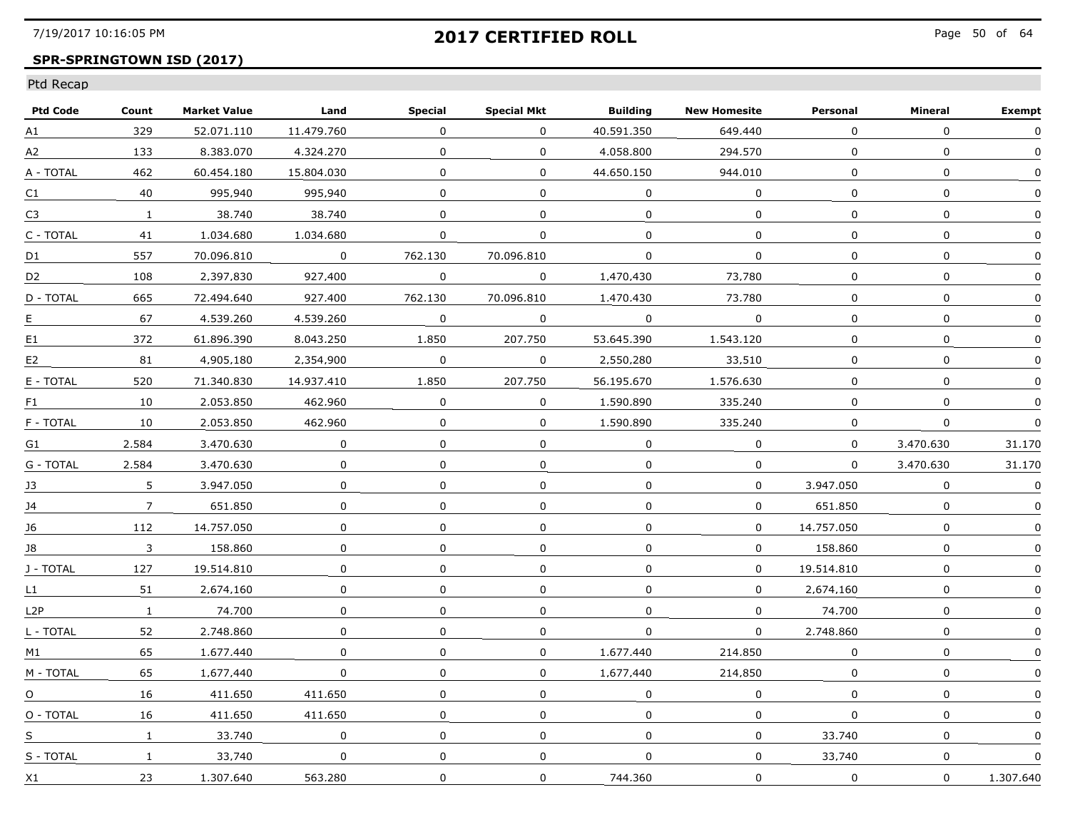## 2017 CERTIFIED ROLL

**SPR-SPRINGTOWN ISD (2017)**

Ptd Recap

| Ptd Code | Count | Market Value | Land | Special | Special Mkt | Building | New Homesite | Personal | Mineral | Exempt |
|---|---|---|---|---|---|---|---|---|---|---|
| A1 | 329 | 52.071.110 | 11.479.760 | 0 | 0 | 40.591.350 | 649.440 | 0 | 0 | 0 |
| A2 | 133 | 8.383.070 | 4.324.270 | 0 | 0 | 4.058.800 | 294.570 | 0 | 0 | 0 |
| A - TOTAL | 462 | 60.454.180 | 15.804.030 | 0 | 0 | 44.650.150 | 944.010 | 0 | 0 | 0 |
| C1 | 40 | 995,940 | 995,940 | 0 | 0 | 0 | 0 | 0 | 0 | 0 |
| C3 | 1 | 38.740 | 38.740 | 0 | 0 | 0 | 0 | 0 | 0 | 0 |
| C - TOTAL | 41 | 1.034.680 | 1.034.680 | 0 | 0 | 0 | 0 | 0 | 0 | 0 |
| D1 | 557 | 70.096.810 | 0 | 762.130 | 70.096.810 | 0 | 0 | 0 | 0 | 0 |
| D2 | 108 | 2,397,830 | 927,400 | 0 | 0 | 1,470,430 | 73,780 | 0 | 0 | 0 |
| D - TOTAL | 665 | 72.494.640 | 927.400 | 762.130 | 70.096.810 | 1.470.430 | 73.780 | 0 | 0 | 0 |
| E | 67 | 4.539.260 | 4.539.260 | 0 | 0 | 0 | 0 | 0 | 0 | 0 |
| E1 | 372 | 61.896.390 | 8.043.250 | 1.850 | 207.750 | 53.645.390 | 1.543.120 | 0 | 0 | 0 |
| E2 | 81 | 4,905,180 | 2,354,900 | 0 | 0 | 2,550,280 | 33,510 | 0 | 0 | 0 |
| E - TOTAL | 520 | 71.340.830 | 14.937.410 | 1.850 | 207.750 | 56.195.670 | 1.576.630 | 0 | 0 | 0 |
| F1 | 10 | 2.053.850 | 462.960 | 0 | 0 | 1.590.890 | 335.240 | 0 | 0 | 0 |
| F - TOTAL | 10 | 2.053.850 | 462.960 | 0 | 0 | 1.590.890 | 335.240 | 0 | 0 | 0 |
| G1 | 2.584 | 3.470.630 | 0 | 0 | 0 | 0 | 0 | 0 | 3.470.630 | 31.170 |
| G - TOTAL | 2.584 | 3.470.630 | 0 | 0 | 0 | 0 | 0 | 0 | 3.470.630 | 31.170 |
| J3 | 5 | 3.947.050 | 0 | 0 | 0 | 0 | 0 | 3.947.050 | 0 | 0 |
| J4 | 7 | 651.850 | 0 | 0 | 0 | 0 | 0 | 651.850 | 0 | 0 |
| J6 | 112 | 14.757.050 | 0 | 0 | 0 | 0 | 0 | 14.757.050 | 0 | 0 |
| J8 | 3 | 158.860 | 0 | 0 | 0 | 0 | 0 | 158.860 | 0 | 0 |
| J - TOTAL | 127 | 19.514.810 | 0 | 0 | 0 | 0 | 0 | 19.514.810 | 0 | 0 |
| L1 | 51 | 2,674,160 | 0 | 0 | 0 | 0 | 0 | 2,674,160 | 0 | 0 |
| L2P | 1 | 74.700 | 0 | 0 | 0 | 0 | 0 | 74.700 | 0 | 0 |
| L - TOTAL | 52 | 2.748.860 | 0 | 0 | 0 | 0 | 0 | 2.748.860 | 0 | 0 |
| M1 | 65 | 1.677.440 | 0 | 0 | 0 | 1.677.440 | 214.850 | 0 | 0 | 0 |
| M - TOTAL | 65 | 1,677,440 | 0 | 0 | 0 | 1,677,440 | 214,850 | 0 | 0 | 0 |
| O | 16 | 411.650 | 411.650 | 0 | 0 | 0 | 0 | 0 | 0 | 0 |
| O - TOTAL | 16 | 411.650 | 411.650 | 0 | 0 | 0 | 0 | 0 | 0 | 0 |
| S | 1 | 33.740 | 0 | 0 | 0 | 0 | 0 | 33.740 | 0 | 0 |
| S - TOTAL | 1 | 33,740 | 0 | 0 | 0 | 0 | 0 | 33,740 | 0 | 0 |
| X1 | 23 | 1.307.640 | 563.280 | 0 | 0 | 744.360 | 0 | 0 | 0 | 1.307.640 |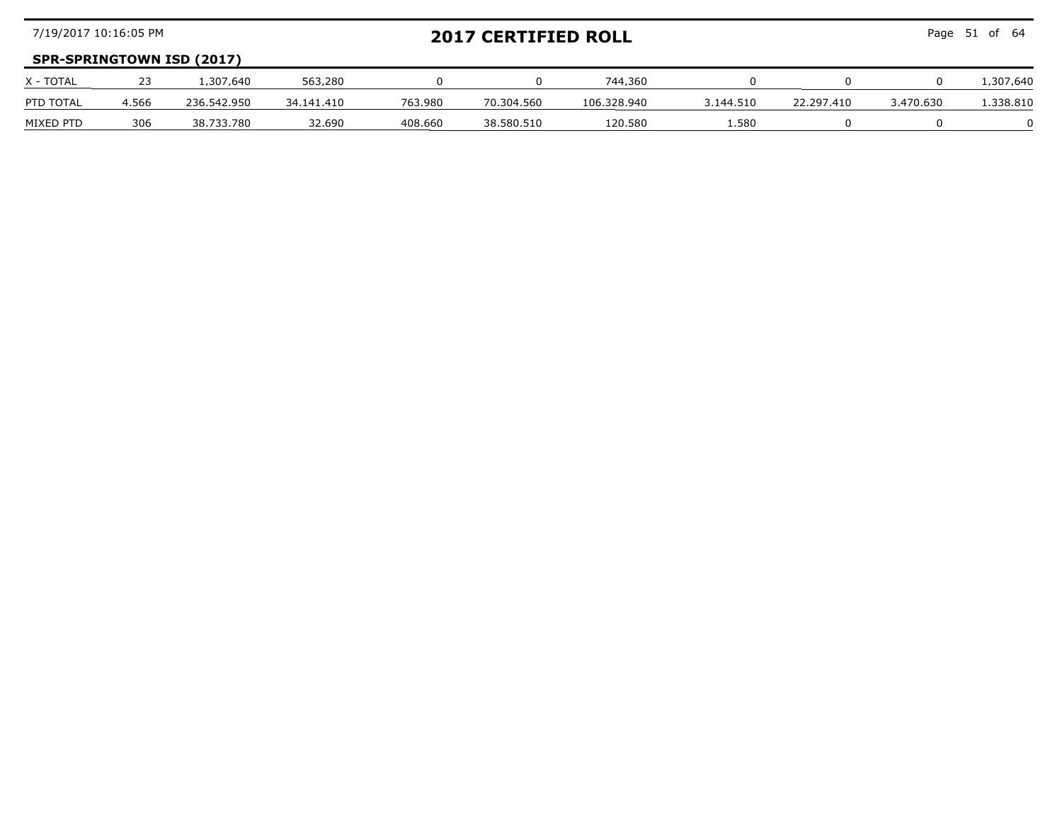**SPR-SPRINGTOWN ISD (2017)**

| | | | | | | | | | | |
|---|---|---|---|---|---|---|---|---|---|---|
| X - TOTAL | 23 | 1,307,640 | 563,280 | 0 | 0 | 744,360 | 0 | 0 | 0 | 1,307,640 |
| PTD TOTAL | 4.566 | 236.542.950 | 34.141.410 | 763.980 | 70.304.560 | 106.328.940 | 3.144.510 | 22.297.410 | 3.470.630 | 1.338.810 |
| MIXED PTD | 306 | 38.733.780 | 32.690 | 408.660 | 38.580.510 | 120.580 | 1.580 | 0 | 0 | 0 |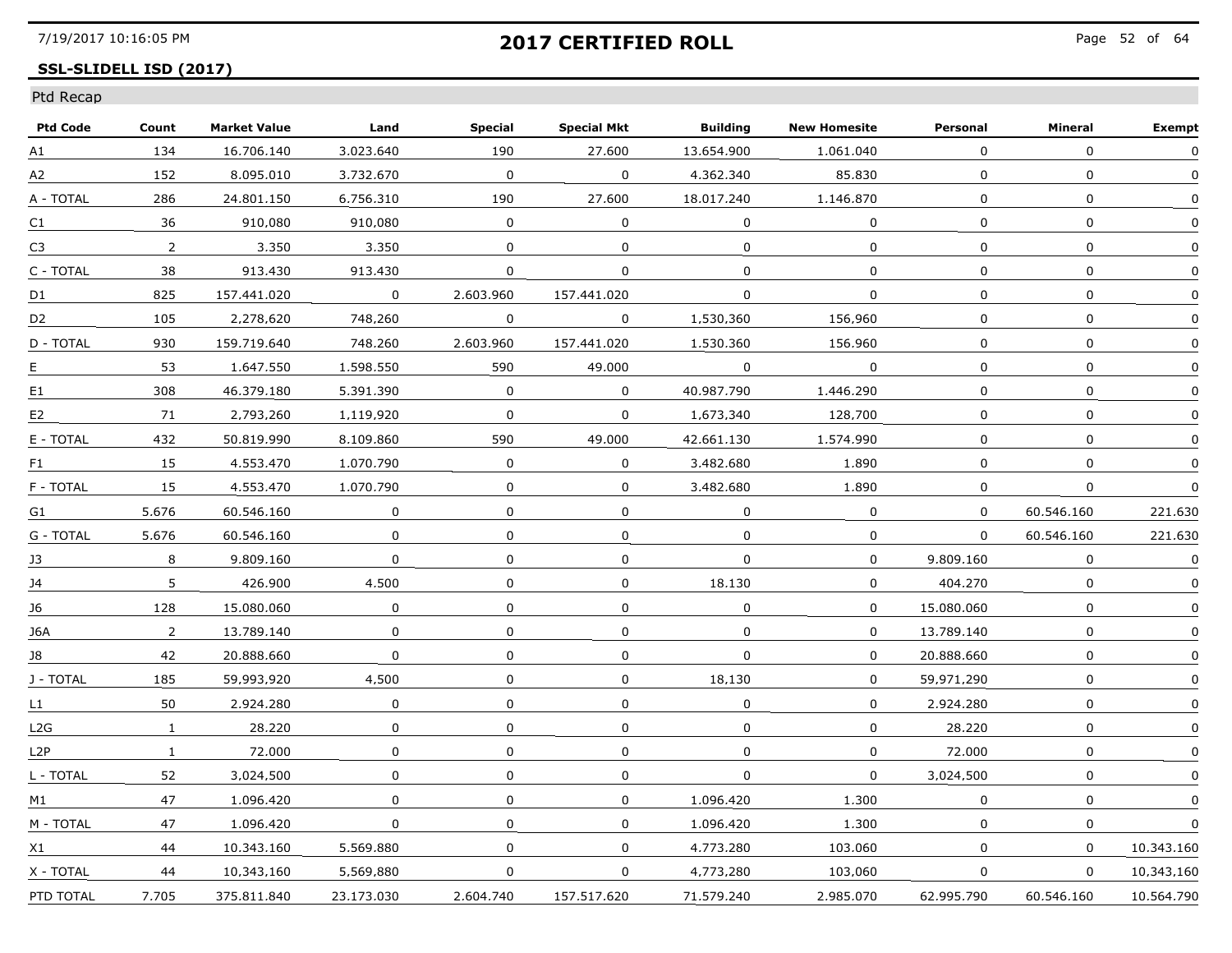# 2017 CERTIFIED ROLL

**SSL-SLIDELL ISD (2017)**

Ptd Recap

| Ptd Code | Count | Market Value | Land | Special | Special Mkt | Building | New Homesite | Personal | Mineral | Exempt |
|---|---|---|---|---|---|---|---|---|---|---|
| A1 | 134 | 16.706.140 | 3.023.640 | 190 | 27.600 | 13.654.900 | 1.061.040 | 0 | 0 | 0 |
| A2 | 152 | 8.095.010 | 3.732.670 | 0 | 0 | 4.362.340 | 85.830 | 0 | 0 | 0 |
| A - TOTAL | 286 | 24.801.150 | 6.756.310 | 190 | 27.600 | 18.017.240 | 1.146.870 | 0 | 0 | 0 |
| C1 | 36 | 910,080 | 910,080 | 0 | 0 | 0 | 0 | 0 | 0 | 0 |
| C3 | 2 | 3.350 | 3.350 | 0 | 0 | 0 | 0 | 0 | 0 | 0 |
| C - TOTAL | 38 | 913.430 | 913.430 | 0 | 0 | 0 | 0 | 0 | 0 | 0 |
| D1 | 825 | 157.441.020 | 0 | 2.603.960 | 157.441.020 | 0 | 0 | 0 | 0 | 0 |
| D2 | 105 | 2,278,620 | 748,260 | 0 | 0 | 1,530,360 | 156,960 | 0 | 0 | 0 |
| D - TOTAL | 930 | 159.719.640 | 748.260 | 2.603.960 | 157.441.020 | 1.530.360 | 156.960 | 0 | 0 | 0 |
| E | 53 | 1.647.550 | 1.598.550 | 590 | 49.000 | 0 | 0 | 0 | 0 | 0 |
| E1 | 308 | 46.379.180 | 5.391.390 | 0 | 0 | 40.987.790 | 1.446.290 | 0 | 0 | 0 |
| E2 | 71 | 2,793,260 | 1,119,920 | 0 | 0 | 1,673,340 | 128,700 | 0 | 0 | 0 |
| E - TOTAL | 432 | 50.819.990 | 8.109.860 | 590 | 49.000 | 42.661.130 | 1.574.990 | 0 | 0 | 0 |
| F1 | 15 | 4.553.470 | 1.070.790 | 0 | 0 | 3.482.680 | 1.890 | 0 | 0 | 0 |
| F - TOTAL | 15 | 4.553.470 | 1.070.790 | 0 | 0 | 3.482.680 | 1.890 | 0 | 0 | 0 |
| G1 | 5.676 | 60.546.160 | 0 | 0 | 0 | 0 | 0 | 0 | 60.546.160 | 221.630 |
| G - TOTAL | 5.676 | 60.546.160 | 0 | 0 | 0 | 0 | 0 | 0 | 60.546.160 | 221.630 |
| J3 | 8 | 9.809.160 | 0 | 0 | 0 | 0 | 0 | 9.809.160 | 0 | 0 |
| J4 | 5 | 426.900 | 4.500 | 0 | 0 | 18.130 | 0 | 404.270 | 0 | 0 |
| J6 | 128 | 15.080.060 | 0 | 0 | 0 | 0 | 0 | 15.080.060 | 0 | 0 |
| J6A | 2 | 13.789.140 | 0 | 0 | 0 | 0 | 0 | 13.789.140 | 0 | 0 |
| J8 | 42 | 20.888.660 | 0 | 0 | 0 | 0 | 0 | 20.888.660 | 0 | 0 |
| J - TOTAL | 185 | 59,993,920 | 4,500 | 0 | 0 | 18,130 | 0 | 59,971,290 | 0 | 0 |
| L1 | 50 | 2.924.280 | 0 | 0 | 0 | 0 | 0 | 2.924.280 | 0 | 0 |
| L2G | 1 | 28.220 | 0 | 0 | 0 | 0 | 0 | 28.220 | 0 | 0 |
| L2P | 1 | 72.000 | 0 | 0 | 0 | 0 | 0 | 72.000 | 0 | 0 |
| L - TOTAL | 52 | 3,024,500 | 0 | 0 | 0 | 0 | 0 | 3,024,500 | 0 | 0 |
| M1 | 47 | 1.096.420 | 0 | 0 | 0 | 1.096.420 | 1.300 | 0 | 0 | 0 |
| M - TOTAL | 47 | 1.096.420 | 0 | 0 | 0 | 1.096.420 | 1.300 | 0 | 0 | 0 |
| X1 | 44 | 10.343.160 | 5.569.880 | 0 | 0 | 4.773.280 | 103.060 | 0 | 0 | 10.343.160 |
| X - TOTAL | 44 | 10,343,160 | 5,569,880 | 0 | 0 | 4,773,280 | 103,060 | 0 | 0 | 10,343,160 |
| PTD TOTAL | 7.705 | 375.811.840 | 23.173.030 | 2.604.740 | 157.517.620 | 71.579.240 | 2.985.070 | 62.995.790 | 60.546.160 | 10.564.790 |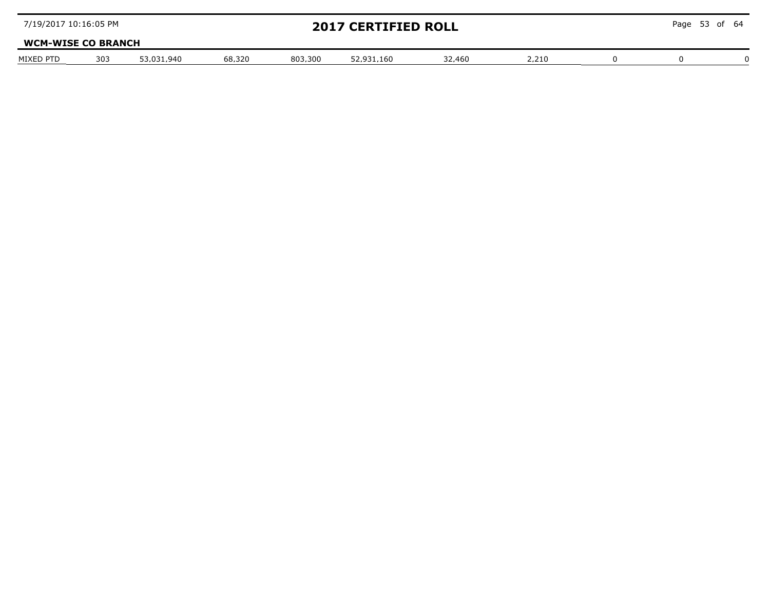**WCM-WISE CO BRANCH**

| MIXED PTD | 303 | 53,031,940 | 68,320 | 803,300 | 52,931,160 | 32,460 | 2,210 | 0 | 0 | 0 |
|---|---|---|---|---|---|---|---|---|---|---|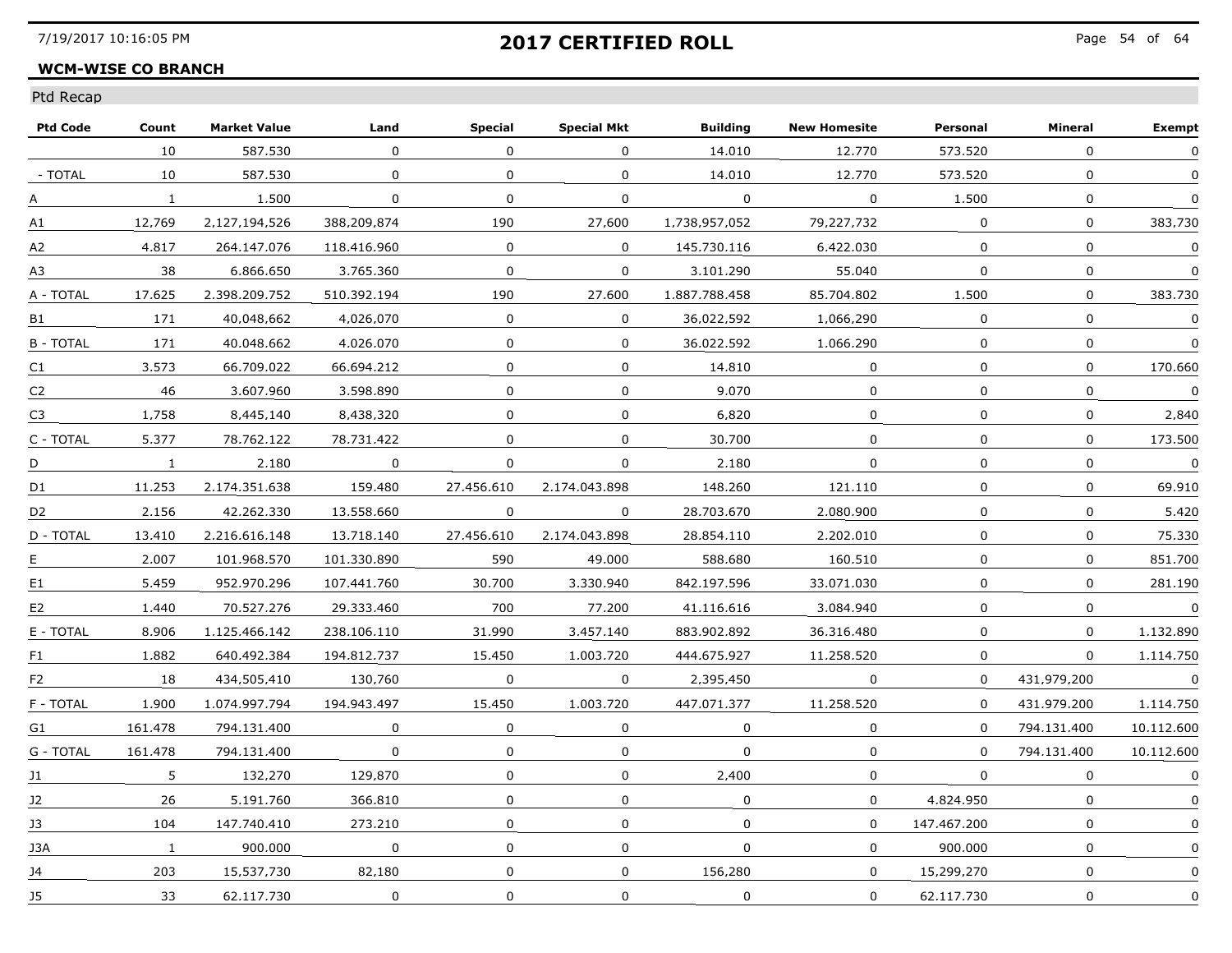## 2017 CERTIFIED ROLL

**WCM-WISE CO BRANCH**

Ptd Recap

| Ptd Code | Count | Market Value | Land | Special | Special Mkt | Building | New Homesite | Personal | Mineral | Exempt |
|---|---|---|---|---|---|---|---|---|---|---|
| | 10 | 587.530 | 0 | 0 | 0 | 14.010 | 12.770 | 573.520 | 0 | 0 |
| - TOTAL | 10 | 587.530 | 0 | 0 | 0 | 14.010 | 12.770 | 573.520 | 0 | 0 |
| A | 1 | 1.500 | 0 | 0 | 0 | 0 | 0 | 1.500 | 0 | 0 |
| A1 | 12,769 | 2,127,194,526 | 388,209,874 | 190 | 27,600 | 1,738,957,052 | 79,227,732 | 0 | 0 | 383,730 |
| A2 | 4.817 | 264.147.076 | 118.416.960 | 0 | 0 | 145.730.116 | 6.422.030 | 0 | 0 | 0 |
| A3 | 38 | 6.866.650 | 3.765.360 | 0 | 0 | 3.101.290 | 55.040 | 0 | 0 | 0 |
| A - TOTAL | 17.625 | 2.398.209.752 | 510.392.194 | 190 | 27.600 | 1.887.788.458 | 85.704.802 | 1.500 | 0 | 383.730 |
| B1 | 171 | 40,048,662 | 4,026,070 | 0 | 0 | 36,022,592 | 1,066,290 | 0 | 0 | 0 |
| B - TOTAL | 171 | 40.048.662 | 4.026.070 | 0 | 0 | 36.022.592 | 1.066.290 | 0 | 0 | 0 |
| C1 | 3.573 | 66.709.022 | 66.694.212 | 0 | 0 | 14.810 | 0 | 0 | 0 | 170.660 |
| C2 | 46 | 3.607.960 | 3.598.890 | 0 | 0 | 9.070 | 0 | 0 | 0 | 0 |
| C3 | 1,758 | 8,445,140 | 8,438,320 | 0 | 0 | 6,820 | 0 | 0 | 0 | 2,840 |
| C - TOTAL | 5.377 | 78.762.122 | 78.731.422 | 0 | 0 | 30.700 | 0 | 0 | 0 | 173.500 |
| D | 1 | 2.180 | 0 | 0 | 0 | 2.180 | 0 | 0 | 0 | 0 |
| D1 | 11.253 | 2.174.351.638 | 159.480 | 27.456.610 | 2.174.043.898 | 148.260 | 121.110 | 0 | 0 | 69.910 |
| D2 | 2.156 | 42.262.330 | 13.558.660 | 0 | 0 | 28.703.670 | 2.080.900 | 0 | 0 | 5.420 |
| D - TOTAL | 13.410 | 2.216.616.148 | 13.718.140 | 27.456.610 | 2.174.043.898 | 28.854.110 | 2.202.010 | 0 | 0 | 75.330 |
| E | 2.007 | 101.968.570 | 101.330.890 | 590 | 49.000 | 588.680 | 160.510 | 0 | 0 | 851.700 |
| E1 | 5.459 | 952.970.296 | 107.441.760 | 30.700 | 3.330.940 | 842.197.596 | 33.071.030 | 0 | 0 | 281.190 |
| E2 | 1.440 | 70.527.276 | 29.333.460 | 700 | 77.200 | 41.116.616 | 3.084.940 | 0 | 0 | 0 |
| E - TOTAL | 8.906 | 1.125.466.142 | 238.106.110 | 31.990 | 3.457.140 | 883.902.892 | 36.316.480 | 0 | 0 | 1.132.890 |
| F1 | 1.882 | 640.492.384 | 194.812.737 | 15.450 | 1.003.720 | 444.675.927 | 11.258.520 | 0 | 0 | 1.114.750 |
| F2 | 18 | 434,505,410 | 130,760 | 0 | 0 | 2,395,450 | 0 | 0 | 431,979,200 | 0 |
| F - TOTAL | 1.900 | 1.074.997.794 | 194.943.497 | 15.450 | 1.003.720 | 447.071.377 | 11.258.520 | 0 | 431.979.200 | 1.114.750 |
| G1 | 161.478 | 794.131.400 | 0 | 0 | 0 | 0 | 0 | 0 | 794.131.400 | 10.112.600 |
| G - TOTAL | 161.478 | 794.131.400 | 0 | 0 | 0 | 0 | 0 | 0 | 794.131.400 | 10.112.600 |
| J1 | 5 | 132,270 | 129,870 | 0 | 0 | 2,400 | 0 | 0 | 0 | 0 |
| J2 | 26 | 5.191.760 | 366.810 | 0 | 0 | 0 | 0 | 4.824.950 | 0 | 0 |
| J3 | 104 | 147.740.410 | 273.210 | 0 | 0 | 0 | 0 | 147.467.200 | 0 | 0 |
| J3A | 1 | 900.000 | 0 | 0 | 0 | 0 | 0 | 900.000 | 0 | 0 |
| J4 | 203 | 15,537,730 | 82,180 | 0 | 0 | 156,280 | 0 | 15,299,270 | 0 | 0 |
| J5 | 33 | 62.117.730 | 0 | 0 | 0 | 0 | 0 | 62.117.730 | 0 | 0 |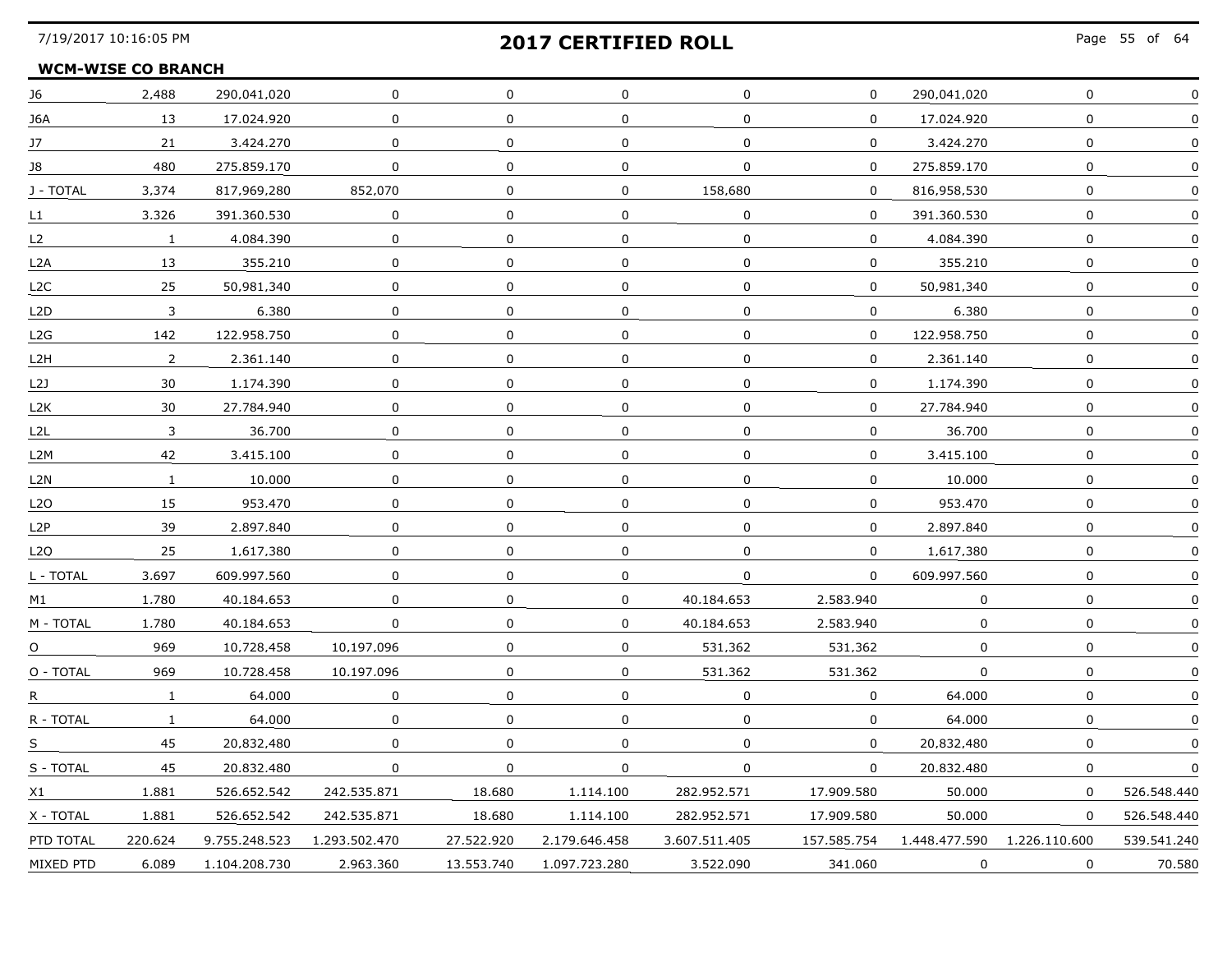# 2017 CERTIFIED ROLL

**WCM-WISE CO BRANCH**

| | | | | | | | | | | |
|---|---|---|---|---|---|---|---|---|---|---|
| J6 | 2,488 | 290,041,020 | 0 | 0 | 0 | 0 | 0 | 290,041,020 | 0 | 0 |
| J6A | 13 | 17.024.920 | 0 | 0 | 0 | 0 | 0 | 17.024.920 | 0 | 0 |
| J7 | 21 | 3.424.270 | 0 | 0 | 0 | 0 | 0 | 3.424.270 | 0 | 0 |
| J8 | 480 | 275.859.170 | 0 | 0 | 0 | 0 | 0 | 275.859.170 | 0 | 0 |
| J - TOTAL | 3,374 | 817,969,280 | 852,070 | 0 | 0 | 158,680 | 0 | 816,958,530 | 0 | 0 |
| L1 | 3.326 | 391.360.530 | 0 | 0 | 0 | 0 | 0 | 391.360.530 | 0 | 0 |
| L2 | 1 | 4.084.390 | 0 | 0 | 0 | 0 | 0 | 4.084.390 | 0 | 0 |
| L2A | 13 | 355.210 | 0 | 0 | 0 | 0 | 0 | 355.210 | 0 | 0 |
| L2C | 25 | 50,981,340 | 0 | 0 | 0 | 0 | 0 | 50,981,340 | 0 | 0 |
| L2D | 3 | 6.380 | 0 | 0 | 0 | 0 | 0 | 6.380 | 0 | 0 |
| L2G | 142 | 122.958.750 | 0 | 0 | 0 | 0 | 0 | 122.958.750 | 0 | 0 |
| L2H | 2 | 2.361.140 | 0 | 0 | 0 | 0 | 0 | 2.361.140 | 0 | 0 |
| L2J | 30 | 1.174.390 | 0 | 0 | 0 | 0 | 0 | 1.174.390 | 0 | 0 |
| L2K | 30 | 27.784.940 | 0 | 0 | 0 | 0 | 0 | 27.784.940 | 0 | 0 |
| L2L | 3 | 36.700 | 0 | 0 | 0 | 0 | 0 | 36.700 | 0 | 0 |
| L2M | 42 | 3.415.100 | 0 | 0 | 0 | 0 | 0 | 3.415.100 | 0 | 0 |
| L2N | 1 | 10.000 | 0 | 0 | 0 | 0 | 0 | 10.000 | 0 | 0 |
| L2O | 15 | 953.470 | 0 | 0 | 0 | 0 | 0 | 953.470 | 0 | 0 |
| L2P | 39 | 2.897.840 | 0 | 0 | 0 | 0 | 0 | 2.897.840 | 0 | 0 |
| L2Q | 25 | 1,617,380 | 0 | 0 | 0 | 0 | 0 | 1,617,380 | 0 | 0 |
| L - TOTAL | 3.697 | 609.997.560 | 0 | 0 | 0 | 0 | 0 | 609.997.560 | 0 | 0 |
| M1 | 1.780 | 40.184.653 | 0 | 0 | 0 | 40.184.653 | 2.583.940 | 0 | 0 | 0 |
| M - TOTAL | 1.780 | 40.184.653 | 0 | 0 | 0 | 40.184.653 | 2.583.940 | 0 | 0 | 0 |
| O | 969 | 10,728,458 | 10,197,096 | 0 | 0 | 531,362 | 531,362 | 0 | 0 | 0 |
| O - TOTAL | 969 | 10.728.458 | 10.197.096 | 0 | 0 | 531.362 | 531.362 | 0 | 0 | 0 |
| R | 1 | 64.000 | 0 | 0 | 0 | 0 | 0 | 64.000 | 0 | 0 |
| R - TOTAL | 1 | 64.000 | 0 | 0 | 0 | 0 | 0 | 64.000 | 0 | 0 |
| S | 45 | 20,832,480 | 0 | 0 | 0 | 0 | 0 | 20,832,480 | 0 | 0 |
| S - TOTAL | 45 | 20.832.480 | 0 | 0 | 0 | 0 | 0 | 20.832.480 | 0 | 0 |
| X1 | 1.881 | 526.652.542 | 242.535.871 | 18.680 | 1.114.100 | 282.952.571 | 17.909.580 | 50.000 | 0 | 526.548.440 |
| X - TOTAL | 1.881 | 526.652.542 | 242.535.871 | 18.680 | 1.114.100 | 282.952.571 | 17.909.580 | 50.000 | 0 | 526.548.440 |
| PTD TOTAL | 220.624 | 9.755.248.523 | 1.293.502.470 | 27.522.920 | 2.179.646.458 | 3.607.511.405 | 157.585.754 | 1.448.477.590 | 1.226.110.600 | 539.541.240 |
| MIXED PTD | 6.089 | 1.104.208.730 | 2.963.360 | 13.553.740 | 1.097.723.280 | 3.522.090 | 341.060 | 0 | 0 | 70.580 |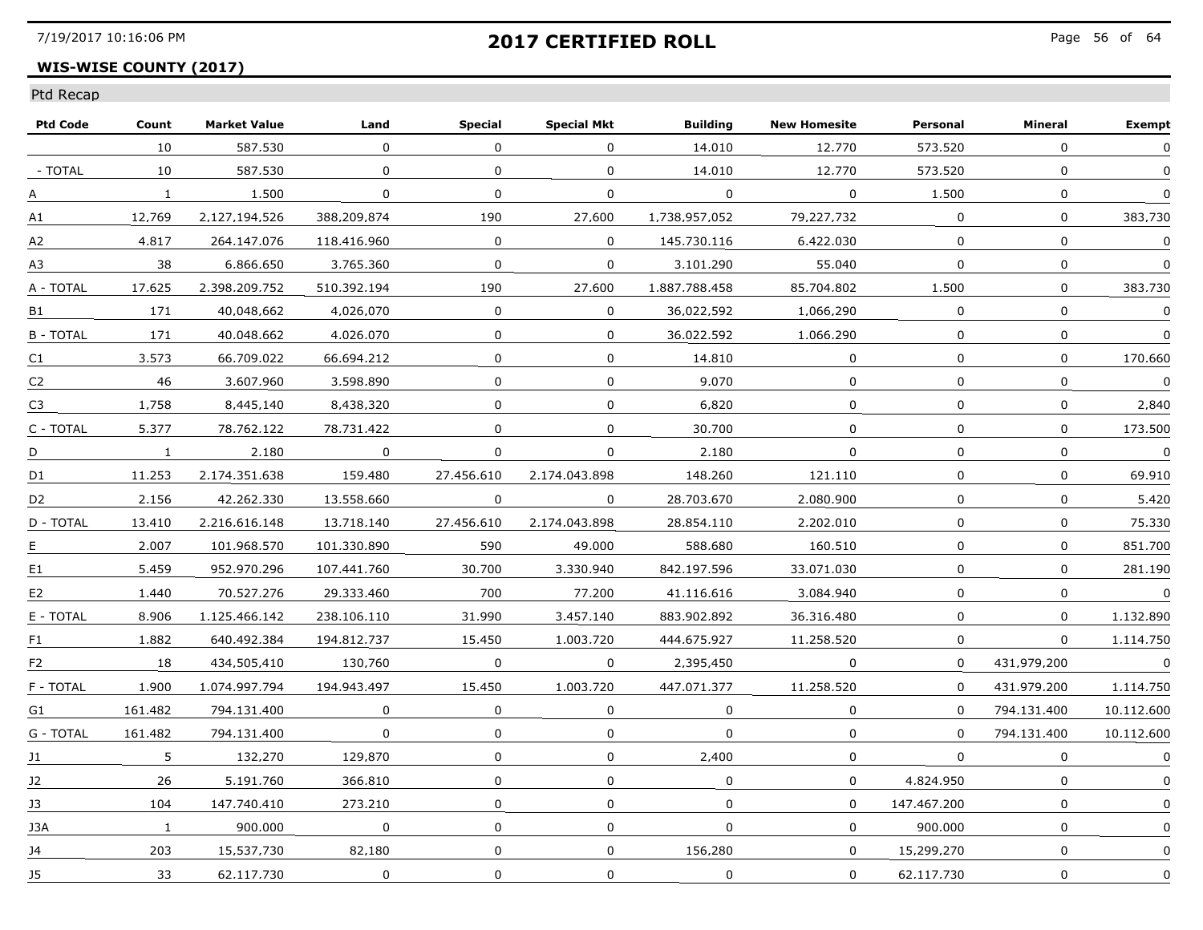**WIS-WISE COUNTY (2017)**

# 2017 CERTIFIED ROLL

Ptd Recap

| Ptd Code | Count | Market Value | Land | Special | Special Mkt | Building | New Homesite | Personal | Mineral | Exempt |
|---|---|---|---|---|---|---|---|---|---|---|
| | 10 | 587.530 | 0 | 0 | 0 | 14.010 | 12.770 | 573.520 | 0 | 0 |
| - TOTAL | 10 | 587.530 | 0 | 0 | 0 | 14.010 | 12.770 | 573.520 | 0 | 0 |
| A | 1 | 1.500 | 0 | 0 | 0 | 0 | 0 | 1.500 | 0 | 0 |
| A1 | 12,769 | 2,127,194,526 | 388,209,874 | 190 | 27,600 | 1,738,957,052 | 79,227,732 | 0 | 0 | 383,730 |
| A2 | 4.817 | 264.147.076 | 118.416.960 | 0 | 0 | 145.730.116 | 6.422.030 | 0 | 0 | 0 |
| A3 | 38 | 6.866.650 | 3.765.360 | 0 | 0 | 3.101.290 | 55.040 | 0 | 0 | 0 |
| A - TOTAL | 17.625 | 2.398.209.752 | 510.392.194 | 190 | 27.600 | 1.887.788.458 | 85.704.802 | 1.500 | 0 | 383.730 |
| B1 | 171 | 40,048,662 | 4,026,070 | 0 | 0 | 36,022,592 | 1,066,290 | 0 | 0 | 0 |
| B - TOTAL | 171 | 40.048.662 | 4.026.070 | 0 | 0 | 36.022.592 | 1.066.290 | 0 | 0 | 0 |
| C1 | 3.573 | 66.709.022 | 66.694.212 | 0 | 0 | 14.810 | 0 | 0 | 0 | 170.660 |
| C2 | 46 | 3.607.960 | 3.598.890 | 0 | 0 | 9.070 | 0 | 0 | 0 | 0 |
| C3 | 1,758 | 8,445,140 | 8,438,320 | 0 | 0 | 6,820 | 0 | 0 | 0 | 2,840 |
| C - TOTAL | 5.377 | 78.762.122 | 78.731.422 | 0 | 0 | 30.700 | 0 | 0 | 0 | 173.500 |
| D | 1 | 2.180 | 0 | 0 | 0 | 2.180 | 0 | 0 | 0 | 0 |
| D1 | 11.253 | 2.174.351.638 | 159.480 | 27.456.610 | 2.174.043.898 | 148.260 | 121.110 | 0 | 0 | 69.910 |
| D2 | 2.156 | 42.262.330 | 13.558.660 | 0 | 0 | 28.703.670 | 2.080.900 | 0 | 0 | 5.420 |
| D - TOTAL | 13.410 | 2.216.616.148 | 13.718.140 | 27.456.610 | 2.174.043.898 | 28.854.110 | 2.202.010 | 0 | 0 | 75.330 |
| E | 2.007 | 101.968.570 | 101.330.890 | 590 | 49.000 | 588.680 | 160.510 | 0 | 0 | 851.700 |
| E1 | 5.459 | 952.970.296 | 107.441.760 | 30.700 | 3.330.940 | 842.197.596 | 33.071.030 | 0 | 0 | 281.190 |
| E2 | 1.440 | 70.527.276 | 29.333.460 | 700 | 77.200 | 41.116.616 | 3.084.940 | 0 | 0 | 0 |
| E - TOTAL | 8.906 | 1.125.466.142 | 238.106.110 | 31.990 | 3.457.140 | 883.902.892 | 36.316.480 | 0 | 0 | 1.132.890 |
| F1 | 1.882 | 640.492.384 | 194.812.737 | 15.450 | 1.003.720 | 444.675.927 | 11.258.520 | 0 | 0 | 1.114.750 |
| F2 | 18 | 434,505,410 | 130,760 | 0 | 0 | 2,395,450 | 0 | 0 | 431,979,200 | 0 |
| F - TOTAL | 1.900 | 1.074.997.794 | 194.943.497 | 15.450 | 1.003.720 | 447.071.377 | 11.258.520 | 0 | 431.979.200 | 1.114.750 |
| G1 | 161.482 | 794.131.400 | 0 | 0 | 0 | 0 | 0 | 0 | 794.131.400 | 10.112.600 |
| G - TOTAL | 161.482 | 794.131.400 | 0 | 0 | 0 | 0 | 0 | 0 | 794.131.400 | 10.112.600 |
| J1 | 5 | 132,270 | 129,870 | 0 | 0 | 2,400 | 0 | 0 | 0 | 0 |
| J2 | 26 | 5.191.760 | 366.810 | 0 | 0 | 0 | 0 | 4.824.950 | 0 | 0 |
| J3 | 104 | 147.740.410 | 273.210 | 0 | 0 | 0 | 0 | 147.467.200 | 0 | 0 |
| J3A | 1 | 900.000 | 0 | 0 | 0 | 0 | 0 | 900.000 | 0 | 0 |
| J4 | 203 | 15,537,730 | 82,180 | 0 | 0 | 156,280 | 0 | 15,299,270 | 0 | 0 |
| J5 | 33 | 62.117.730 | 0 | 0 | 0 | 0 | 0 | 62.117.730 | 0 | 0 |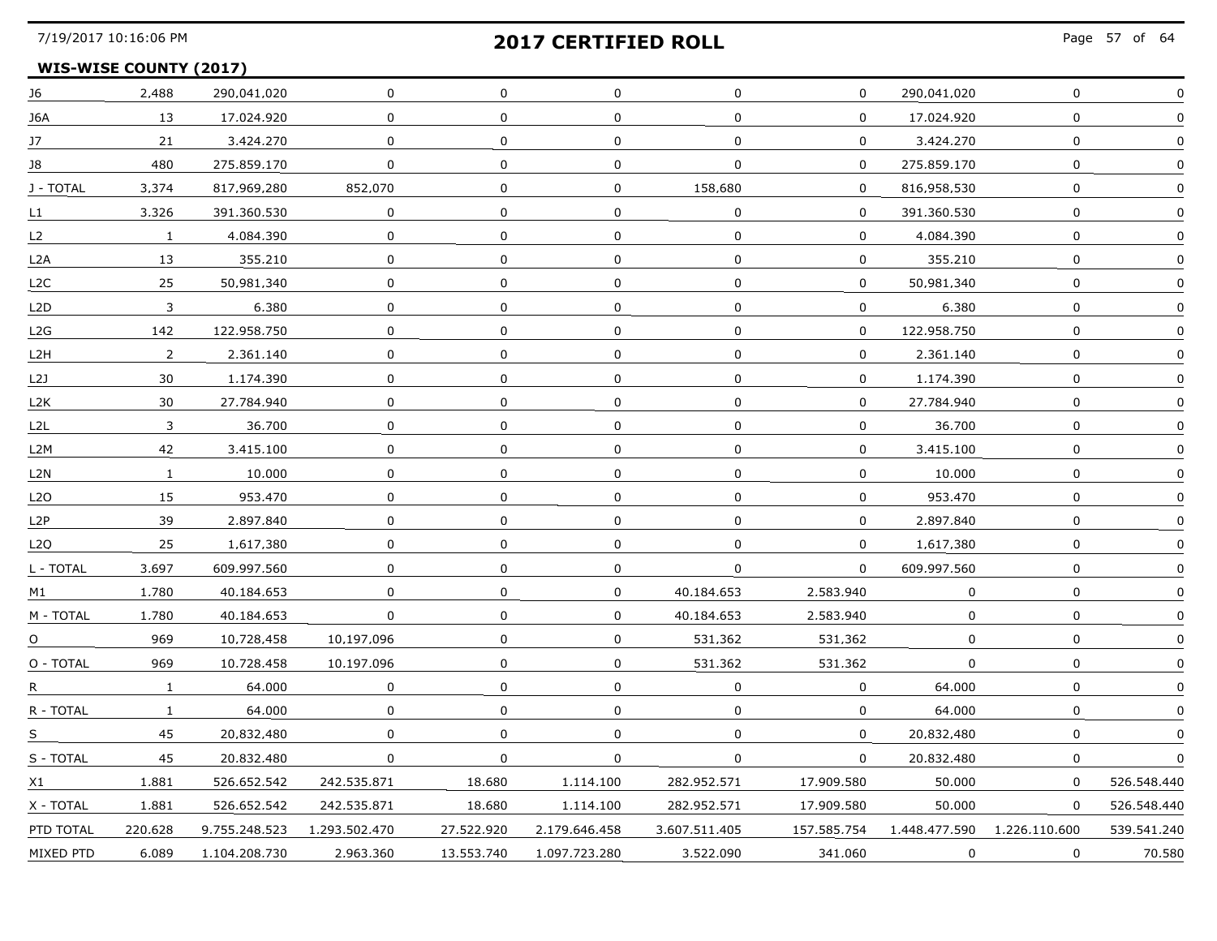**2017 CERTIFIED ROLL**

**WIS-WISE COUNTY (2017)**

| | | | | | | | | | | |
|---|---|---|---|---|---|---|---|---|---|---|
| J6 | 2,488 | 290,041,020 | 0 | 0 | 0 | 0 | 0 | 290,041,020 | 0 | 0 |
| J6A | 13 | 17.024.920 | 0 | 0 | 0 | 0 | 0 | 17.024.920 | 0 | 0 |
| J7 | 21 | 3.424.270 | 0 | 0 | 0 | 0 | 0 | 3.424.270 | 0 | 0 |
| J8 | 480 | 275.859.170 | 0 | 0 | 0 | 0 | 0 | 275.859.170 | 0 | 0 |
| J - TOTAL | 3,374 | 817,969,280 | 852,070 | 0 | 0 | 158,680 | 0 | 816,958,530 | 0 | 0 |
| L1 | 3.326 | 391.360.530 | 0 | 0 | 0 | 0 | 0 | 391.360.530 | 0 | 0 |
| L2 | 1 | 4.084.390 | 0 | 0 | 0 | 0 | 0 | 4.084.390 | 0 | 0 |
| L2A | 13 | 355.210 | 0 | 0 | 0 | 0 | 0 | 355.210 | 0 | 0 |
| L2C | 25 | 50,981,340 | 0 | 0 | 0 | 0 | 0 | 50,981,340 | 0 | 0 |
| L2D | 3 | 6.380 | 0 | 0 | 0 | 0 | 0 | 6.380 | 0 | 0 |
| L2G | 142 | 122.958.750 | 0 | 0 | 0 | 0 | 0 | 122.958.750 | 0 | 0 |
| L2H | 2 | 2.361.140 | 0 | 0 | 0 | 0 | 0 | 2.361.140 | 0 | 0 |
| L2J | 30 | 1.174.390 | 0 | 0 | 0 | 0 | 0 | 1.174.390 | 0 | 0 |
| L2K | 30 | 27.784.940 | 0 | 0 | 0 | 0 | 0 | 27.784.940 | 0 | 0 |
| L2L | 3 | 36.700 | 0 | 0 | 0 | 0 | 0 | 36.700 | 0 | 0 |
| L2M | 42 | 3.415.100 | 0 | 0 | 0 | 0 | 0 | 3.415.100 | 0 | 0 |
| L2N | 1 | 10.000 | 0 | 0 | 0 | 0 | 0 | 10.000 | 0 | 0 |
| L2O | 15 | 953.470 | 0 | 0 | 0 | 0 | 0 | 953.470 | 0 | 0 |
| L2P | 39 | 2.897.840 | 0 | 0 | 0 | 0 | 0 | 2.897.840 | 0 | 0 |
| L2Q | 25 | 1,617,380 | 0 | 0 | 0 | 0 | 0 | 1,617,380 | 0 | 0 |
| L - TOTAL | 3.697 | 609.997.560 | 0 | 0 | 0 | 0 | 0 | 609.997.560 | 0 | 0 |
| M1 | 1.780 | 40.184.653 | 0 | 0 | 0 | 40.184.653 | 2.583.940 | 0 | 0 | 0 |
| M - TOTAL | 1.780 | 40.184.653 | 0 | 0 | 0 | 40.184.653 | 2.583.940 | 0 | 0 | 0 |
| O | 969 | 10,728,458 | 10,197,096 | 0 | 0 | 531,362 | 531,362 | 0 | 0 | 0 |
| O - TOTAL | 969 | 10.728.458 | 10.197.096 | 0 | 0 | 531.362 | 531.362 | 0 | 0 | 0 |
| R | 1 | 64.000 | 0 | 0 | 0 | 0 | 0 | 64.000 | 0 | 0 |
| R - TOTAL | 1 | 64.000 | 0 | 0 | 0 | 0 | 0 | 64.000 | 0 | 0 |
| S | 45 | 20,832,480 | 0 | 0 | 0 | 0 | 0 | 20,832,480 | 0 | 0 |
| S - TOTAL | 45 | 20.832.480 | 0 | 0 | 0 | 0 | 0 | 20.832.480 | 0 | 0 |
| X1 | 1.881 | 526.652.542 | 242.535.871 | 18.680 | 1.114.100 | 282.952.571 | 17.909.580 | 50.000 | 0 | 526.548.440 |
| X - TOTAL | 1.881 | 526.652.542 | 242.535.871 | 18.680 | 1.114.100 | 282.952.571 | 17.909.580 | 50.000 | 0 | 526.548.440 |
| PTD TOTAL | 220.628 | 9.755.248.523 | 1.293.502.470 | 27.522.920 | 2.179.646.458 | 3.607.511.405 | 157.585.754 | 1.448.477.590 | 1.226.110.600 | 539.541.240 |
| MIXED PTD | 6.089 | 1.104.208.730 | 2.963.360 | 13.553.740 | 1.097.723.280 | 3.522.090 | 341.060 | 0 | 0 | 70.580 |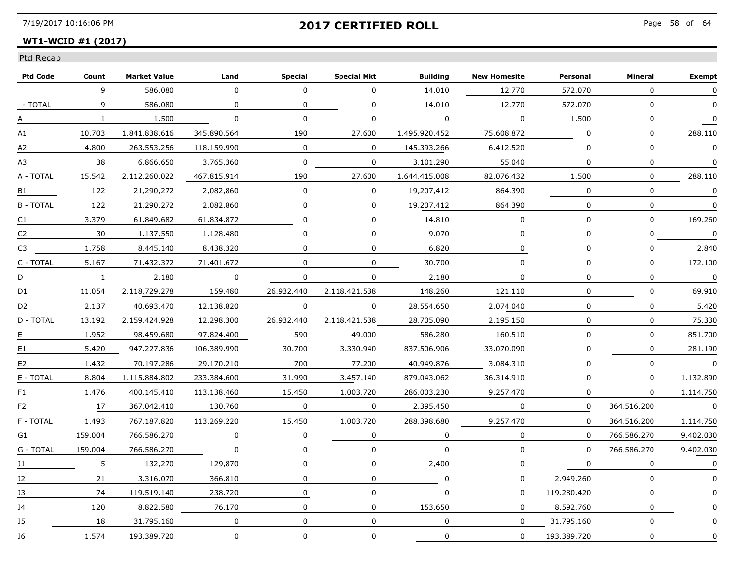# 2017 CERTIFIED ROLL

**WT1-WCID #1 (2017)**

Ptd Recap

| Ptd Code | Count | Market Value | Land | Special | Special Mkt | Building | New Homesite | Personal | Mineral | Exempt |
|---|---|---|---|---|---|---|---|---|---|---|
| | 9 | 586.080 | 0 | 0 | 0 | 14.010 | 12.770 | 572.070 | 0 | 0 |
| - TOTAL | 9 | 586.080 | 0 | 0 | 0 | 14.010 | 12.770 | 572.070 | 0 | 0 |
| A | 1 | 1.500 | 0 | 0 | 0 | 0 | 0 | 1.500 | 0 | 0 |
| A1 | 10,703 | 1,841,838,616 | 345,890,564 | 190 | 27,600 | 1,495,920,452 | 75,608,872 | 0 | 0 | 288,110 |
| A2 | 4.800 | 263.553.256 | 118.159.990 | 0 | 0 | 145.393.266 | 6.412.520 | 0 | 0 | 0 |
| A3 | 38 | 6.866.650 | 3.765.360 | 0 | 0 | 3.101.290 | 55.040 | 0 | 0 | 0 |
| A - TOTAL | 15.542 | 2.112.260.022 | 467.815.914 | 190 | 27.600 | 1.644.415.008 | 82.076.432 | 1.500 | 0 | 288.110 |
| B1 | 122 | 21,290,272 | 2,082,860 | 0 | 0 | 19,207,412 | 864,390 | 0 | 0 | 0 |
| B - TOTAL | 122 | 21.290.272 | 2.082.860 | 0 | 0 | 19.207.412 | 864.390 | 0 | 0 | 0 |
| C1 | 3.379 | 61.849.682 | 61.834.872 | 0 | 0 | 14.810 | 0 | 0 | 0 | 169.260 |
| C2 | 30 | 1.137.550 | 1.128.480 | 0 | 0 | 9.070 | 0 | 0 | 0 | 0 |
| C3 | 1,758 | 8,445,140 | 8,438,320 | 0 | 0 | 6,820 | 0 | 0 | 0 | 2,840 |
| C - TOTAL | 5.167 | 71.432.372 | 71.401.672 | 0 | 0 | 30.700 | 0 | 0 | 0 | 172.100 |
| D | 1 | 2.180 | 0 | 0 | 0 | 2.180 | 0 | 0 | 0 | 0 |
| D1 | 11.054 | 2.118.729.278 | 159.480 | 26.932.440 | 2.118.421.538 | 148.260 | 121.110 | 0 | 0 | 69.910 |
| D2 | 2.137 | 40.693.470 | 12.138.820 | 0 | 0 | 28.554.650 | 2.074.040 | 0 | 0 | 5.420 |
| D - TOTAL | 13.192 | 2.159.424.928 | 12.298.300 | 26.932.440 | 2.118.421.538 | 28.705.090 | 2.195.150 | 0 | 0 | 75.330 |
| E | 1.952 | 98.459.680 | 97.824.400 | 590 | 49.000 | 586.280 | 160.510 | 0 | 0 | 851.700 |
| E1 | 5.420 | 947.227.836 | 106.389.990 | 30.700 | 3.330.940 | 837.506.906 | 33.070.090 | 0 | 0 | 281.190 |
| E2 | 1.432 | 70.197.286 | 29.170.210 | 700 | 77.200 | 40.949.876 | 3.084.310 | 0 | 0 | 0 |
| E - TOTAL | 8.804 | 1.115.884.802 | 233.384.600 | 31.990 | 3.457.140 | 879.043.062 | 36.314.910 | 0 | 0 | 1.132.890 |
| F1 | 1.476 | 400.145.410 | 113.138.460 | 15.450 | 1.003.720 | 286.003.230 | 9.257.470 | 0 | 0 | 1.114.750 |
| F2 | 17 | 367,042,410 | 130,760 | 0 | 0 | 2,395,450 | 0 | 0 | 364,516,200 | 0 |
| F - TOTAL | 1.493 | 767.187.820 | 113.269.220 | 15.450 | 1.003.720 | 288.398.680 | 9.257.470 | 0 | 364.516.200 | 1.114.750 |
| G1 | 159.004 | 766.586.270 | 0 | 0 | 0 | 0 | 0 | 0 | 766.586.270 | 9.402.030 |
| G - TOTAL | 159.004 | 766.586.270 | 0 | 0 | 0 | 0 | 0 | 0 | 766.586.270 | 9.402.030 |
| J1 | 5 | 132,270 | 129,870 | 0 | 0 | 2,400 | 0 | 0 | 0 | 0 |
| J2 | 21 | 3.316.070 | 366.810 | 0 | 0 | 0 | 0 | 2.949.260 | 0 | 0 |
| J3 | 74 | 119.519.140 | 238.720 | 0 | 0 | 0 | 0 | 119.280.420 | 0 | 0 |
| J4 | 120 | 8.822.580 | 76.170 | 0 | 0 | 153.650 | 0 | 8.592.760 | 0 | 0 |
| J5 | 18 | 31,795,160 | 0 | 0 | 0 | 0 | 0 | 31,795,160 | 0 | 0 |
| J6 | 1.574 | 193.389.720 | 0 | 0 | 0 | 0 | 0 | 193.389.720 | 0 | 0 |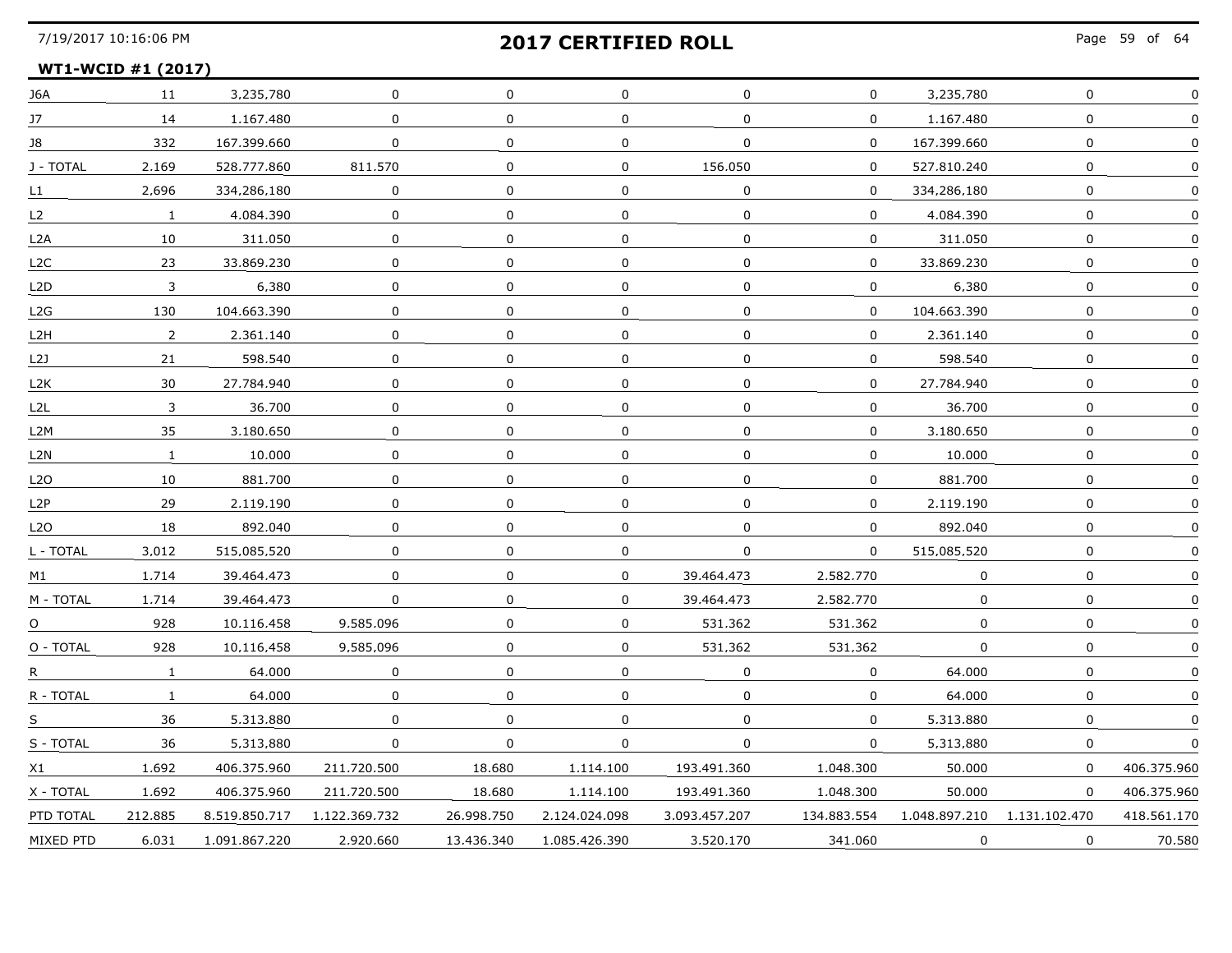## 2017 CERTIFIED ROLL

**WT1-WCID #1 (2017)**

| | | | | | | | | | | |
|---|---|---|---|---|---|---|---|---|---|---|
| J6A | 11 | 3,235,780 | 0 | 0 | 0 | 0 | 0 | 3,235,780 | 0 | 0 |
| J7 | 14 | 1.167.480 | 0 | 0 | 0 | 0 | 0 | 1.167.480 | 0 | 0 |
| J8 | 332 | 167.399.660 | 0 | 0 | 0 | 0 | 0 | 167.399.660 | 0 | 0 |
| J - TOTAL | 2.169 | 528.777.860 | 811.570 | 0 | 0 | 156.050 | 0 | 527.810.240 | 0 | 0 |
| L1 | 2,696 | 334,286,180 | 0 | 0 | 0 | 0 | 0 | 334,286,180 | 0 | 0 |
| L2 | 1 | 4.084.390 | 0 | 0 | 0 | 0 | 0 | 4.084.390 | 0 | 0 |
| L2A | 10 | 311.050 | 0 | 0 | 0 | 0 | 0 | 311.050 | 0 | 0 |
| L2C | 23 | 33.869.230 | 0 | 0 | 0 | 0 | 0 | 33.869.230 | 0 | 0 |
| L2D | 3 | 6,380 | 0 | 0 | 0 | 0 | 0 | 6,380 | 0 | 0 |
| L2G | 130 | 104.663.390 | 0 | 0 | 0 | 0 | 0 | 104.663.390 | 0 | 0 |
| L2H | 2 | 2.361.140 | 0 | 0 | 0 | 0 | 0 | 2.361.140 | 0 | 0 |
| L2J | 21 | 598.540 | 0 | 0 | 0 | 0 | 0 | 598.540 | 0 | 0 |
| L2K | 30 | 27.784.940 | 0 | 0 | 0 | 0 | 0 | 27.784.940 | 0 | 0 |
| L2L | 3 | 36.700 | 0 | 0 | 0 | 0 | 0 | 36.700 | 0 | 0 |
| L2M | 35 | 3.180.650 | 0 | 0 | 0 | 0 | 0 | 3.180.650 | 0 | 0 |
| L2N | 1 | 10.000 | 0 | 0 | 0 | 0 | 0 | 10.000 | 0 | 0 |
| L2O | 10 | 881.700 | 0 | 0 | 0 | 0 | 0 | 881.700 | 0 | 0 |
| L2P | 29 | 2.119.190 | 0 | 0 | 0 | 0 | 0 | 2.119.190 | 0 | 0 |
| L2O | 18 | 892.040 | 0 | 0 | 0 | 0 | 0 | 892.040 | 0 | 0 |
| L - TOTAL | 3,012 | 515,085,520 | 0 | 0 | 0 | 0 | 0 | 515,085,520 | 0 | 0 |
| M1 | 1.714 | 39.464.473 | 0 | 0 | 0 | 39.464.473 | 2.582.770 | 0 | 0 | 0 |
| M - TOTAL | 1.714 | 39.464.473 | 0 | 0 | 0 | 39.464.473 | 2.582.770 | 0 | 0 | 0 |
| O | 928 | 10.116.458 | 9.585.096 | 0 | 0 | 531.362 | 531.362 | 0 | 0 | 0 |
| O - TOTAL | 928 | 10,116,458 | 9,585,096 | 0 | 0 | 531,362 | 531,362 | 0 | 0 | 0 |
| R | 1 | 64.000 | 0 | 0 | 0 | 0 | 0 | 64.000 | 0 | 0 |
| R - TOTAL | 1 | 64.000 | 0 | 0 | 0 | 0 | 0 | 64.000 | 0 | 0 |
| S | 36 | 5.313.880 | 0 | 0 | 0 | 0 | 0 | 5.313.880 | 0 | 0 |
| S - TOTAL | 36 | 5,313,880 | 0 | 0 | 0 | 0 | 0 | 5,313,880 | 0 | 0 |
| X1 | 1.692 | 406.375.960 | 211.720.500 | 18.680 | 1.114.100 | 193.491.360 | 1.048.300 | 50.000 | 0 | 406.375.960 |
| X - TOTAL | 1.692 | 406.375.960 | 211.720.500 | 18.680 | 1.114.100 | 193.491.360 | 1.048.300 | 50.000 | 0 | 406.375.960 |
| PTD TOTAL | 212.885 | 8.519.850.717 | 1.122.369.732 | 26.998.750 | 2.124.024.098 | 3.093.457.207 | 134.883.554 | 1.048.897.210 | 1.131.102.470 | 418.561.170 |
| MIXED PTD | 6.031 | 1.091.867.220 | 2.920.660 | 13.436.340 | 1.085.426.390 | 3.520.170 | 341.060 | 0 | 0 | 70.580 |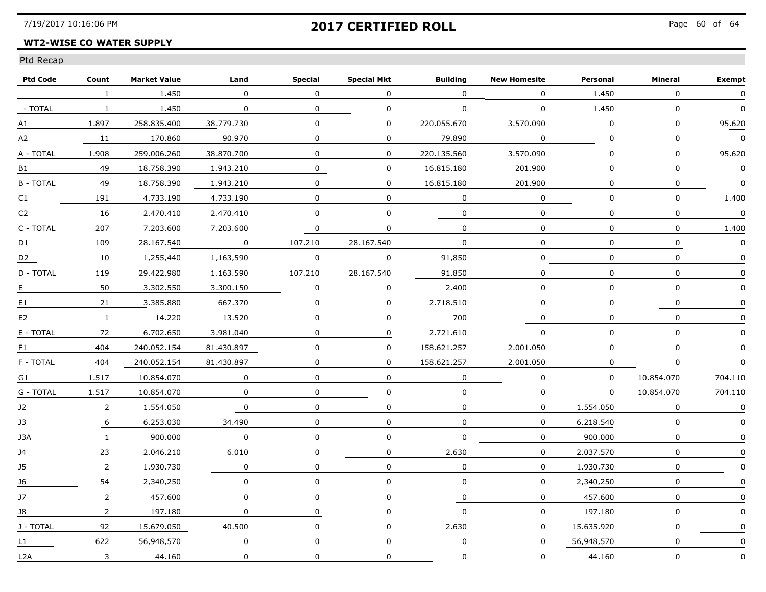## 2017 CERTIFIED ROLL

**WT2-WISE CO WATER SUPPLY**

Ptd Recap

| Ptd Code | Count | Market Value | Land | Special | Special Mkt | Building | New Homesite | Personal | Mineral | Exempt |
|---|---|---|---|---|---|---|---|---|---|---|
| | 1 | 1.450 | 0 | 0 | 0 | 0 | 0 | 1.450 | 0 | 0 |
| - TOTAL | 1 | 1.450 | 0 | 0 | 0 | 0 | 0 | 1.450 | 0 | 0 |
| A1 | 1.897 | 258.835.400 | 38.779.730 | 0 | 0 | 220.055.670 | 3.570.090 | 0 | 0 | 95.620 |
| A2 | 11 | 170,860 | 90,970 | 0 | 0 | 79,890 | 0 | 0 | 0 | 0 |
| A - TOTAL | 1.908 | 259.006.260 | 38.870.700 | 0 | 0 | 220.135.560 | 3.570.090 | 0 | 0 | 95.620 |
| B1 | 49 | 18.758.390 | 1.943.210 | 0 | 0 | 16.815.180 | 201.900 | 0 | 0 | 0 |
| B - TOTAL | 49 | 18.758.390 | 1.943.210 | 0 | 0 | 16.815.180 | 201.900 | 0 | 0 | 0 |
| C1 | 191 | 4,733,190 | 4,733,190 | 0 | 0 | 0 | 0 | 0 | 0 | 1,400 |
| C2 | 16 | 2.470.410 | 2.470.410 | 0 | 0 | 0 | 0 | 0 | 0 | 0 |
| C - TOTAL | 207 | 7.203.600 | 7.203.600 | 0 | 0 | 0 | 0 | 0 | 0 | 1.400 |
| D1 | 109 | 28.167.540 | 0 | 107.210 | 28.167.540 | 0 | 0 | 0 | 0 | 0 |
| D2 | 10 | 1,255,440 | 1,163,590 | 0 | 0 | 91,850 | 0 | 0 | 0 | 0 |
| D - TOTAL | 119 | 29.422.980 | 1.163.590 | 107.210 | 28.167.540 | 91.850 | 0 | 0 | 0 | 0 |
| E | 50 | 3.302.550 | 3.300.150 | 0 | 0 | 2.400 | 0 | 0 | 0 | 0 |
| E1 | 21 | 3.385.880 | 667.370 | 0 | 0 | 2.718.510 | 0 | 0 | 0 | 0 |
| E2 | 1 | 14.220 | 13.520 | 0 | 0 | 700 | 0 | 0 | 0 | 0 |
| E - TOTAL | 72 | 6.702.650 | 3.981.040 | 0 | 0 | 2.721.610 | 0 | 0 | 0 | 0 |
| F1 | 404 | 240.052.154 | 81.430.897 | 0 | 0 | 158.621.257 | 2.001.050 | 0 | 0 | 0 |
| F - TOTAL | 404 | 240.052.154 | 81.430.897 | 0 | 0 | 158.621.257 | 2.001.050 | 0 | 0 | 0 |
| G1 | 1.517 | 10.854.070 | 0 | 0 | 0 | 0 | 0 | 0 | 10.854.070 | 704.110 |
| G - TOTAL | 1.517 | 10.854.070 | 0 | 0 | 0 | 0 | 0 | 0 | 10.854.070 | 704.110 |
| J2 | 2 | 1.554.050 | 0 | 0 | 0 | 0 | 0 | 1.554.050 | 0 | 0 |
| J3 | 6 | 6,253,030 | 34,490 | 0 | 0 | 0 | 0 | 6,218,540 | 0 | 0 |
| J3A | 1 | 900.000 | 0 | 0 | 0 | 0 | 0 | 900.000 | 0 | 0 |
| J4 | 23 | 2.046.210 | 6.010 | 0 | 0 | 2.630 | 0 | 2.037.570 | 0 | 0 |
| J5 | 2 | 1.930.730 | 0 | 0 | 0 | 0 | 0 | 1.930.730 | 0 | 0 |
| J6 | 54 | 2,340,250 | 0 | 0 | 0 | 0 | 0 | 2,340,250 | 0 | 0 |
| J7 | 2 | 457.600 | 0 | 0 | 0 | 0 | 0 | 457.600 | 0 | 0 |
| J8 | 2 | 197.180 | 0 | 0 | 0 | 0 | 0 | 197.180 | 0 | 0 |
| J - TOTAL | 92 | 15.679.050 | 40.500 | 0 | 0 | 2.630 | 0 | 15.635.920 | 0 | 0 |
| L1 | 622 | 56,948,570 | 0 | 0 | 0 | 0 | 0 | 56,948,570 | 0 | 0 |
| L2A | 3 | 44.160 | 0 | 0 | 0 | 0 | 0 | 44.160 | 0 | 0 |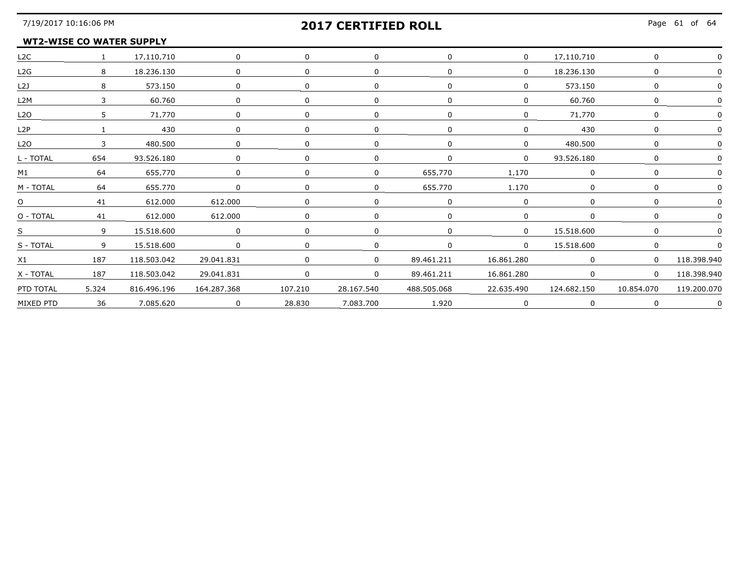**WT2-WISE CO WATER SUPPLY**

| | | | | | | | | | | |
|---|---|---|---|---|---|---|---|---|---|---|
| L2C | 1 | 17,110,710 | 0 | 0 | 0 | 0 | 0 | 17,110,710 | 0 | 0 |
| L2G | 8 | 18.236.130 | 0 | 0 | 0 | 0 | 0 | 18.236.130 | 0 | 0 |
| L2J | 8 | 573.150 | 0 | 0 | 0 | 0 | 0 | 573.150 | 0 | 0 |
| L2M | 3 | 60.760 | 0 | 0 | 0 | 0 | 0 | 60.760 | 0 | 0 |
| L2O | 5 | 71,770 | 0 | 0 | 0 | 0 | 0 | 71,770 | 0 | 0 |
| L2P | 1 | 430 | 0 | 0 | 0 | 0 | 0 | 430 | 0 | 0 |
| L2O | 3 | 480.500 | 0 | 0 | 0 | 0 | 0 | 480.500 | 0 | 0 |
| L - TOTAL | 654 | 93.526.180 | 0 | 0 | 0 | 0 | 0 | 93.526.180 | 0 | 0 |
| M1 | 64 | 655,770 | 0 | 0 | 0 | 655,770 | 1,170 | 0 | 0 | 0 |
| M - TOTAL | 64 | 655.770 | 0 | 0 | 0 | 655.770 | 1.170 | 0 | 0 | 0 |
| O | 41 | 612.000 | 612.000 | 0 | 0 | 0 | 0 | 0 | 0 | 0 |
| O - TOTAL | 41 | 612.000 | 612.000 | 0 | 0 | 0 | 0 | 0 | 0 | 0 |
| S | 9 | 15.518.600 | 0 | 0 | 0 | 0 | 0 | 15.518.600 | 0 | 0 |
| S - TOTAL | 9 | 15.518.600 | 0 | 0 | 0 | 0 | 0 | 15.518.600 | 0 | 0 |
| X1 | 187 | 118.503.042 | 29.041.831 | 0 | 0 | 89.461.211 | 16.861.280 | 0 | 0 | 118.398.940 |
| X - TOTAL | 187 | 118.503.042 | 29.041.831 | 0 | 0 | 89.461.211 | 16.861.280 | 0 | 0 | 118.398.940 |
| PTD TOTAL | 5.324 | 816.496.196 | 164.287.368 | 107.210 | 28.167.540 | 488.505.068 | 22.635.490 | 124.682.150 | 10.854.070 | 119.200.070 |
| MIXED PTD | 36 | 7.085.620 | 0 | 28.830 | 7.083.700 | 1.920 | 0 | 0 | 0 | 0 |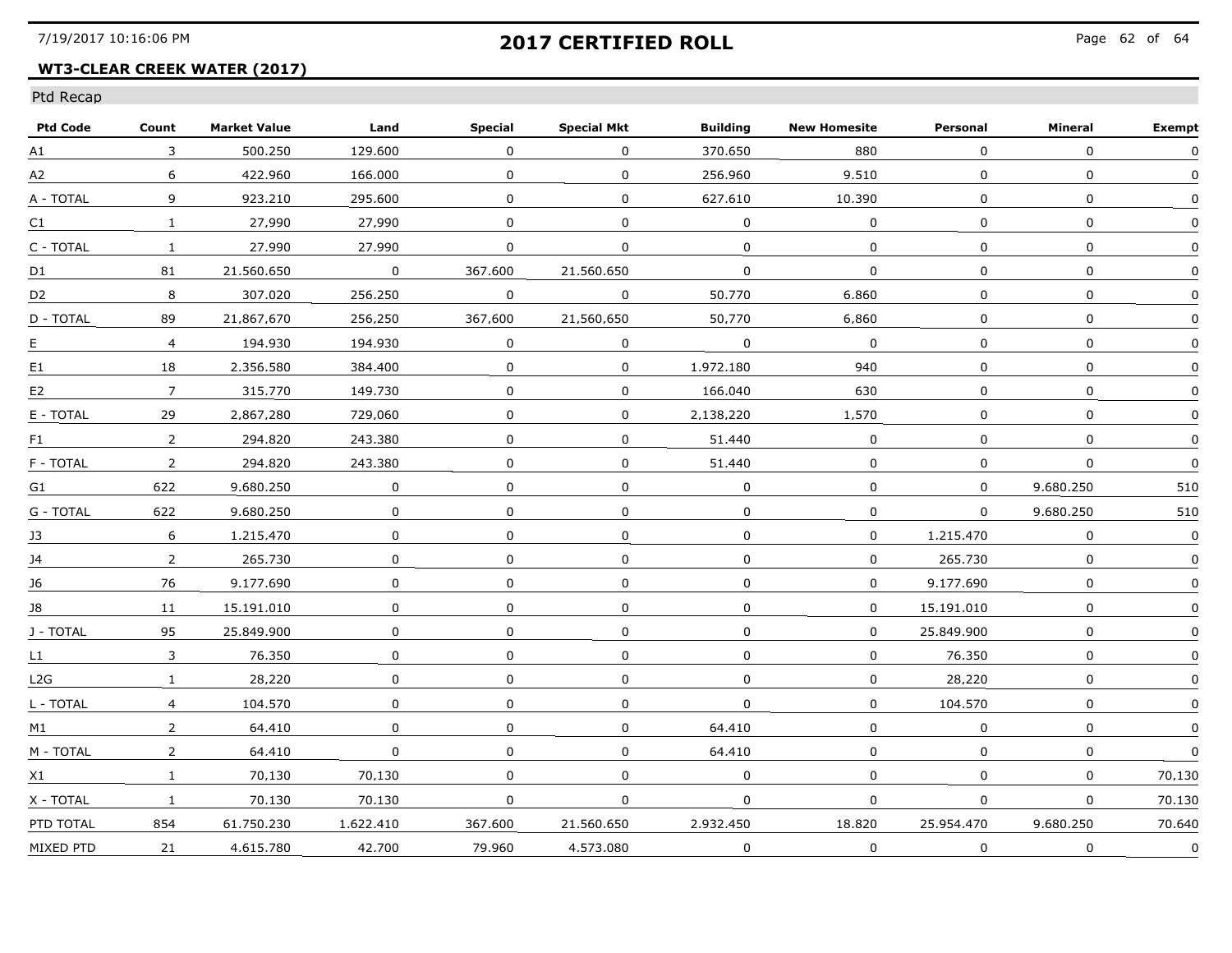# 2017 CERTIFIED ROLL

## WT3-CLEAR CREEK WATER (2017)

Ptd Recap

| Ptd Code | Count | Market Value | Land | Special | Special Mkt | Building | New Homesite | Personal | Mineral | Exempt |
|---|---|---|---|---|---|---|---|---|---|---|
| A1 | 3 | 500.250 | 129.600 | 0 | 0 | 370.650 | 880 | 0 | 0 | 0 |
| A2 | 6 | 422.960 | 166.000 | 0 | 0 | 256.960 | 9.510 | 0 | 0 | 0 |
| A - TOTAL | 9 | 923.210 | 295.600 | 0 | 0 | 627.610 | 10.390 | 0 | 0 | 0 |
| C1 | 1 | 27,990 | 27,990 | 0 | 0 | 0 | 0 | 0 | 0 | 0 |
| C - TOTAL | 1 | 27.990 | 27.990 | 0 | 0 | 0 | 0 | 0 | 0 | 0 |
| D1 | 81 | 21.560.650 | 0 | 367.600 | 21.560.650 | 0 | 0 | 0 | 0 | 0 |
| D2 | 8 | 307.020 | 256.250 | 0 | 0 | 50.770 | 6.860 | 0 | 0 | 0 |
| D - TOTAL | 89 | 21,867,670 | 256,250 | 367,600 | 21,560,650 | 50,770 | 6,860 | 0 | 0 | 0 |
| E | 4 | 194.930 | 194.930 | 0 | 0 | 0 | 0 | 0 | 0 | 0 |
| E1 | 18 | 2.356.580 | 384.400 | 0 | 0 | 1.972.180 | 940 | 0 | 0 | 0 |
| E2 | 7 | 315.770 | 149.730 | 0 | 0 | 166.040 | 630 | 0 | 0 | 0 |
| E - TOTAL | 29 | 2,867,280 | 729,060 | 0 | 0 | 2,138,220 | 1,570 | 0 | 0 | 0 |
| F1 | 2 | 294.820 | 243.380 | 0 | 0 | 51.440 | 0 | 0 | 0 | 0 |
| F - TOTAL | 2 | 294.820 | 243.380 | 0 | 0 | 51.440 | 0 | 0 | 0 | 0 |
| G1 | 622 | 9.680.250 | 0 | 0 | 0 | 0 | 0 | 0 | 9.680.250 | 510 |
| G - TOTAL | 622 | 9.680.250 | 0 | 0 | 0 | 0 | 0 | 0 | 9.680.250 | 510 |
| J3 | 6 | 1.215.470 | 0 | 0 | 0 | 0 | 0 | 1.215.470 | 0 | 0 |
| J4 | 2 | 265.730 | 0 | 0 | 0 | 0 | 0 | 265.730 | 0 | 0 |
| J6 | 76 | 9.177.690 | 0 | 0 | 0 | 0 | 0 | 9.177.690 | 0 | 0 |
| J8 | 11 | 15.191.010 | 0 | 0 | 0 | 0 | 0 | 15.191.010 | 0 | 0 |
| J - TOTAL | 95 | 25.849.900 | 0 | 0 | 0 | 0 | 0 | 25.849.900 | 0 | 0 |
| L1 | 3 | 76.350 | 0 | 0 | 0 | 0 | 0 | 76.350 | 0 | 0 |
| L2G | 1 | 28,220 | 0 | 0 | 0 | 0 | 0 | 28,220 | 0 | 0 |
| L - TOTAL | 4 | 104.570 | 0 | 0 | 0 | 0 | 0 | 104.570 | 0 | 0 |
| M1 | 2 | 64.410 | 0 | 0 | 0 | 64.410 | 0 | 0 | 0 | 0 |
| M - TOTAL | 2 | 64.410 | 0 | 0 | 0 | 64.410 | 0 | 0 | 0 | 0 |
| X1 | 1 | 70,130 | 70,130 | 0 | 0 | 0 | 0 | 0 | 0 | 70,130 |
| X - TOTAL | 1 | 70.130 | 70.130 | 0 | 0 | 0 | 0 | 0 | 0 | 70.130 |
| PTD TOTAL | 854 | 61.750.230 | 1.622.410 | 367.600 | 21.560.650 | 2.932.450 | 18.820 | 25.954.470 | 9.680.250 | 70.640 |
| MIXED PTD | 21 | 4.615.780 | 42.700 | 79.960 | 4.573.080 | 0 | 0 | 0 | 0 | 0 |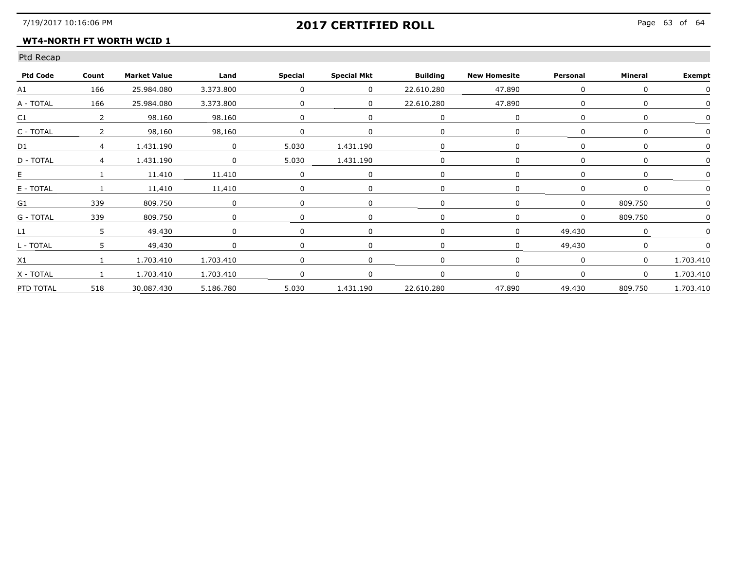# 2017 CERTIFIED ROLL

**WT4-NORTH FT WORTH WCID 1**

## Ptd Recap

| Ptd Code | Count | Market Value | Land | Special | Special Mkt | Building | New Homesite | Personal | Mineral | Exempt |
|---|---|---|---|---|---|---|---|---|---|---|
| A1 | 166 | 25.984.080 | 3.373.800 | 0 | 0 | 22.610.280 | 47.890 | 0 | 0 | 0 |
| A - TOTAL | 166 | 25.984.080 | 3.373.800 | 0 | 0 | 22.610.280 | 47.890 | 0 | 0 | 0 |
| C1 | 2 | 98.160 | 98.160 | 0 | 0 | 0 | 0 | 0 | 0 | 0 |
| C - TOTAL | 2 | 98,160 | 98,160 | 0 | 0 | 0 | 0 | 0 | 0 | 0 |
| D1 | 4 | 1.431.190 | 0 | 5.030 | 1.431.190 | 0 | 0 | 0 | 0 | 0 |
| D - TOTAL | 4 | 1.431.190 | 0 | 5.030 | 1.431.190 | 0 | 0 | 0 | 0 | 0 |
| E | 1 | 11.410 | 11.410 | 0 | 0 | 0 | 0 | 0 | 0 | 0 |
| E - TOTAL | 1 | 11,410 | 11,410 | 0 | 0 | 0 | 0 | 0 | 0 | 0 |
| G1 | 339 | 809.750 | 0 | 0 | 0 | 0 | 0 | 0 | 809.750 | 0 |
| G - TOTAL | 339 | 809.750 | 0 | 0 | 0 | 0 | 0 | 0 | 809.750 | 0 |
| L1 | 5 | 49.430 | 0 | 0 | 0 | 0 | 0 | 49.430 | 0 | 0 |
| L - TOTAL | 5 | 49,430 | 0 | 0 | 0 | 0 | 0 | 49,430 | 0 | 0 |
| X1 | 1 | 1.703.410 | 1.703.410 | 0 | 0 | 0 | 0 | 0 | 0 | 1.703.410 |
| X - TOTAL | 1 | 1.703.410 | 1.703.410 | 0 | 0 | 0 | 0 | 0 | 0 | 1.703.410 |
| PTD TOTAL | 518 | 30.087.430 | 5.186.780 | 5.030 | 1.431.190 | 22.610.280 | 47.890 | 49.430 | 809.750 | 1.703.410 |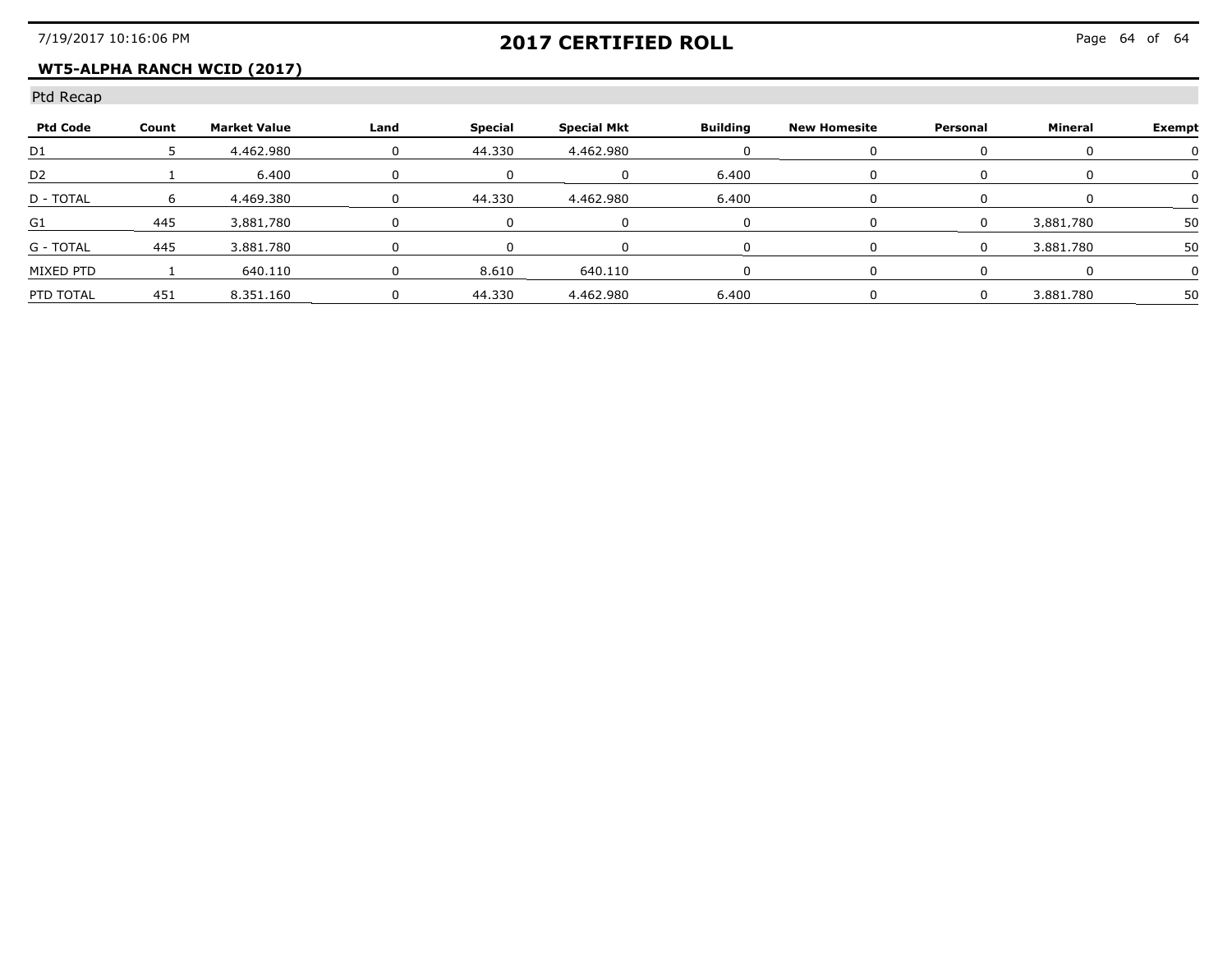## 2017 CERTIFIED ROLL

7/19/2017 10:16:06 PM

**WT5-ALPHA RANCH WCID (2017)**

Ptd Recap

| Ptd Code | Count | Market Value | Land | Special | Special Mkt | Building | New Homesite | Personal | Mineral | Exempt |
|---|---|---|---|---|---|---|---|---|---|---|
| D1 | 5 | 4.462.980 | 0 | 44.330 | 4.462.980 | 0 | 0 | 0 | 0 | 0 |
| D2 | 1 | 6.400 | 0 | 0 | 0 | 6.400 | 0 | 0 | 0 | 0 |
| D - TOTAL | 6 | 4.469.380 | 0 | 44.330 | 4.462.980 | 6.400 | 0 | 0 | 0 | 0 |
| G1 | 445 | 3,881,780 | 0 | 0 | 0 | 0 | 0 | 0 | 3,881,780 | 50 |
| G - TOTAL | 445 | 3.881.780 | 0 | 0 | 0 | 0 | 0 | 0 | 3.881.780 | 50 |
| MIXED PTD | 1 | 640.110 | 0 | 8.610 | 640.110 | 0 | 0 | 0 | 0 | 0 |
| PTD TOTAL | 451 | 8.351.160 | 0 | 44.330 | 4.462.980 | 6.400 | 0 | 0 | 3.881.780 | 50 |